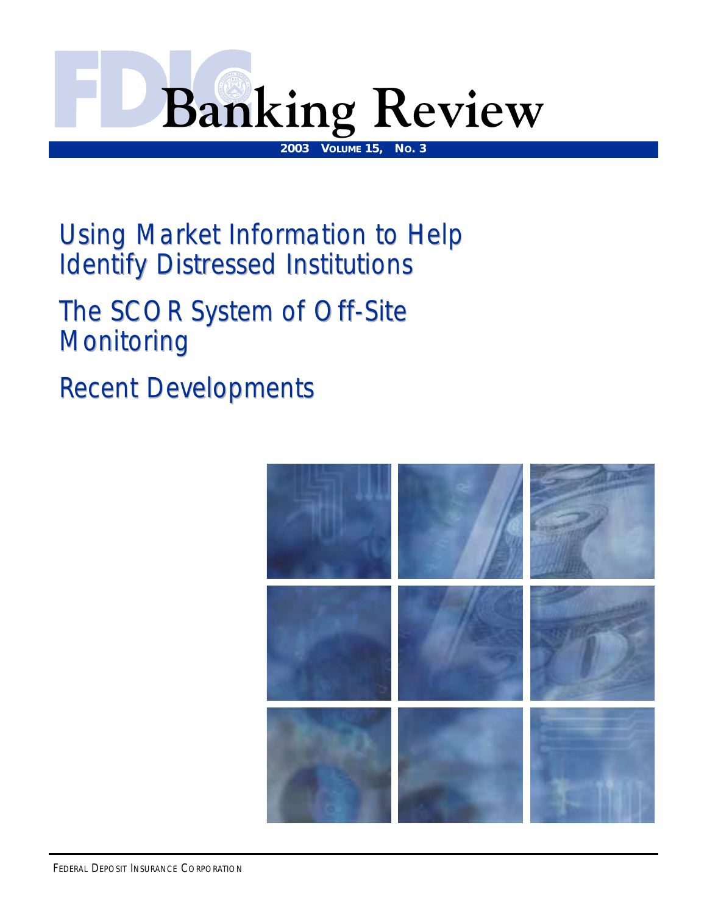# FDIC Banking Review

**2003 Volume 15, No. 3**

## Using Market Information to Help Identify Distressed Institutions

## The SCOR System of Off-Site Monitoring

## Recent Developments

Federal Deposit Insurance Corporation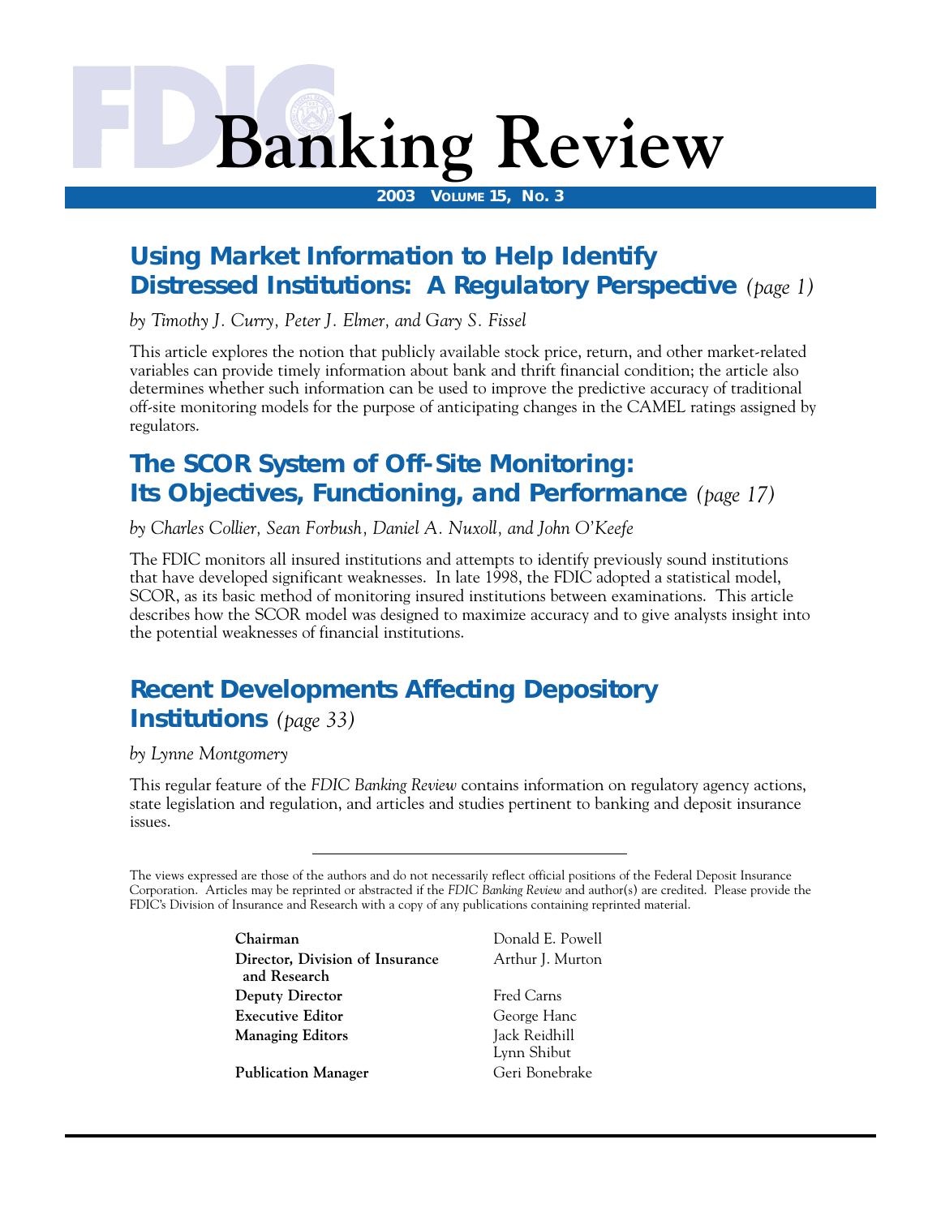# FDIC Banking Review

**2003 Volume 15, No. 3**

## Using Market Information to Help Identify Distressed Institutions: A Regulatory Perspective *(page 1)*

*by Timothy J. Curry, Peter J. Elmer, and Gary S. Fissel*

This article explores the notion that publicly available stock price, return, and other market-related variables can provide timely information about bank and thrift financial condition; the article also determines whether such information can be used to improve the predictive accuracy of traditional off-site monitoring models for the purpose of anticipating changes in the CAMEL ratings assigned by regulators.

## The SCOR System of Off-Site Monitoring: Its Objectives, Functioning, and Performance *(page 17)*

*by Charles Collier, Sean Forbush, Daniel A. Nuxoll, and John O'Keefe*

The FDIC monitors all insured institutions and attempts to identify previously sound institutions that have developed significant weaknesses. In late 1998, the FDIC adopted a statistical model, SCOR, as its basic method of monitoring insured institutions between examinations. This article describes how the SCOR model was designed to maximize accuracy and to give analysts insight into the potential weaknesses of financial institutions.

## Recent Developments Affecting Depository Institutions *(page 33)*

*by Lynne Montgomery*

This regular feature of the *FDIC Banking Review* contains information on regulatory agency actions, state legislation and regulation, and articles and studies pertinent to banking and deposit insurance issues.

---

The views expressed are those of the authors and do not necessarily reflect official positions of the Federal Deposit Insurance Corporation. Articles may be reprinted or abstracted if the *FDIC Banking Review* and author(s) are credited. Please provide the FDIC's Division of Insurance and Research with a copy of any publications containing reprinted material.

| | |
|---|---|
| **Chairman** | Donald E. Powell |
| **Director, Division of Insurance and Research** | Arthur J. Murton |
| **Deputy Director** | Fred Carns |
| **Executive Editor** | George Hanc |
| **Managing Editors** | Jack Reidhill<br>Lynn Shibut |
| **Publication Manager** | Geri Bonebrake |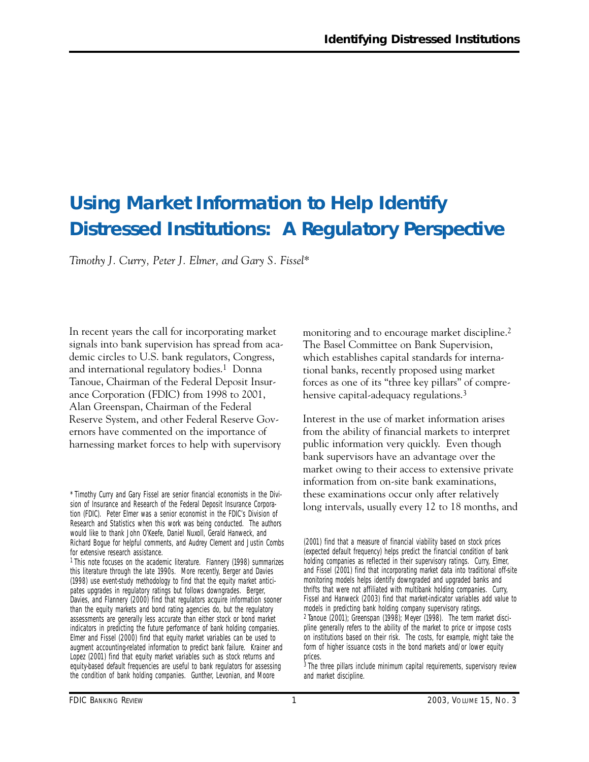# Using Market Information to Help Identify Distressed Institutions: A Regulatory Perspective

*Timothy J. Curry, Peter J. Elmer, and Gary S. Fissel**

In recent years the call for incorporating market signals into bank supervision has spread from academic circles to U.S. bank regulators, Congress, and international regulatory bodies.[1] Donna Tanoue, Chairman of the Federal Deposit Insurance Corporation (FDIC) from 1998 to 2001, Alan Greenspan, Chairman of the Federal Reserve System, and other Federal Reserve Governors have commented on the importance of harnessing market forces to help with supervisory monitoring and to encourage market discipline.[2] The Basel Committee on Bank Supervision, which establishes capital standards for international banks, recently proposed using market forces as one of its "three key pillars" of comprehensive capital-adequacy regulations.[3]

Interest in the use of market information arises from the ability of financial markets to interpret public information very quickly. Even though bank supervisors have an advantage over the market owing to their access to extensive private information from on-site bank examinations, these examinations occur only after relatively long intervals, usually every 12 to 18 months, and

---

\* Timothy Curry and Gary Fissel are senior financial economists in the Division of Insurance and Research of the Federal Deposit Insurance Corporation (FDIC). Peter Elmer was a senior economist in the FDIC's Division of Research and Statistics when this work was being conducted. The authors would like to thank John O'Keefe, Daniel Nuxoll, Gerald Hanweck, and Richard Bogue for helpful comments, and Audrey Clement and Justin Combs for extensive research assistance.

[1] This note focuses on the academic literature. Flannery (1998) summarizes this literature through the late 1990s. More recently, Berger and Davies (1998) use event-study methodology to find that the equity market anticipates upgrades in regulatory ratings but follows downgrades. Berger, Davies, and Flannery (2000) find that regulators acquire information sooner than the equity markets and bond rating agencies do, but the regulatory assessments are generally less accurate than either stock or bond market indicators in predicting the future performance of bank holding companies. Elmer and Fissel (2000) find that equity market variables can be used to augment accounting-related information to predict bank failure. Krainer and Lopez (2001) find that equity market variables such as stock returns and equity-based default frequencies are useful to bank regulators for assessing the condition of bank holding companies. Gunther, Levonian, and Moore (2001) find that a measure of financial viability based on stock prices (expected default frequency) helps predict the financial condition of bank holding companies as reflected in their supervisory ratings. Curry, Elmer, and Fissel (2001) find that incorporating market data into traditional off-site monitoring models helps identify downgraded and upgraded banks and thrifts that were not affiliated with multibank holding companies. Curry, Fissel and Hanweck (2003) find that market-indicator variables add value to models in predicting bank holding company supervisory ratings.

[2] Tanoue (2001); Greenspan (1998); Meyer (1998). The term market discipline generally refers to the ability of the market to price or impose costs on institutions based on their risk. The costs, for example, might take the form of higher issuance costs in the bond markets and/or lower equity prices.

[3] The three pillars include minimum capital requirements, supervisory review and market discipline.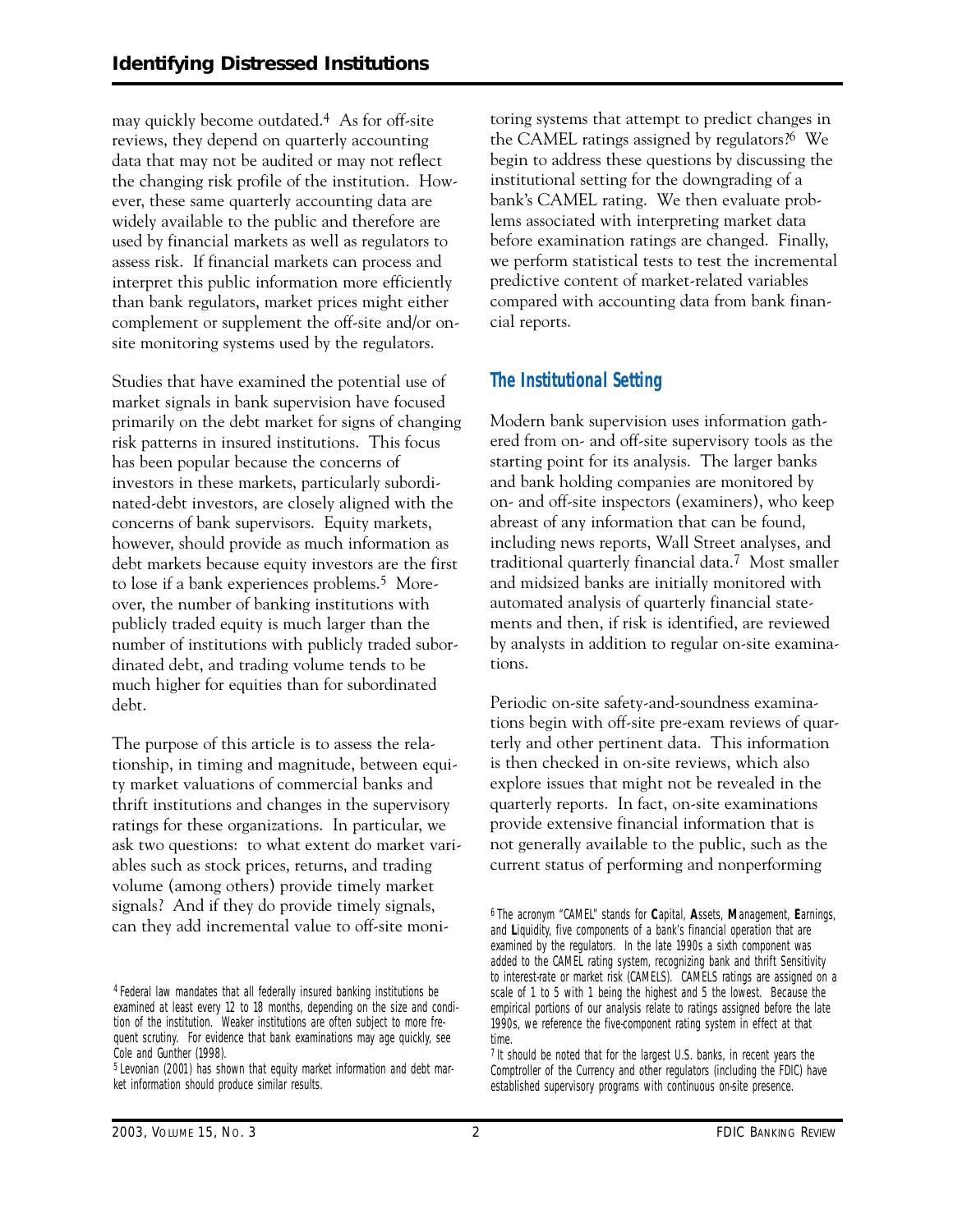may quickly become outdated.[4] As for off-site reviews, they depend on quarterly accounting data that may not be audited or may not reflect the changing risk profile of the institution. However, these same quarterly accounting data are widely available to the public and therefore are used by financial markets as well as regulators to assess risk. If financial markets can process and interpret this public information more efficiently than bank regulators, market prices might either complement or supplement the off-site and/or on-site monitoring systems used by the regulators.

Studies that have examined the potential use of market signals in bank supervision have focused primarily on the debt market for signs of changing risk patterns in insured institutions. This focus has been popular because the concerns of investors in these markets, particularly subordinated-debt investors, are closely aligned with the concerns of bank supervisors. Equity markets, however, should provide as much information as debt markets because equity investors are the first to lose if a bank experiences problems.[5] Moreover, the number of banking institutions with publicly traded equity is much larger than the number of institutions with publicly traded subordinated debt, and trading volume tends to be much higher for equities than for subordinated debt.

The purpose of this article is to assess the relationship, in timing and magnitude, between equity market valuations of commercial banks and thrift institutions and changes in the supervisory ratings for these organizations. In particular, we ask two questions: to what extent do market variables such as stock prices, returns, and trading volume (among others) provide timely market signals? And if they do provide timely signals, can they add incremental value to off-site monitoring systems that attempt to predict changes in the CAMEL ratings assigned by regulators?[6] We begin to address these questions by discussing the institutional setting for the downgrading of a bank's CAMEL rating. We then evaluate problems associated with interpreting market data before examination ratings are changed. Finally, we perform statistical tests to test the incremental predictive content of market-related variables compared with accounting data from bank financial reports.

## The Institutional Setting

Modern bank supervision uses information gathered from on- and off-site supervisory tools as the starting point for its analysis. The larger banks and bank holding companies are monitored by on- and off-site inspectors (examiners), who keep abreast of any information that can be found, including news reports, Wall Street analyses, and traditional quarterly financial data.[7] Most smaller and midsized banks are initially monitored with automated analysis of quarterly financial statements and then, if risk is identified, are reviewed by analysts in addition to regular on-site examinations.

Periodic on-site safety-and-soundness examinations begin with off-site pre-exam reviews of quarterly and other pertinent data. This information is then checked in on-site reviews, which also explore issues that might not be revealed in the quarterly reports. In fact, on-site examinations provide extensive financial information that is not generally available to the public, such as the current status of performing and nonperforming

[4] Federal law mandates that all federally insured banking institutions be examined at least every 12 to 18 months, depending on the size and condition of the institution. Weaker institutions are often subject to more frequent scrutiny. For evidence that bank examinations may age quickly, see Cole and Gunther (1998).

[5] Levonian (2001) has shown that equity market information and debt market information should produce similar results.

[6] The acronym "CAMEL" stands for **C**apital, **A**ssets, **M**anagement, **E**arnings, and **L**iquidity, five components of a bank's financial operation that are examined by the regulators. In the late 1990s a sixth component was added to the CAMEL rating system, recognizing bank and thrift Sensitivity to interest-rate or market risk (CAMELS). CAMELS ratings are assigned on a scale of 1 to 5 with 1 being the highest and 5 the lowest. Because the empirical portions of our analysis relate to ratings assigned before the late 1990s, we reference the five-component rating system in effect at that time.

[7] It should be noted that for the largest U.S. banks, in recent years the Comptroller of the Currency and other regulators (including the FDIC) have established supervisory programs with continuous on-site presence.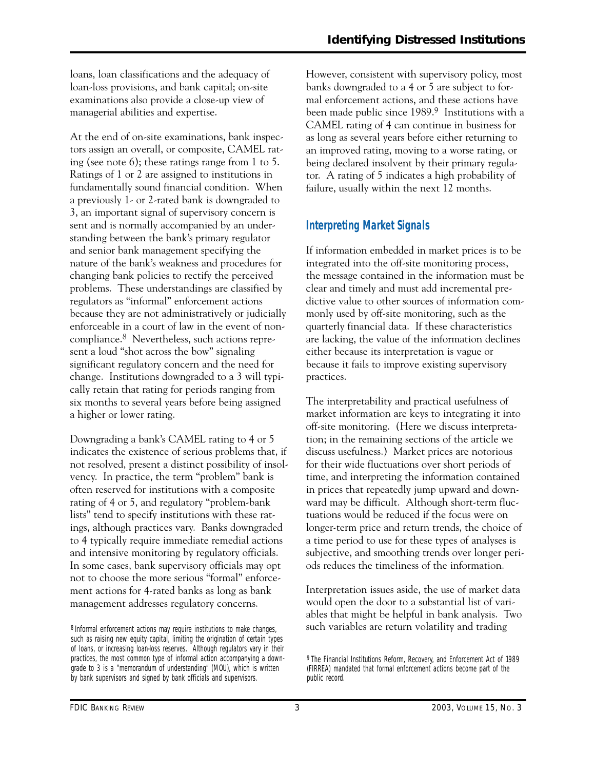loans, loan classifications and the adequacy of loan-loss provisions, and bank capital; on-site examinations also provide a close-up view of managerial abilities and expertise.

At the end of on-site examinations, bank inspectors assign an overall, or composite, CAMEL rating (see note 6); these ratings range from 1 to 5. Ratings of 1 or 2 are assigned to institutions in fundamentally sound financial condition. When a previously 1- or 2-rated bank is downgraded to 3, an important signal of supervisory concern is sent and is normally accompanied by an understanding between the bank's primary regulator and senior bank management specifying the nature of the bank's weakness and procedures for changing bank policies to rectify the perceived problems. These understandings are classified by regulators as "informal" enforcement actions because they are not administratively or judicially enforceable in a court of law in the event of noncompliance.[8] Nevertheless, such actions represent a loud "shot across the bow" signaling significant regulatory concern and the need for change. Institutions downgraded to a 3 will typically retain that rating for periods ranging from six months to several years before being assigned a higher or lower rating.

Downgrading a bank's CAMEL rating to 4 or 5 indicates the existence of serious problems that, if not resolved, present a distinct possibility of insolvency. In practice, the term "problem" bank is often reserved for institutions with a composite rating of 4 or 5, and regulatory "problem-bank lists" tend to specify institutions with these ratings, although practices vary. Banks downgraded to 4 typically require immediate remedial actions and intensive monitoring by regulatory officials. In some cases, bank supervisory officials may opt not to choose the more serious "formal" enforcement actions for 4-rated banks as long as bank management addresses regulatory concerns.

However, consistent with supervisory policy, most banks downgraded to a 4 or 5 are subject to formal enforcement actions, and these actions have been made public since 1989.[9] Institutions with a CAMEL rating of 4 can continue in business for as long as several years before either returning to an improved rating, moving to a worse rating, or being declared insolvent by their primary regulator. A rating of 5 indicates a high probability of failure, usually within the next 12 months.

## Interpreting Market Signals

If information embedded in market prices is to be integrated into the off-site monitoring process, the message contained in the information must be clear and timely and must add incremental predictive value to other sources of information commonly used by off-site monitoring, such as the quarterly financial data. If these characteristics are lacking, the value of the information declines either because its interpretation is vague or because it fails to improve existing supervisory practices.

The interpretability and practical usefulness of market information are keys to integrating it into off-site monitoring. (Here we discuss interpretation; in the remaining sections of the article we discuss usefulness.) Market prices are notorious for their wide fluctuations over short periods of time, and interpreting the information contained in prices that repeatedly jump upward and downward may be difficult. Although short-term fluctuations would be reduced if the focus were on longer-term price and return trends, the choice of a time period to use for these types of analyses is subjective, and smoothing trends over longer periods reduces the timeliness of the information.

Interpretation issues aside, the use of market data would open the door to a substantial list of variables that might be helpful in bank analysis. Two such variables are return volatility and trading

[8] Informal enforcement actions may require institutions to make changes, such as raising new equity capital, limiting the origination of certain types of loans, or increasing loan-loss reserves. Although regulators vary in their practices, the most common type of informal action accompanying a downgrade to 3 is a "memorandum of understanding" (MOU), which is written by bank supervisors and signed by bank officials and supervisors.

[9] The Financial Institutions Reform, Recovery, and Enforcement Act of 1989 (FIRREA) mandated that formal enforcement actions become part of the public record.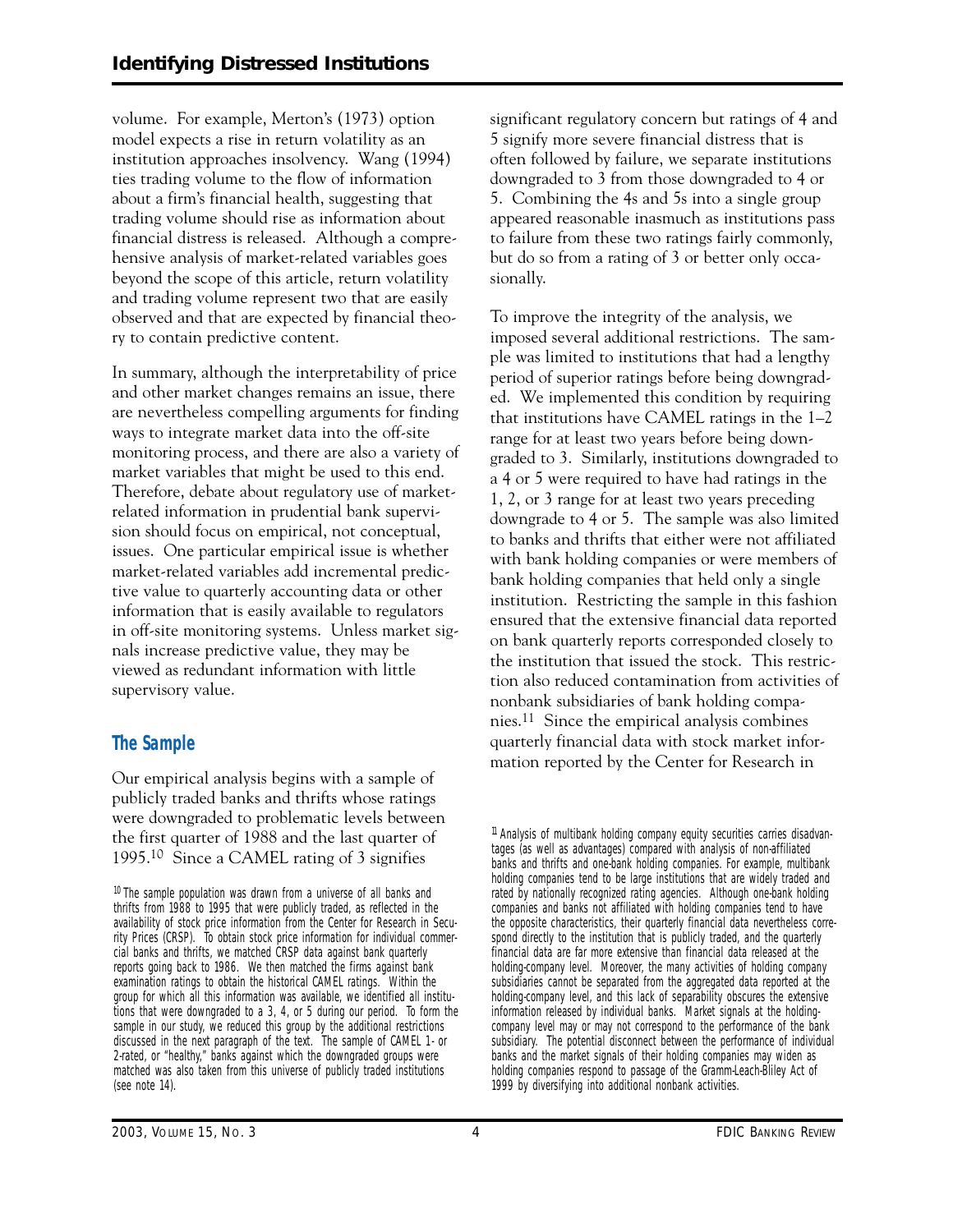volume. For example, Merton's (1973) option model expects a rise in return volatility as an institution approaches insolvency. Wang (1994) ties trading volume to the flow of information about a firm's financial health, suggesting that trading volume should rise as information about financial distress is released. Although a comprehensive analysis of market-related variables goes beyond the scope of this article, return volatility and trading volume represent two that are easily observed and that are expected by financial theory to contain predictive content.

In summary, although the interpretability of price and other market changes remains an issue, there are nevertheless compelling arguments for finding ways to integrate market data into the off-site monitoring process, and there are also a variety of market variables that might be used to this end. Therefore, debate about regulatory use of market-related information in prudential bank supervision should focus on empirical, not conceptual, issues. One particular empirical issue is whether market-related variables add incremental predictive value to quarterly accounting data or other information that is easily available to regulators in off-site monitoring systems. Unless market signals increase predictive value, they may be viewed as redundant information with little supervisory value.

## The Sample

Our empirical analysis begins with a sample of publicly traded banks and thrifts whose ratings were downgraded to problematic levels between the first quarter of 1988 and the last quarter of 1995.[10] Since a CAMEL rating of 3 signifies significant regulatory concern but ratings of 4 and 5 signify more severe financial distress that is often followed by failure, we separate institutions downgraded to 3 from those downgraded to 4 or 5. Combining the 4s and 5s into a single group appeared reasonable inasmuch as institutions pass to failure from these two ratings fairly commonly, but do so from a rating of 3 or better only occasionally.

To improve the integrity of the analysis, we imposed several additional restrictions. The sample was limited to institutions that had a lengthy period of superior ratings before being downgraded. We implemented this condition by requiring that institutions have CAMEL ratings in the 1–2 range for at least two years before being downgraded to 3. Similarly, institutions downgraded to a 4 or 5 were required to have had ratings in the 1, 2, or 3 range for at least two years preceding downgrade to 4 or 5. The sample was also limited to banks and thrifts that either were not affiliated with bank holding companies or were members of bank holding companies that held only a single institution. Restricting the sample in this fashion ensured that the extensive financial data reported on bank quarterly reports corresponded closely to the institution that issued the stock. This restriction also reduced contamination from activities of nonbank subsidiaries of bank holding companies.[11] Since the empirical analysis combines quarterly financial data with stock market information reported by the Center for Research in

[10] The sample population was drawn from a universe of all banks and thrifts from 1988 to 1995 that were publicly traded, as reflected in the availability of stock price information from the Center for Research in Security Prices (CRSP). To obtain stock price information for individual commercial banks and thrifts, we matched CRSP data against bank quarterly reports going back to 1986. We then matched the firms against bank examination ratings to obtain the historical CAMEL ratings. Within the group for which all this information was available, we identified all institutions that were downgraded to a 3, 4, or 5 during our period. To form the sample in our study, we reduced this group by the additional restrictions discussed in the next paragraph of the text. The sample of CAMEL 1- or 2-rated, or "healthy," banks against which the downgraded groups were matched was also taken from this universe of publicly traded institutions (see note 14).

[11] Analysis of multibank holding company equity securities carries disadvantages (as well as advantages) compared with analysis of non-affiliated banks and thrifts and one-bank holding companies. For example, multibank holding companies tend to be large institutions that are widely traded and rated by nationally recognized rating agencies. Although one-bank holding companies and banks not affiliated with holding companies tend to have the opposite characteristics, their quarterly financial data nevertheless correspond directly to the institution that is publicly traded, and the quarterly financial data are far more extensive than financial data released at the holding-company level. Moreover, the many activities of holding company subsidiaries cannot be separated from the aggregated data reported at the holding-company level, and this lack of separability obscures the extensive information released by individual banks. Market signals at the holding-company level may or may not correspond to the performance of the bank subsidiary. The potential disconnect between the performance of individual banks and the market signals of their holding companies may widen as holding companies respond to passage of the Gramm-Leach-Bliley Act of 1999 by diversifying into additional nonbank activities.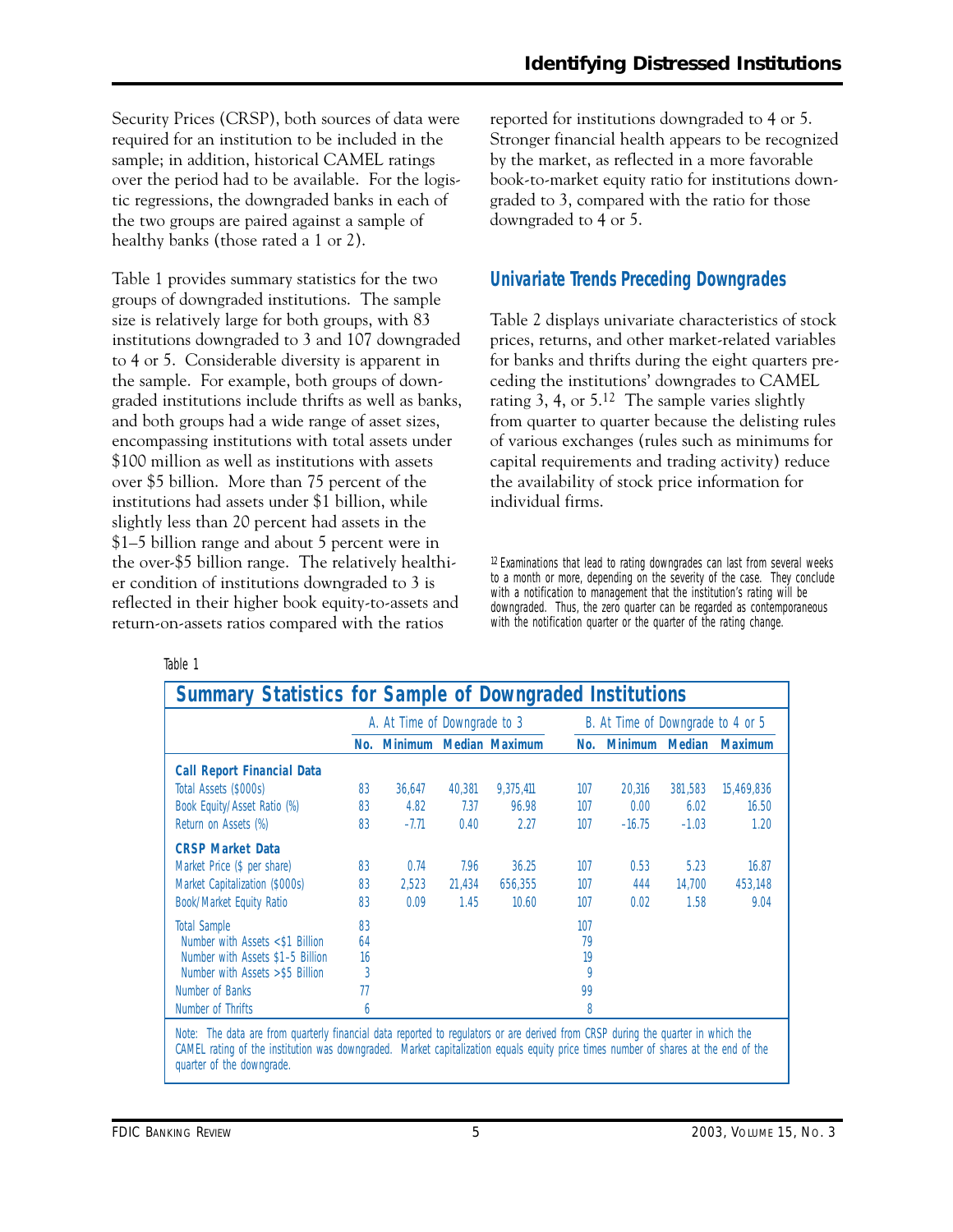Security Prices (CRSP), both sources of data were required for an institution to be included in the sample; in addition, historical CAMEL ratings over the period had to be available. For the logistic regressions, the downgraded banks in each of the two groups are paired against a sample of healthy banks (those rated a 1 or 2).

Table 1 provides summary statistics for the two groups of downgraded institutions. The sample size is relatively large for both groups, with 83 institutions downgraded to 3 and 107 downgraded to 4 or 5. Considerable diversity is apparent in the sample. For example, both groups of downgraded institutions include thrifts as well as banks, and both groups had a wide range of asset sizes, encompassing institutions with total assets under \$100 million as well as institutions with assets over \$5 billion. More than 75 percent of the institutions had assets under \$1 billion, while slightly less than 20 percent had assets in the \$1–5 billion range and about 5 percent were in the over-\$5 billion range. The relatively healthier condition of institutions downgraded to 3 is reflected in their higher book equity-to-assets and return-on-assets ratios compared with the ratios reported for institutions downgraded to 4 or 5. Stronger financial health appears to be recognized by the market, as reflected in a more favorable book-to-market equity ratio for institutions downgraded to 3, compared with the ratio for those downgraded to 4 or 5.

## Univariate Trends Preceding Downgrades

Table 2 displays univariate characteristics of stock prices, returns, and other market-related variables for banks and thrifts during the eight quarters preceding the institutions' downgrades to CAMEL rating 3, 4, or 5.[12] The sample varies slightly from quarter to quarter because the delisting rules of various exchanges (rules such as minimums for capital requirements and trading activity) reduce the availability of stock price information for individual firms.

[12] Examinations that lead to rating downgrades can last from several weeks to a month or more, depending on the severity of the case. They conclude with a notification to management that the institution's rating will be downgraded. Thus, the zero quarter can be regarded as contemporaneous with the notification quarter or the quarter of the rating change.

Table 1

**Summary Statistics for Sample of Downgraded Institutions**

| | A. At Time of Downgrade to 3 | | | | B. At Time of Downgrade to 4 or 5 | | | |
|---|---|---|---|---|---|---|---|---|
| | No. | Minimum | Median | Maximum | No. | Minimum | Median | Maximum |
| **Call Report Financial Data** | | | | | | | | |
| Total Assets (\$000s) | 83 | 36,647 | 40,381 | 9,375,411 | 107 | 20,316 | 381,583 | 15,469,836 |
| Book Equity/Asset Ratio (%) | 83 | 4.82 | 7.37 | 96.98 | 107 | 0.00 | 6.02 | 16.50 |
| Return on Assets (%) | 83 | –7.71 | 0.40 | 2.27 | 107 | –16.75 | –1.03 | 1.20 |
| **CRSP Market Data** | | | | | | | | |
| Market Price (\$ per share) | 83 | 0.74 | 7.96 | 36.25 | 107 | 0.53 | 5.23 | 16.87 |
| Market Capitalization (\$000s) | 83 | 2,523 | 21,434 | 656,355 | 107 | 444 | 14,700 | 453,148 |
| Book/Market Equity Ratio | 83 | 0.09 | 1.45 | 10.60 | 107 | 0.02 | 1.58 | 9.04 |
| Total Sample | 83 | | | | 107 | | | |
| Number with Assets <\$1 Billion | 64 | | | | 79 | | | |
| Number with Assets \$1–5 Billion | 16 | | | | 19 | | | |
| Number with Assets >\$5 Billion | 3 | | | | 9 | | | |
| Number of Banks | 77 | | | | 99 | | | |
| Number of Thrifts | 6 | | | | 8 | | | |

Note: The data are from quarterly financial data reported to regulators or are derived from CRSP during the quarter in which the CAMEL rating of the institution was downgraded. Market capitalization equals equity price times number of shares at the end of the quarter of the downgrade.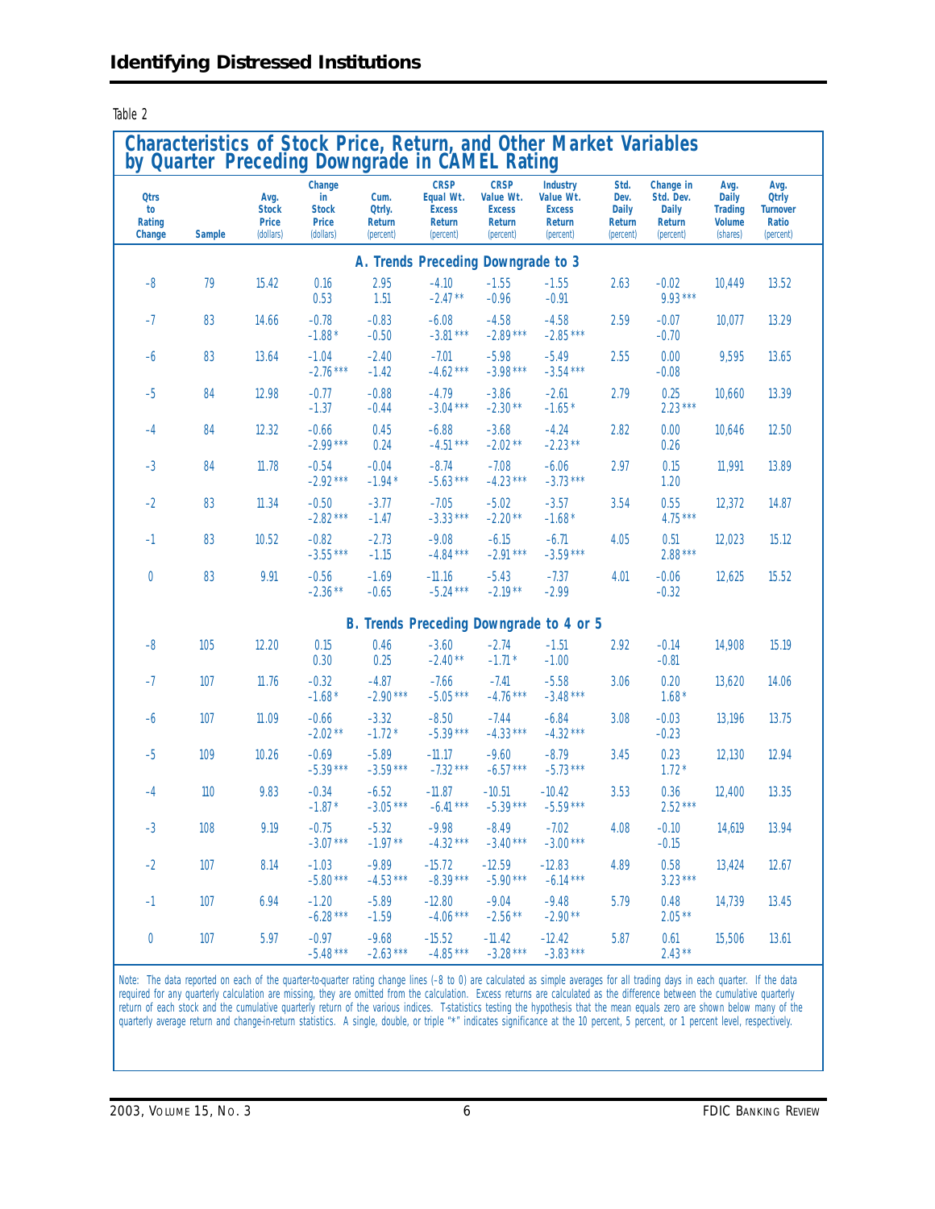Table 2

## Characteristics of Stock Price, Return, and Other Market Variables by Quarter Preceding Downgrade in CAMEL Rating

| Qtrs to Rating Change | Sample | Avg. Stock Price (dollars) | Change in Stock Price (dollars) | Cum. Qtrly. Return (percent) | CRSP Equal Wt. Excess Return (percent) | CRSP Value Wt. Excess Return (percent) | Industry Value Wt. Excess Return (percent) | Std. Dev. Daily Return (percent) | Change in Std. Dev. Daily Return (percent) | Avg. Daily Trading Volume (shares) | Avg. Qtrly Turnover Ratio (percent) |
|---|---|---|---|---|---|---|---|---|---|---|---|
| **A. Trends Preceding Downgrade to 3** | | | | | | | | | | | |
| –8 | 79 | 15.42 | 0.16 | 2.95 | –4.10 | –1.55 | –1.55 | 2.63 | –0.02 | 10,449 | 13.52 |
| | | | 0.53 | 1.51 | –2.47** | –0.96 | –0.91 | | 9.93*** | | |
| –7 | 83 | 14.66 | –0.78 | –0.83 | –6.08 | –4.58 | –4.58 | 2.59 | –0.07 | 10,077 | 13.29 |
| | | | –1.88* | –0.50 | –3.81*** | –2.89*** | –2.85*** | | –0.70 | | |
| –6 | 83 | 13.64 | –1.04 | –2.40 | –7.01 | –5.98 | –5.49 | 2.55 | 0.00 | 9,595 | 13.65 |
| | | | –2.76*** | –1.42 | –4.62*** | –3.98*** | –3.54*** | | –0.08 | | |
| –5 | 84 | 12.98 | –0.77 | –0.88 | –4.79 | –3.86 | –2.61 | 2.79 | 0.25 | 10,660 | 13.39 |
| | | | –1.37 | –0.44 | –3.04*** | –2.30** | –1.65* | | 2.23*** | | |
| –4 | 84 | 12.32 | –0.66 | 0.45 | –6.88 | –3.68 | –4.24 | 2.82 | 0.00 | 10,646 | 12.50 |
| | | | –2.99*** | 0.24 | –4.51*** | –2.02** | –2.23** | | 0.26 | | |
| –3 | 84 | 11.78 | –0.54 | –0.04 | –8.74 | –7.08 | –6.06 | 2.97 | 0.15 | 11,991 | 13.89 |
| | | | –2.92*** | –1.94* | –5.63*** | –4.23*** | –3.73*** | | 1.20 | | |
| –2 | 83 | 11.34 | –0.50 | –3.77 | –7.05 | –5.02 | –3.57 | 3.54 | 0.55 | 12,372 | 14.87 |
| | | | –2.82*** | –1.47 | –3.33*** | –2.20** | –1.68* | | 4.75*** | | |
| –1 | 83 | 10.52 | –0.82 | –2.73 | –9.08 | –6.15 | –6.71 | 4.05 | 0.51 | 12,023 | 15.12 |
| | | | –3.55*** | –1.15 | –4.84*** | –2.91*** | –3.59*** | | 2.88*** | | |
| 0 | 83 | 9.91 | –0.56 | –1.69 | –11.16 | –5.43 | –7.37 | 4.01 | –0.06 | 12,625 | 15.52 |
| | | | –2.36** | –0.65 | –5.24*** | –2.19** | –2.99 | | –0.32 | | |
| **B. Trends Preceding Downgrade to 4 or 5** | | | | | | | | | | | |
| –8 | 105 | 12.20 | 0.15 | 0.46 | –3.60 | –2.74 | –1.51 | 2.92 | –0.14 | 14,908 | 15.19 |
| | | | 0.30 | 0.25 | –2.40** | –1.71* | –1.00 | | –0.81 | | |
| –7 | 107 | 11.76 | –0.32 | –4.87 | –7.66 | –7.41 | –5.58 | 3.06 | 0.20 | 13,620 | 14.06 |
| | | | –1.68* | –2.90*** | –5.05*** | –4.76*** | –3.48*** | | 1.68* | | |
| –6 | 107 | 11.09 | –0.66 | –3.32 | –8.50 | –7.44 | –6.84 | 3.08 | –0.03 | 13,196 | 13.75 |
| | | | –2.02** | –1.72* | –5.39*** | –4.33*** | –4.32*** | | –0.23 | | |
| –5 | 109 | 10.26 | –0.69 | –5.89 | –11.17 | –9.60 | –8.79 | 3.45 | 0.23 | 12,130 | 12.94 |
| | | | –5.39*** | –3.59*** | –7.32*** | –6.57*** | –5.73*** | | 1.72* | | |
| –4 | 110 | 9.83 | –0.34 | –6.52 | –11.87 | –10.51 | –10.42 | 3.53 | 0.36 | 12,400 | 13.35 |
| | | | –1.87* | –3.05*** | –6.41*** | –5.39*** | –5.59*** | | 2.52*** | | |
| –3 | 108 | 9.19 | –0.75 | –5.32 | –9.98 | –8.49 | –7.02 | 4.08 | –0.10 | 14,619 | 13.94 |
| | | | –3.07*** | –1.97** | –4.32*** | –3.40*** | –3.00*** | | –0.15 | | |
| –2 | 107 | 8.14 | –1.03 | –9.89 | –15.72 | –12.59 | –12.83 | 4.89 | 0.58 | 13,424 | 12.67 |
| | | | –5.80*** | –4.53*** | –8.39*** | –5.90*** | –6.14*** | | 3.23*** | | |
| –1 | 107 | 6.94 | –1.20 | –5.89 | –12.80 | –9.04 | –9.48 | 5.79 | 0.48 | 14,739 | 13.45 |
| | | | –6.28*** | –1.59 | –4.06*** | –2.56** | –2.90** | | 2.05** | | |
| 0 | 107 | 5.97 | –0.97 | –9.68 | –15.52 | –11.42 | –12.42 | 5.87 | 0.61 | 15,506 | 13.61 |
| | | | –5.48*** | –2.63*** | –4.85*** | –3.28*** | –3.83*** | | 2.43** | | |

Note: The data reported on each of the quarter-to-quarter rating change lines (–8 to 0) are calculated as simple averages for all trading days in each quarter. If the data required for any quarterly calculation are missing, they are omitted from the calculation. Excess returns are calculated as the difference between the cumulative quarterly return of each stock and the cumulative quarterly return of the various indices. T-statistics testing the hypothesis that the mean equals zero are shown below many of the quarterly average return and change-in-return statistics. A single, double, or triple "*" indicates significance at the 10 percent, 5 percent, or 1 percent level, respectively.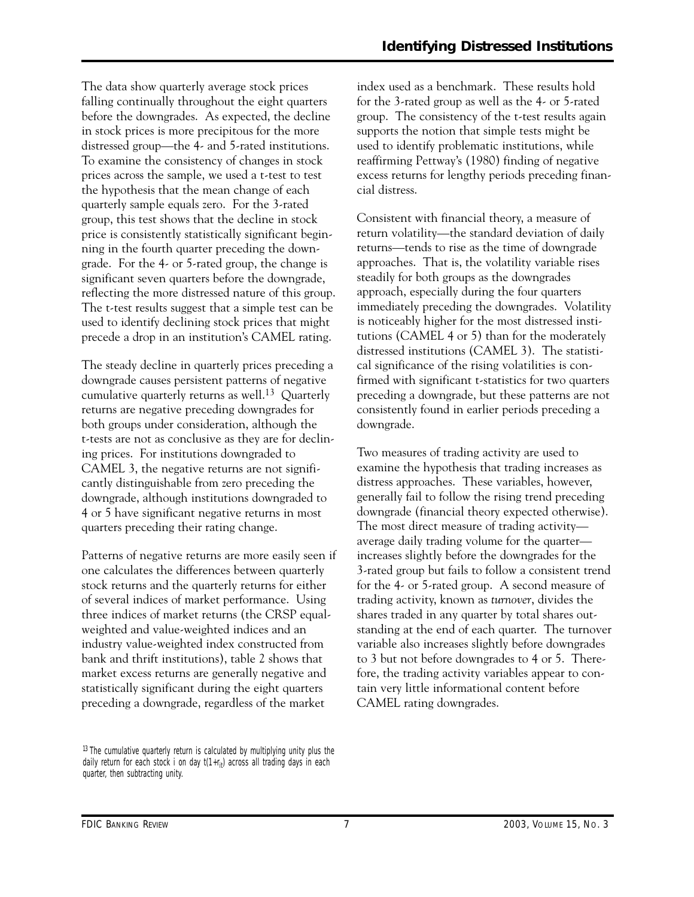The data show quarterly average stock prices falling continually throughout the eight quarters before the downgrades. As expected, the decline in stock prices is more precipitous for the more distressed group—the 4- and 5-rated institutions. To examine the consistency of changes in stock prices across the sample, we used a t-test to test the hypothesis that the mean change of each quarterly sample equals zero. For the 3-rated group, this test shows that the decline in stock price is consistently statistically significant beginning in the fourth quarter preceding the downgrade. For the 4- or 5-rated group, the change is significant seven quarters before the downgrade, reflecting the more distressed nature of this group. The t-test results suggest that a simple test can be used to identify declining stock prices that might precede a drop in an institution's CAMEL rating.

The steady decline in quarterly prices preceding a downgrade causes persistent patterns of negative cumulative quarterly returns as well.[13] Quarterly returns are negative preceding downgrades for both groups under consideration, although the t-tests are not as conclusive as they are for declining prices. For institutions downgraded to CAMEL 3, the negative returns are not significantly distinguishable from zero preceding the downgrade, although institutions downgraded to 4 or 5 have significant negative returns in most quarters preceding their rating change.

Patterns of negative returns are more easily seen if one calculates the differences between quarterly stock returns and the quarterly returns for either of several indices of market performance. Using three indices of market returns (the CRSP equal-weighted and value-weighted indices and an industry value-weighted index constructed from bank and thrift institutions), table 2 shows that market excess returns are generally negative and statistically significant during the eight quarters preceding a downgrade, regardless of the market index used as a benchmark. These results hold for the 3-rated group as well as the 4- or 5-rated group. The consistency of the t-test results again supports the notion that simple tests might be used to identify problematic institutions, while reaffirming Pettway's (1980) finding of negative excess returns for lengthy periods preceding financial distress.

Consistent with financial theory, a measure of return volatility—the standard deviation of daily returns—tends to rise as the time of downgrade approaches. That is, the volatility variable rises steadily for both groups as the downgrades approach, especially during the four quarters immediately preceding the downgrades. Volatility is noticeably higher for the most distressed institutions (CAMEL 4 or 5) than for the moderately distressed institutions (CAMEL 3). The statistical significance of the rising volatilities is confirmed with significant t-statistics for two quarters preceding a downgrade, but these patterns are not consistently found in earlier periods preceding a downgrade.

Two measures of trading activity are used to examine the hypothesis that trading increases as distress approaches. These variables, however, generally fail to follow the rising trend preceding downgrade (financial theory expected otherwise). The most direct measure of trading activity—average daily trading volume for the quarter—increases slightly before the downgrades for the 3-rated group but fails to follow a consistent trend for the 4- or 5-rated group. A second measure of trading activity, known as *turnover*, divides the shares traded in any quarter by total shares outstanding at the end of each quarter. The turnover variable also increases slightly before downgrades to 3 but not before downgrades to 4 or 5. Therefore, the trading activity variables appear to contain very little informational content before CAMEL rating downgrades.

[13] The cumulative quarterly return is calculated by multiplying unity plus the daily return for each stock i on day t$(1+r_{it})$ across all trading days in each quarter, then subtracting unity.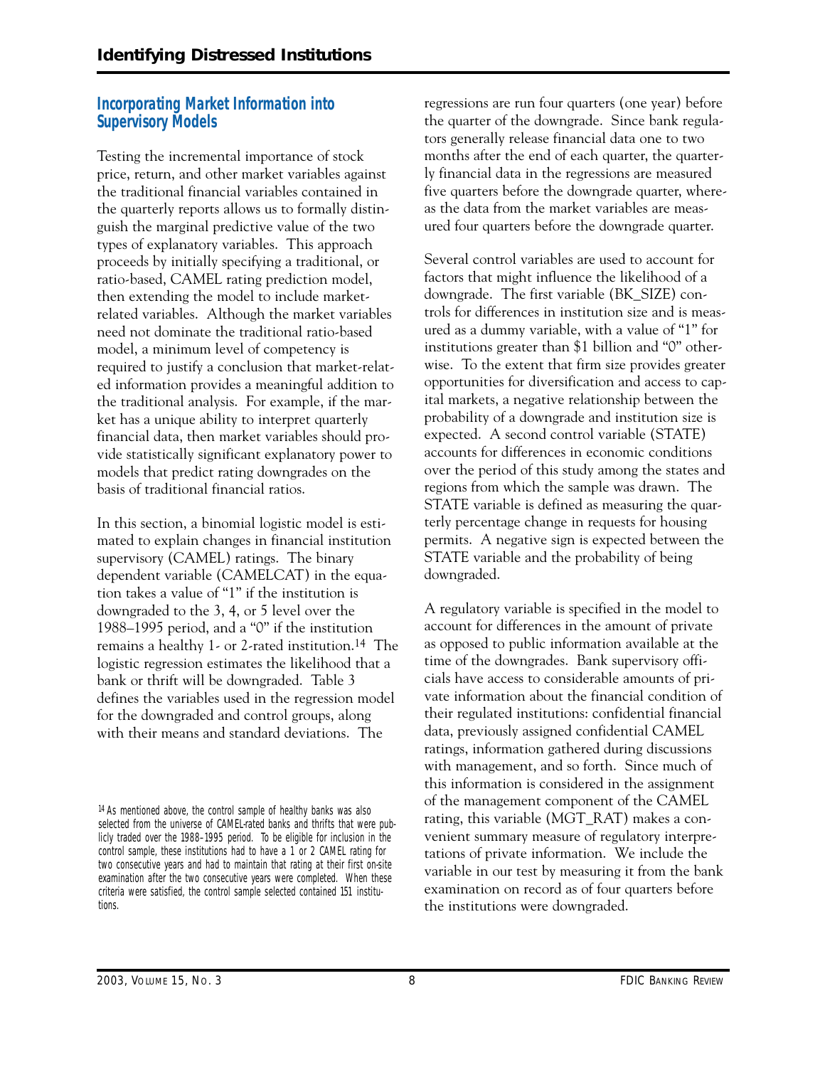## Incorporating Market Information into Supervisory Models

Testing the incremental importance of stock price, return, and other market variables against the traditional financial variables contained in the quarterly reports allows us to formally distinguish the marginal predictive value of the two types of explanatory variables. This approach proceeds by initially specifying a traditional, or ratio-based, CAMEL rating prediction model, then extending the model to include market-related variables. Although the market variables need not dominate the traditional ratio-based model, a minimum level of competency is required to justify a conclusion that market-related information provides a meaningful addition to the traditional analysis. For example, if the market has a unique ability to interpret quarterly financial data, then market variables should provide statistically significant explanatory power to models that predict rating downgrades on the basis of traditional financial ratios.

In this section, a binomial logistic model is estimated to explain changes in financial institution supervisory (CAMEL) ratings. The binary dependent variable (CAMELCAT) in the equation takes a value of "1" if the institution is downgraded to the 3, 4, or 5 level over the 1988–1995 period, and a "0" if the institution remains a healthy 1- or 2-rated institution.[14] The logistic regression estimates the likelihood that a bank or thrift will be downgraded. Table 3 defines the variables used in the regression model for the downgraded and control groups, along with their means and standard deviations. The regressions are run four quarters (one year) before the quarter of the downgrade. Since bank regulators generally release financial data one to two months after the end of each quarter, the quarterly financial data in the regressions are measured five quarters before the downgrade quarter, whereas the data from the market variables are measured four quarters before the downgrade quarter.

Several control variables are used to account for factors that might influence the likelihood of a downgrade. The first variable (BK_SIZE) controls for differences in institution size and is measured as a dummy variable, with a value of "1" for institutions greater than $1 billion and "0" otherwise. To the extent that firm size provides greater opportunities for diversification and access to capital markets, a negative relationship between the probability of a downgrade and institution size is expected. A second control variable (STATE) accounts for differences in economic conditions over the period of this study among the states and regions from which the sample was drawn. The STATE variable is defined as measuring the quarterly percentage change in requests for housing permits. A negative sign is expected between the STATE variable and the probability of being downgraded.

A regulatory variable is specified in the model to account for differences in the amount of private as opposed to public information available at the time of the downgrades. Bank supervisory officials have access to considerable amounts of private information about the financial condition of their regulated institutions: confidential financial data, previously assigned confidential CAMEL ratings, information gathered during discussions with management, and so forth. Since much of this information is considered in the assignment of the management component of the CAMEL rating, this variable (MGT_RAT) makes a convenient summary measure of regulatory interpretations of private information. We include the variable in our test by measuring it from the bank examination on record as of four quarters before the institutions were downgraded.

[14] As mentioned above, the control sample of healthy banks was also selected from the universe of CAMEL-rated banks and thrifts that were publicly traded over the 1988–1995 period. To be eligible for inclusion in the control sample, these institutions had to have a 1 or 2 CAMEL rating for two consecutive years and had to maintain that rating at their first on-site examination after the two consecutive years were completed. When these criteria were satisfied, the control sample selected contained 151 institutions.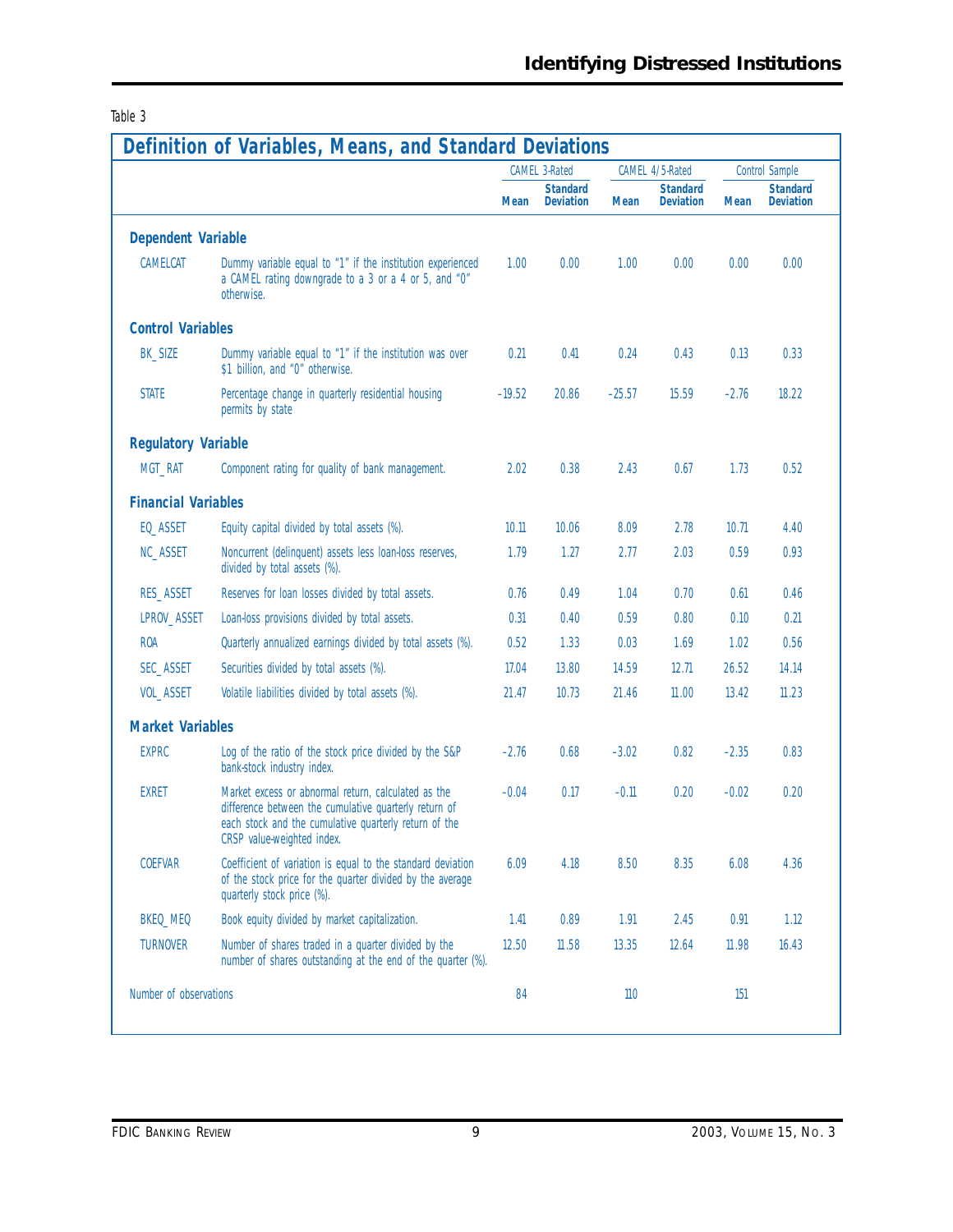Table 3

## Definition of Variables, Means, and Standard Deviations

| | | CAMEL 3-Rated | | CAMEL 4/5-Rated | | Control Sample | |
|---|---|---|---|---|---|---|---|
| | | **Mean** | **Standard Deviation** | **Mean** | **Standard Deviation** | **Mean** | **Standard Deviation** |
| **Dependent Variable** | | | | | | | |
| CAMELCAT | Dummy variable equal to "1" if the institution experienced a CAMEL rating downgrade to a 3 or a 4 or 5, and "0" otherwise. | 1.00 | 0.00 | 1.00 | 0.00 | 0.00 | 0.00 |
| **Control Variables** | | | | | | | |
| BK_SIZE | Dummy variable equal to "1" if the institution was over $1 billion, and "0" otherwise. | 0.21 | 0.41 | 0.24 | 0.43 | 0.13 | 0.33 |
| STATE | Percentage change in quarterly residential housing permits by state | –19.52 | 20.86 | –25.57 | 15.59 | –2.76 | 18.22 |
| **Regulatory Variable** | | | | | | | |
| MGT_RAT | Component rating for quality of bank management. | 2.02 | 0.38 | 2.43 | 0.67 | 1.73 | 0.52 |
| **Financial Variables** | | | | | | | |
| EQ_ASSET | Equity capital divided by total assets (%). | 10.11 | 10.06 | 8.09 | 2.78 | 10.71 | 4.40 |
| NC_ASSET | Noncurrent (delinquent) assets less loan-loss reserves, divided by total assets (%). | 1.79 | 1.27 | 2.77 | 2.03 | 0.59 | 0.93 |
| RES_ASSET | Reserves for loan losses divided by total assets. | 0.76 | 0.49 | 1.04 | 0.70 | 0.61 | 0.46 |
| LPROV_ASSET | Loan-loss provisions divided by total assets. | 0.31 | 0.40 | 0.59 | 0.80 | 0.10 | 0.21 |
| ROA | Quarterly annualized earnings divided by total assets (%). | 0.52 | 1.33 | 0.03 | 1.69 | 1.02 | 0.56 |
| SEC_ASSET | Securities divided by total assets (%). | 17.04 | 13.80 | 14.59 | 12.71 | 26.52 | 14.14 |
| VOL_ASSET | Volatile liabilities divided by total assets (%). | 21.47 | 10.73 | 21.46 | 11.00 | 13.42 | 11.23 |
| **Market Variables** | | | | | | | |
| EXPRC | Log of the ratio of the stock price divided by the S&P bank-stock industry index. | –2.76 | 0.68 | –3.02 | 0.82 | –2.35 | 0.83 |
| EXRET | Market excess or abnormal return, calculated as the difference between the cumulative quarterly return of each stock and the cumulative quarterly return of the CRSP value-weighted index. | –0.04 | 0.17 | –0.11 | 0.20 | –0.02 | 0.20 |
| COEFVAR | Coefficient of variation is equal to the standard deviation of the stock price for the quarter divided by the average quarterly stock price (%). | 6.09 | 4.18 | 8.50 | 8.35 | 6.08 | 4.36 |
| BKEQ_MEQ | Book equity divided by market capitalization. | 1.41 | 0.89 | 1.91 | 2.45 | 0.91 | 1.12 |
| TURNOVER | Number of shares traded in a quarter divided by the number of shares outstanding at the end of the quarter (%). | 12.50 | 11.58 | 13.35 | 12.64 | 11.98 | 16.43 |
| Number of observations | | 84 | | 110 | | 151 | |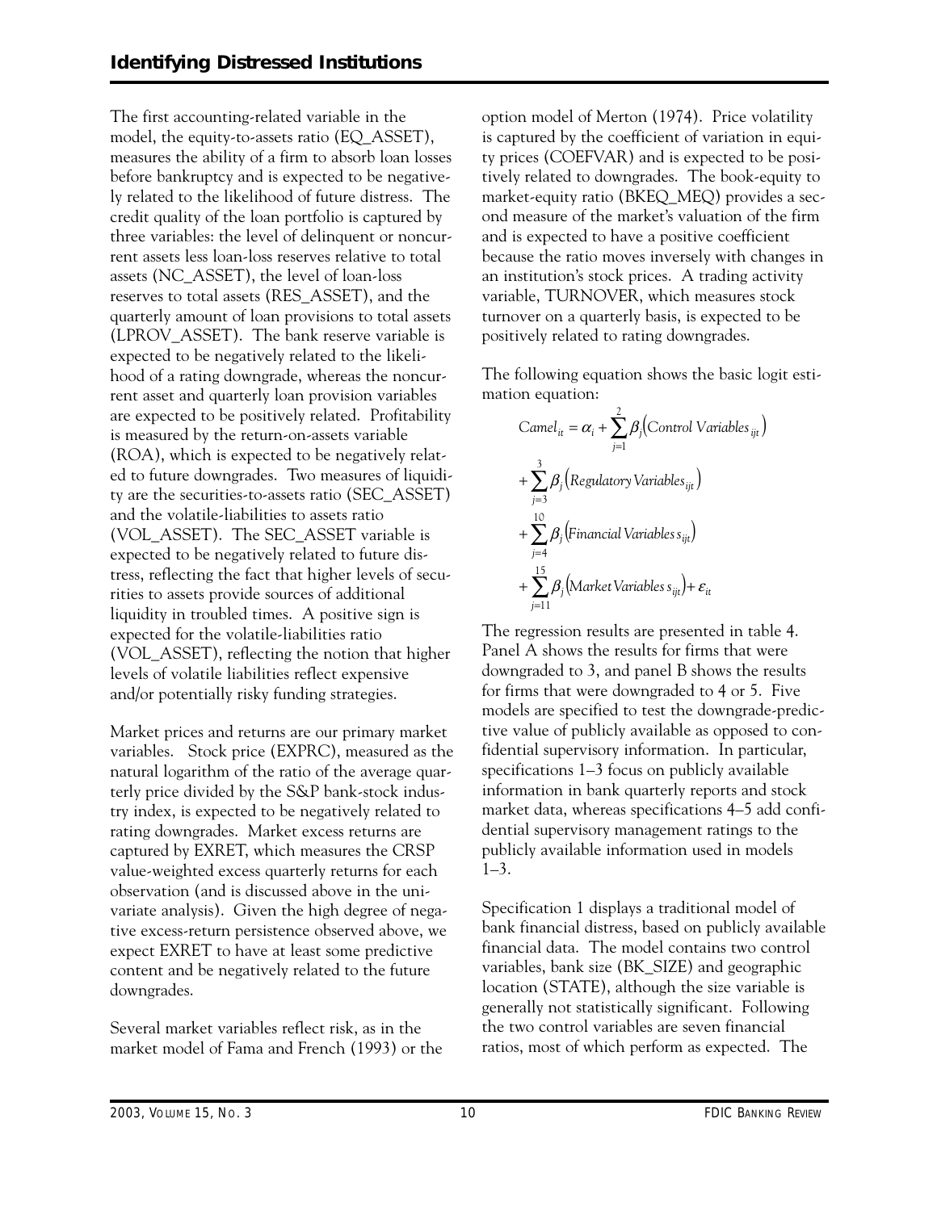The first accounting-related variable in the model, the equity-to-assets ratio (EQ_ASSET), measures the ability of a firm to absorb loan losses before bankruptcy and is expected to be negatively related to the likelihood of future distress. The credit quality of the loan portfolio is captured by three variables: the level of delinquent or noncurrent assets less loan-loss reserves relative to total assets (NC_ASSET), the level of loan-loss reserves to total assets (RES_ASSET), and the quarterly amount of loan provisions to total assets (LPROV_ASSET). The bank reserve variable is expected to be negatively related to the likelihood of a rating downgrade, whereas the noncurrent asset and quarterly loan provision variables are expected to be positively related. Profitability is measured by the return-on-assets variable (ROA), which is expected to be negatively related to future downgrades. Two measures of liquidity are the securities-to-assets ratio (SEC_ASSET) and the volatile-liabilities to assets ratio (VOL_ASSET). The SEC_ASSET variable is expected to be negatively related to future distress, reflecting the fact that higher levels of securities to assets provide sources of additional liquidity in troubled times. A positive sign is expected for the volatile-liabilities ratio (VOL_ASSET), reflecting the notion that higher levels of volatile liabilities reflect expensive and/or potentially risky funding strategies.

Market prices and returns are our primary market variables. Stock price (EXPRC), measured as the natural logarithm of the ratio of the average quarterly price divided by the S&P bank-stock industry index, is expected to be negatively related to rating downgrades. Market excess returns are captured by EXRET, which measures the CRSP value-weighted excess quarterly returns for each observation (and is discussed above in the univariate analysis). Given the high degree of negative excess-return persistence observed above, we expect EXRET to have at least some predictive content and be negatively related to the future downgrades.

Several market variables reflect risk, as in the market model of Fama and French (1993) or the option model of Merton (1974). Price volatility is captured by the coefficient of variation in equity prices (COEFVAR) and is expected to be positively related to downgrades. The book-equity to market-equity ratio (BKEQ_MEQ) provides a second measure of the market's valuation of the firm and is expected to have a positive coefficient because the ratio moves inversely with changes in an institution's stock prices. A trading activity variable, TURNOVER, which measures stock turnover on a quarterly basis, is expected to be positively related to rating downgrades.

The following equation shows the basic logit estimation equation:

$$
\begin{aligned}
Camel_{it} = \alpha_i &+ \sum_{j=1}^{2} \beta_j \left( Control\ Variables_{ijt} \right) \\
&+ \sum_{j=3}^{3} \beta_j \left( Regulatory\ Variables_{ijt} \right) \\
&+ \sum_{j=4}^{10} \beta_j \left( Financial\ Variables\ s_{ijt} \right) \\
&+ \sum_{j=11}^{15} \beta_j \left( Market\ Variables\ s_{ijt} \right) + \varepsilon_{it}
\end{aligned}
$$

The regression results are presented in table 4. Panel A shows the results for firms that were downgraded to 3, and panel B shows the results for firms that were downgraded to 4 or 5. Five models are specified to test the downgrade-predictive value of publicly available as opposed to confidential supervisory information. In particular, specifications 1–3 focus on publicly available information in bank quarterly reports and stock market data, whereas specifications 4–5 add confidential supervisory management ratings to the publicly available information used in models 1–3.

Specification 1 displays a traditional model of bank financial distress, based on publicly available financial data. The model contains two control variables, bank size (BK_SIZE) and geographic location (STATE), although the size variable is generally not statistically significant. Following the two control variables are seven financial ratios, most of which perform as expected. The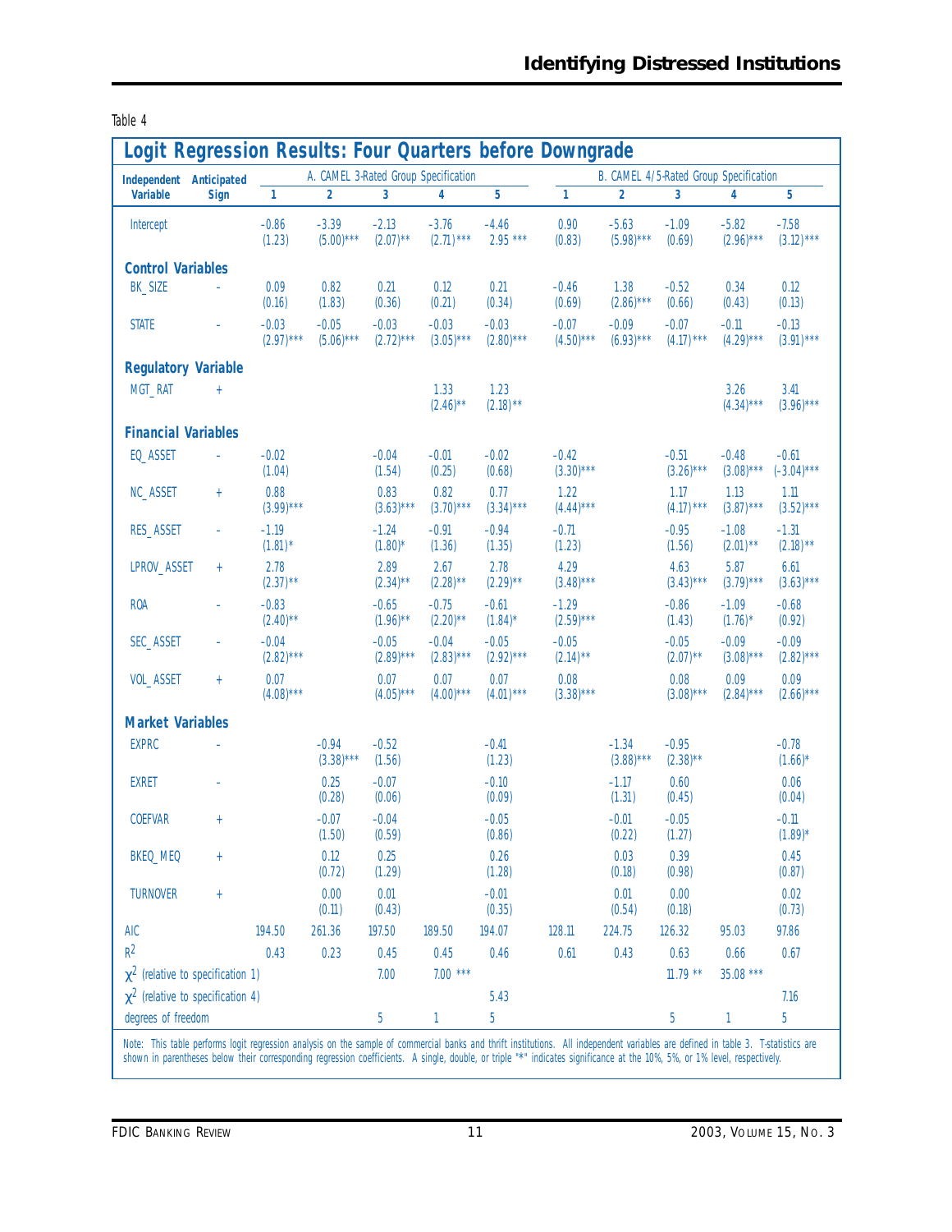Table 4

## Logit Regression Results: Four Quarters before Downgrade

| Independent Variable | Anticipated Sign | A. CAMEL 3-Rated Group Specification | | | | | B. CAMEL 4/5-Rated Group Specification | | | | |
|---|---|---|---|---|---|---|---|---|---|---|---|
| | | 1 | 2 | 3 | 4 | 5 | 1 | 2 | 3 | 4 | 5 |
| Intercept | | -0.86 (1.23) | -3.39 (5.00)*** | -2.13 (2.07)** | -3.76 (2.71)*** | -4.46 2.95 *** | 0.90 (0.83) | -5.63 (5.98)*** | -1.09 (0.69) | -5.82 (2.96)*** | -7.58 (3.12)*** |
| **Control Variables** | | | | | | | | | | | |
| BK_SIZE | - | 0.09 (0.16) | 0.82 (1.83) | 0.21 (0.36) | 0.12 (0.21) | 0.21 (0.34) | -0.46 (0.69) | 1.38 (2.86)*** | -0.52 (0.66) | 0.34 (0.43) | 0.12 (0.13) |
| STATE | - | -0.03 (2.97)*** | -0.05 (5.06)*** | -0.03 (2.72)*** | -0.03 (3.05)*** | -0.03 (2.80)*** | -0.07 (4.50)*** | -0.09 (6.93)*** | -0.07 (4.17)*** | -0.11 (4.29)*** | -0.13 (3.91)*** |
| **Regulatory Variable** | | | | | | | | | | | |
| MGT_RAT | + | | | | 1.33 (2.46)** | 1.23 (2.18)** | | | | 3.26 (4.34)*** | 3.41 (3.96)*** |
| **Financial Variables** | | | | | | | | | | | |
| EQ_ASSET | - | -0.02 (1.04) | | -0.04 (1.54) | -0.01 (0.25) | -0.02 (0.68) | -0.42 (3.30)*** | | -0.51 (3.26)*** | -0.48 (3.08)*** | -0.61 (-3.04)*** |
| NC_ASSET | + | 0.88 (3.99)*** | | 0.83 (3.63)*** | 0.82 (3.70)*** | 0.77 (3.34)*** | 1.22 (4.44)*** | | 1.17 (4.17)*** | 1.13 (3.87)*** | 1.11 (3.52)*** |
| RES_ASSET | - | -1.19 (1.81)* | | -1.24 (1.80)* | -0.91 (1.36) | -0.94 (1.35) | -0.71 (1.23) | | -0.95 (1.56) | -1.08 (2.01)** | -1.31 (2.18)** |
| LPROV_ASSET | + | 2.78 (2.37)** | | 2.89 (2.34)** | 2.67 (2.28)** | 2.78 (2.29)** | 4.29 (3.48)*** | | 4.63 (3.43)*** | 5.87 (3.79)*** | 6.61 (3.63)*** |
| ROA | - | -0.83 (2.40)** | | -0.65 (1.96)** | -0.75 (2.20)** | -0.61 (1.84)* | -1.29 (2.59)*** | | -0.86 (1.43) | -1.09 (1.76)* | -0.68 (0.92) |
| SEC_ASSET | - | -0.04 (2.82)*** | | -0.05 (2.89)*** | -0.04 (2.83)*** | -0.05 (2.92)*** | -0.05 (2.14)** | | -0.05 (2.07)** | -0.09 (3.08)*** | -0.09 (2.82)*** |
| VOL_ASSET | + | 0.07 (4.08)*** | | 0.07 (4.05)*** | 0.07 (4.00)*** | 0.07 (4.01)*** | 0.08 (3.38)*** | | 0.08 (3.08)*** | 0.09 (2.84)*** | 0.09 (2.66)*** |
| **Market Variables** | | | | | | | | | | | |
| EXPRC | - | | -0.94 (3.38)*** | -0.52 (1.56) | | -0.41 (1.23) | | -1.34 (3.88)*** | -0.95 (2.38)** | | -0.78 (1.66)* |
| EXRET | - | | 0.25 (0.28) | -0.07 (0.06) | | -0.10 (0.09) | | -1.17 (1.31) | 0.60 (0.45) | | 0.06 (0.04) |
| COEFVAR | + | | -0.07 (1.50) | -0.04 (0.59) | | -0.05 (0.86) | | -0.01 (0.22) | -0.05 (1.27) | | -0.11 (1.89)* |
| BKEQ_MEQ | + | | 0.12 (0.72) | 0.25 (1.29) | | 0.26 (1.28) | | 0.03 (0.18) | 0.39 (0.98) | | 0.45 (0.87) |
| TURNOVER | + | | 0.00 (0.11) | 0.01 (0.43) | | -0.01 (0.35) | | 0.01 (0.54) | 0.00 (0.18) | | 0.02 (0.73) |
| AIC | | 194.50 | 261.36 | 197.50 | 189.50 | 194.07 | 128.11 | 224.75 | 126.32 | 95.03 | 97.86 |
| $R^2$ | | 0.43 | 0.23 | 0.45 | 0.45 | 0.46 | 0.61 | 0.43 | 0.63 | 0.66 | 0.67 |
| $\chi^2$ (relative to specification 1) | | | | 7.00 | 7.00 *** | | | | 11.79 ** | 35.08 *** | |
| $\chi^2$ (relative to specification 4) | | | | | | 5.43 | | | | | 7.16 |
| degrees of freedom | | | | 5 | 1 | 5 | | | 5 | 1 | 5 |

Note: This table performs logit regression analysis on the sample of commercial banks and thrift institutions. All independent variables are defined in table 3. T-statistics are shown in parentheses below their corresponding regression coefficients. A single, double, or triple "*" indicates significance at the 10%, 5%, or 1% level, respectively.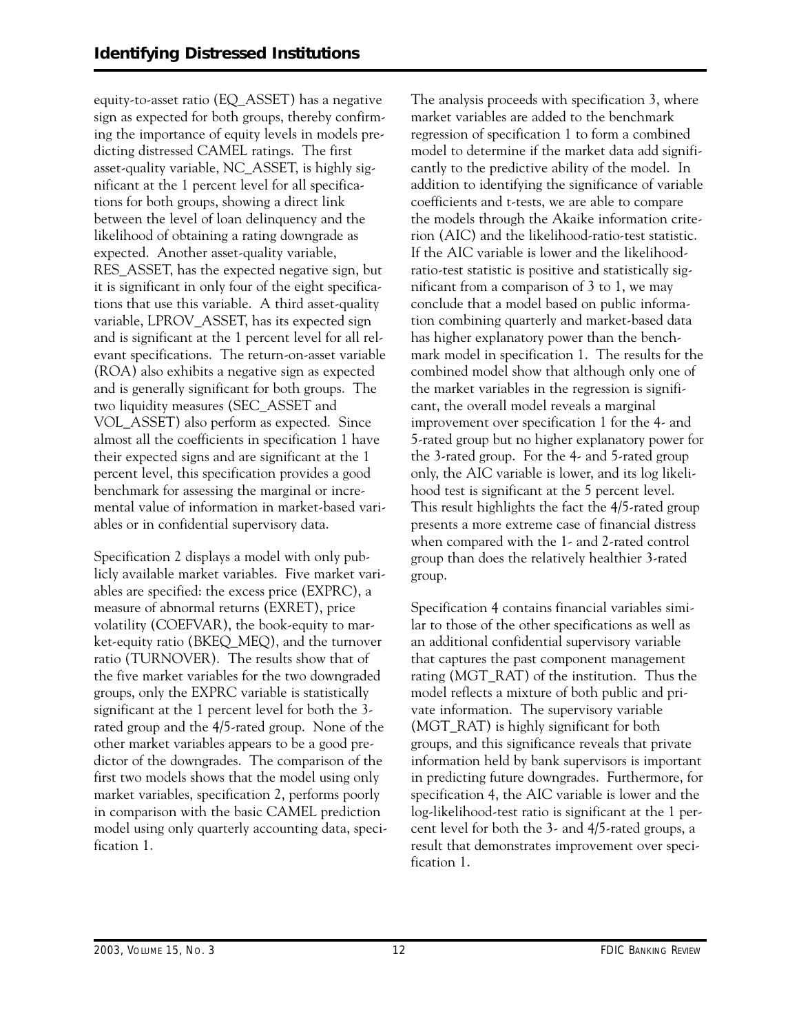equity-to-asset ratio (EQ_ASSET) has a negative sign as expected for both groups, thereby confirming the importance of equity levels in models predicting distressed CAMEL ratings. The first asset-quality variable, NC_ASSET, is highly significant at the 1 percent level for all specifications for both groups, showing a direct link between the level of loan delinquency and the likelihood of obtaining a rating downgrade as expected. Another asset-quality variable, RES_ASSET, has the expected negative sign, but it is significant in only four of the eight specifications that use this variable. A third asset-quality variable, LPROV_ASSET, has its expected sign and is significant at the 1 percent level for all relevant specifications. The return-on-asset variable (ROA) also exhibits a negative sign as expected and is generally significant for both groups. The two liquidity measures (SEC_ASSET and VOL_ASSET) also perform as expected. Since almost all the coefficients in specification 1 have their expected signs and are significant at the 1 percent level, this specification provides a good benchmark for assessing the marginal or incremental value of information in market-based variables or in confidential supervisory data.

Specification 2 displays a model with only publicly available market variables. Five market variables are specified: the excess price (EXPRC), a measure of abnormal returns (EXRET), price volatility (COEFVAR), the book-equity to market-equity ratio (BKEQ_MEQ), and the turnover ratio (TURNOVER). The results show that of the five market variables for the two downgraded groups, only the EXPRC variable is statistically significant at the 1 percent level for both the 3-rated group and the 4/5-rated group. None of the other market variables appears to be a good predictor of the downgrades. The comparison of the first two models shows that the model using only market variables, specification 2, performs poorly in comparison with the basic CAMEL prediction model using only quarterly accounting data, specification 1.

The analysis proceeds with specification 3, where market variables are added to the benchmark regression of specification 1 to form a combined model to determine if the market data add significantly to the predictive ability of the model. In addition to identifying the significance of variable coefficients and t-tests, we are able to compare the models through the Akaike information criterion (AIC) and the likelihood-ratio-test statistic. If the AIC variable is lower and the likelihood-ratio-test statistic is positive and statistically significant from a comparison of 3 to 1, we may conclude that a model based on public information combining quarterly and market-based data has higher explanatory power than the benchmark model in specification 1. The results for the combined model show that although only one of the market variables in the regression is significant, the overall model reveals a marginal improvement over specification 1 for the 4- and 5-rated group but no higher explanatory power for the 3-rated group. For the 4- and 5-rated group only, the AIC variable is lower, and its log likelihood test is significant at the 5 percent level. This result highlights the fact the 4/5-rated group presents a more extreme case of financial distress when compared with the 1- and 2-rated control group than does the relatively healthier 3-rated group.

Specification 4 contains financial variables similar to those of the other specifications as well as an additional confidential supervisory variable that captures the past component management rating (MGT_RAT) of the institution. Thus the model reflects a mixture of both public and private information. The supervisory variable (MGT_RAT) is highly significant for both groups, and this significance reveals that private information held by bank supervisors is important in predicting future downgrades. Furthermore, for specification 4, the AIC variable is lower and the log-likelihood-test ratio is significant at the 1 percent level for both the 3- and 4/5-rated groups, a result that demonstrates improvement over specification 1.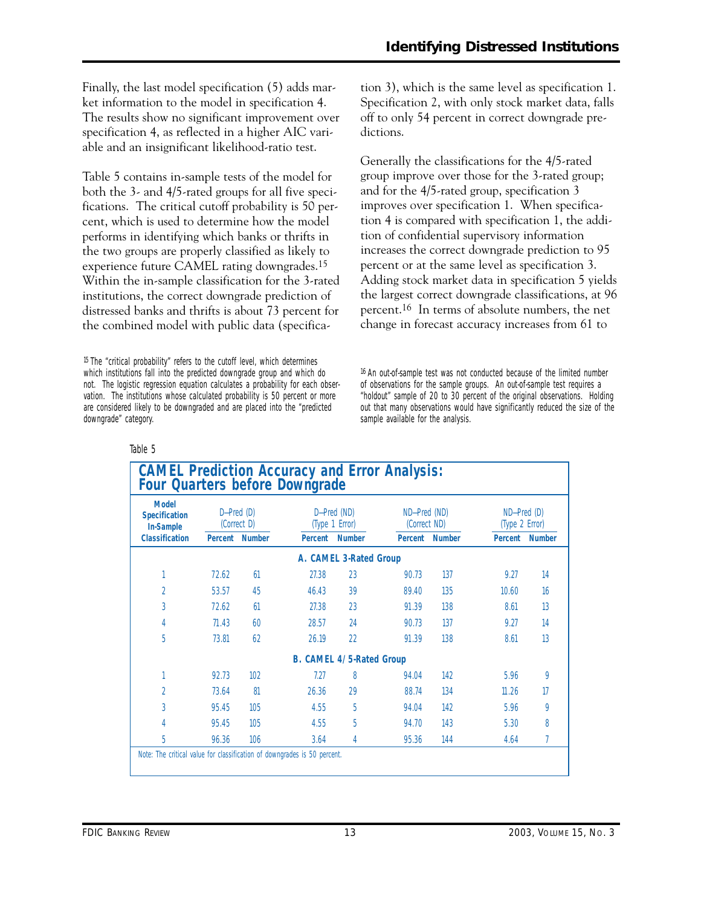Finally, the last model specification (5) adds market information to the model in specification 4. The results show no significant improvement over specification 4, as reflected in a higher AIC variable and an insignificant likelihood-ratio test.

Table 5 contains in-sample tests of the model for both the 3- and 4/5-rated groups for all five specifications. The critical cutoff probability is 50 percent, which is used to determine how the model performs in identifying which banks or thrifts in the two groups are properly classified as likely to experience future CAMEL rating downgrades.[15] Within the in-sample classification for the 3-rated institutions, the correct downgrade prediction of distressed banks and thrifts is about 73 percent for the combined model with public data (specification 3), which is the same level as specification 1. Specification 2, with only stock market data, falls off to only 54 percent in correct downgrade predictions.

Generally the classifications for the 4/5-rated group improve over those for the 3-rated group; and for the 4/5-rated group, specification 3 improves over specification 1. When specification 4 is compared with specification 1, the addition of confidential supervisory information increases the correct downgrade prediction to 95 percent or at the same level as specification 3. Adding stock market data in specification 5 yields the largest correct downgrade classifications, at 96 percent.[16] In terms of absolute numbers, the net change in forecast accuracy increases from 61 to

[15] The "critical probability" refers to the cutoff level, which determines which institutions fall into the predicted downgrade group and which do not. The logistic regression equation calculates a probability for each observation. The institutions whose calculated probability is 50 percent or more are considered likely to be downgraded and are placed into the "predicted downgrade" category.

[16] An out-of-sample test was not conducted because of the limited number of observations for the sample groups. An out-of-sample test requires a "holdout" sample of 20 to 30 percent of the original observations. Holding out that many observations would have significantly reduced the size of the sample available for the analysis.

Table 5

**CAMEL Prediction Accuracy and Error Analysis: Four Quarters before Downgrade**

| Model Specification In-Sample Classification | D–Pred (D) (Correct D) | | D–Pred (ND) (Type 1 Error) | | ND–Pred (ND) (Correct ND) | | ND–Pred (D) (Type 2 Error) | |
|---|---|---|---|---|---|---|---|---|
| | Percent | Number | Percent | Number | Percent | Number | Percent | Number |
| **A. CAMEL 3-Rated Group** | | | | | | | | |
| 1 | 72.62 | 61 | 27.38 | 23 | 90.73 | 137 | 9.27 | 14 |
| 2 | 53.57 | 45 | 46.43 | 39 | 89.40 | 135 | 10.60 | 16 |
| 3 | 72.62 | 61 | 27.38 | 23 | 91.39 | 138 | 8.61 | 13 |
| 4 | 71.43 | 60 | 28.57 | 24 | 90.73 | 137 | 9.27 | 14 |
| 5 | 73.81 | 62 | 26.19 | 22 | 91.39 | 138 | 8.61 | 13 |
| **B. CAMEL 4/5-Rated Group** | | | | | | | | |
| 1 | 92.73 | 102 | 7.27 | 8 | 94.04 | 142 | 5.96 | 9 |
| 2 | 73.64 | 81 | 26.36 | 29 | 88.74 | 134 | 11.26 | 17 |
| 3 | 95.45 | 105 | 4.55 | 5 | 94.04 | 142 | 5.96 | 9 |
| 4 | 95.45 | 105 | 4.55 | 5 | 94.70 | 143 | 5.30 | 8 |
| 5 | 96.36 | 106 | 3.64 | 4 | 95.36 | 144 | 4.64 | 7 |

Note: The critical value for classification of downgrades is 50 percent.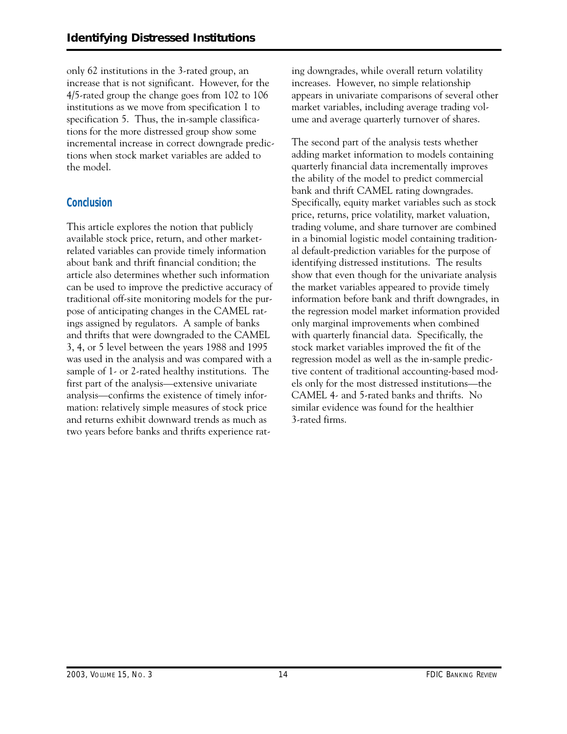only 62 institutions in the 3-rated group, an increase that is not significant. However, for the 4/5-rated group the change goes from 102 to 106 institutions as we move from specification 1 to specification 5. Thus, the in-sample classifications for the more distressed group show some incremental increase in correct downgrade predictions when stock market variables are added to the model.

## Conclusion

This article explores the notion that publicly available stock price, return, and other market-related variables can provide timely information about bank and thrift financial condition; the article also determines whether such information can be used to improve the predictive accuracy of traditional off-site monitoring models for the purpose of anticipating changes in the CAMEL ratings assigned by regulators. A sample of banks and thrifts that were downgraded to the CAMEL 3, 4, or 5 level between the years 1988 and 1995 was used in the analysis and was compared with a sample of 1- or 2-rated healthy institutions. The first part of the analysis—extensive univariate analysis—confirms the existence of timely information: relatively simple measures of stock price and returns exhibit downward trends as much as two years before banks and thrifts experience rating downgrades, while overall return volatility increases. However, no simple relationship appears in univariate comparisons of several other market variables, including average trading volume and average quarterly turnover of shares.

The second part of the analysis tests whether adding market information to models containing quarterly financial data incrementally improves the ability of the model to predict commercial bank and thrift CAMEL rating downgrades. Specifically, equity market variables such as stock price, returns, price volatility, market valuation, trading volume, and share turnover are combined in a binomial logistic model containing traditional default-prediction variables for the purpose of identifying distressed institutions. The results show that even though for the univariate analysis the market variables appeared to provide timely information before bank and thrift downgrades, in the regression model market information provided only marginal improvements when combined with quarterly financial data. Specifically, the stock market variables improved the fit of the regression model as well as the in-sample predictive content of traditional accounting-based models only for the most distressed institutions—the CAMEL 4- and 5-rated banks and thrifts. No similar evidence was found for the healthier 3-rated firms.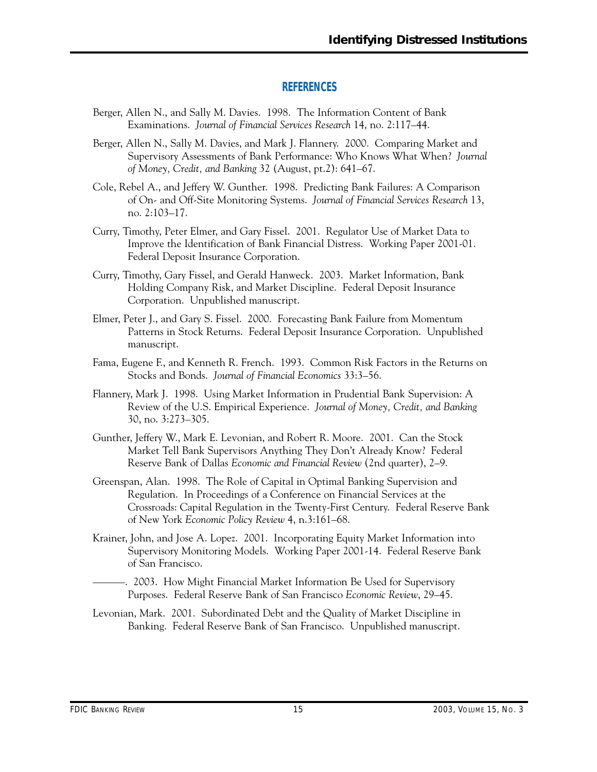## REFERENCES

Berger, Allen N., and Sally M. Davies. 1998. The Information Content of Bank Examinations. *Journal of Financial Services Research* 14, no. 2:117–44.

Berger, Allen N., Sally M. Davies, and Mark J. Flannery. 2000. Comparing Market and Supervisory Assessments of Bank Performance: Who Knows What When? *Journal of Money, Credit, and Banking* 32 (August, pt.2): 641–67.

Cole, Rebel A., and Jeffery W. Gunther. 1998. Predicting Bank Failures: A Comparison of On- and Off-Site Monitoring Systems. *Journal of Financial Services Research* 13, no. 2:103–17.

Curry, Timothy, Peter Elmer, and Gary Fissel. 2001. Regulator Use of Market Data to Improve the Identification of Bank Financial Distress. Working Paper 2001-01. Federal Deposit Insurance Corporation.

Curry, Timothy, Gary Fissel, and Gerald Hanweck. 2003. Market Information, Bank Holding Company Risk, and Market Discipline. Federal Deposit Insurance Corporation. Unpublished manuscript.

Elmer, Peter J., and Gary S. Fissel. 2000. Forecasting Bank Failure from Momentum Patterns in Stock Returns. Federal Deposit Insurance Corporation. Unpublished manuscript.

Fama, Eugene F., and Kenneth R. French. 1993. Common Risk Factors in the Returns on Stocks and Bonds. *Journal of Financial Economics* 33:3–56.

Flannery, Mark J. 1998. Using Market Information in Prudential Bank Supervision: A Review of the U.S. Empirical Experience. *Journal of Money, Credit, and Banking* 30, no. 3:273–305.

Gunther, Jeffery W., Mark E. Levonian, and Robert R. Moore. 2001. Can the Stock Market Tell Bank Supervisors Anything They Don't Already Know? Federal Reserve Bank of Dallas *Economic and Financial Review* (2nd quarter), 2–9.

Greenspan, Alan. 1998. The Role of Capital in Optimal Banking Supervision and Regulation. In Proceedings of a Conference on Financial Services at the Crossroads: Capital Regulation in the Twenty-First Century. Federal Reserve Bank of New York *Economic Policy Review* 4, n.3:161–68.

Krainer, John, and Jose A. Lopez. 2001. Incorporating Equity Market Information into Supervisory Monitoring Models. Working Paper 2001-14. Federal Reserve Bank of San Francisco.

———. 2003. How Might Financial Market Information Be Used for Supervisory Purposes. Federal Reserve Bank of San Francisco *Economic Review*, 29–45.

Levonian, Mark. 2001. Subordinated Debt and the Quality of Market Discipline in Banking. Federal Reserve Bank of San Francisco. Unpublished manuscript.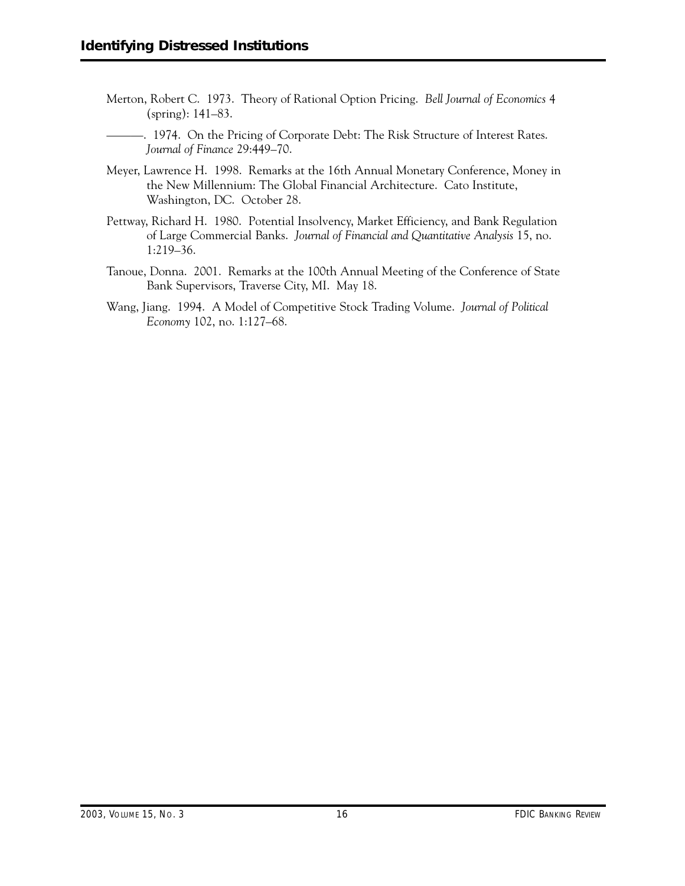Merton, Robert C. 1973. Theory of Rational Option Pricing. *Bell Journal of Economics* 4 (spring): 141–83.

———. 1974. On the Pricing of Corporate Debt: The Risk Structure of Interest Rates. *Journal of Finance* 29:449–70.

Meyer, Lawrence H. 1998. Remarks at the 16th Annual Monetary Conference, Money in the New Millennium: The Global Financial Architecture. Cato Institute, Washington, DC. October 28.

Pettway, Richard H. 1980. Potential Insolvency, Market Efficiency, and Bank Regulation of Large Commercial Banks. *Journal of Financial and Quantitative Analysis* 15, no. 1:219–36.

Tanoue, Donna. 2001. Remarks at the 100th Annual Meeting of the Conference of State Bank Supervisors, Traverse City, MI. May 18.

Wang, Jiang. 1994. A Model of Competitive Stock Trading Volume. *Journal of Political Economy* 102, no. 1:127–68.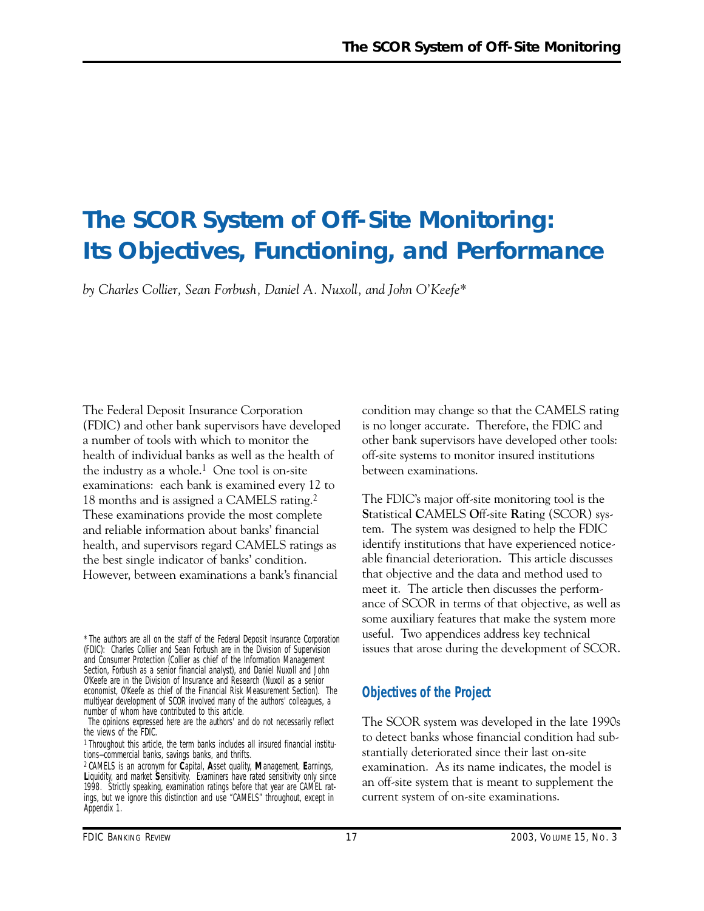# The SCOR System of Off-Site Monitoring: Its Objectives, Functioning, and Performance

*by Charles Collier, Sean Forbush, Daniel A. Nuxoll, and John O'Keefe\**

The Federal Deposit Insurance Corporation (FDIC) and other bank supervisors have developed a number of tools with which to monitor the health of individual banks as well as the health of the industry as a whole.[1] One tool is on-site examinations: each bank is examined every 12 to 18 months and is assigned a CAMELS rating.[2] These examinations provide the most complete and reliable information about banks' financial health, and supervisors regard CAMELS ratings as the best single indicator of banks' condition. However, between examinations a bank's financial condition may change so that the CAMELS rating is no longer accurate. Therefore, the FDIC and other bank supervisors have developed other tools: off-site systems to monitor insured institutions between examinations.

The FDIC's major off-site monitoring tool is the **S**tatistical **C**AMELS **O**ff-site **R**ating (SCOR) system. The system was designed to help the FDIC identify institutions that have experienced noticeable financial deterioration. This article discusses that objective and the data and method used to meet it. The article then discusses the performance of SCOR in terms of that objective, as well as some auxiliary features that make the system more useful. Two appendices address key technical issues that arose during the development of SCOR.

## Objectives of the Project

The SCOR system was developed in the late 1990s to detect banks whose financial condition had substantially deteriorated since their last on-site examination. As its name indicates, the model is an off-site system that is meant to supplement the current system of on-site examinations.

---

\* The authors are all on the staff of the Federal Deposit Insurance Corporation (FDIC): Charles Collier and Sean Forbush are in the Division of Supervision and Consumer Protection (Collier as chief of the Information Management Section, Forbush as a senior financial analyst), and Daniel Nuxoll and John O'Keefe are in the Division of Insurance and Research (Nuxoll as a senior economist, O'Keefe as chief of the Financial Risk Measurement Section). The multiyear development of SCOR involved many of the authors' colleagues, a number of whom have contributed to this article.

The opinions expressed here are the authors' and do not necessarily reflect the views of the FDIC.

[1] Throughout this article, the term banks includes all insured financial institutions—commercial banks, savings banks, and thrifts.

[2] CAMELS is an acronym for **C**apital, **A**sset quality, **M**anagement, **E**arnings, **L**iquidity, and market **S**ensitivity. Examiners have rated sensitivity only since 1998. Strictly speaking, examination ratings before that year are CAMEL ratings, but we ignore this distinction and use "CAMELS" throughout, except in Appendix 1.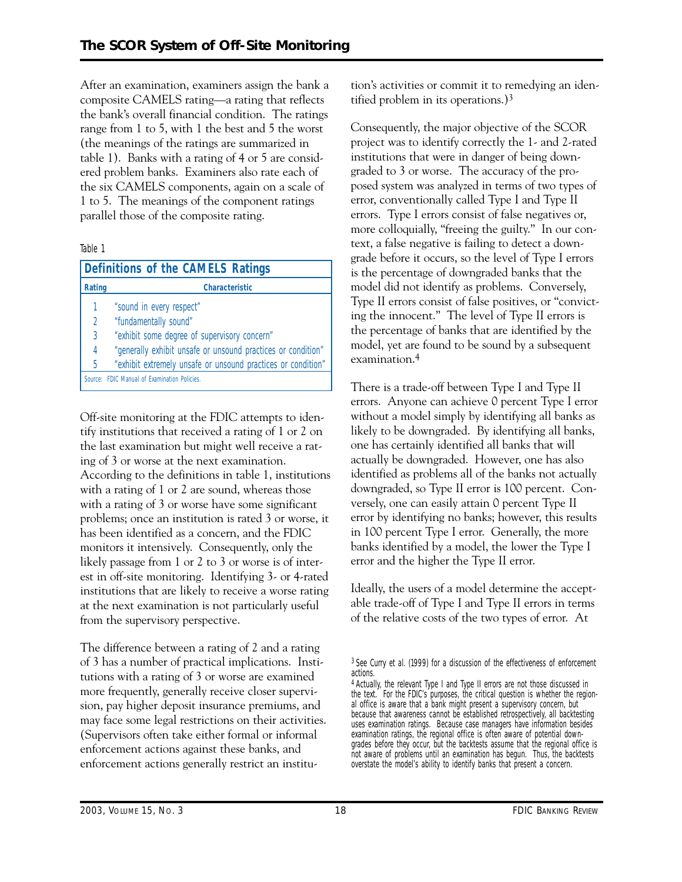After an examination, examiners assign the bank a composite CAMELS rating—a rating that reflects the bank's overall financial condition. The ratings range from 1 to 5, with 1 the best and 5 the worst (the meanings of the ratings are summarized in table 1). Banks with a rating of 4 or 5 are considered problem banks. Examiners also rate each of the six CAMELS components, again on a scale of 1 to 5. The meanings of the component ratings parallel those of the composite rating.

Table 1

**Definitions of the CAMELS Ratings**

| Rating | Characteristic |
|---|---|
| 1 | "sound in every respect" |
| 2 | "fundamentally sound" |
| 3 | "exhibit some degree of supervisory concern" |
| 4 | "generally exhibit unsafe or unsound practices or condition" |
| 5 | "exhibit extremely unsafe or unsound practices or condition" |

Source: FDIC Manual of Examination Policies.

Off-site monitoring at the FDIC attempts to identify institutions that received a rating of 1 or 2 on the last examination but might well receive a rating of 3 or worse at the next examination. According to the definitions in table 1, institutions with a rating of 1 or 2 are sound, whereas those with a rating of 3 or worse have some significant problems; once an institution is rated 3 or worse, it has been identified as a concern, and the FDIC monitors it intensively. Consequently, only the likely passage from 1 or 2 to 3 or worse is of interest in off-site monitoring. Identifying 3- or 4-rated institutions that are likely to receive a worse rating at the next examination is not particularly useful from the supervisory perspective.

The difference between a rating of 2 and a rating of 3 has a number of practical implications. Institutions with a rating of 3 or worse are examined more frequently, generally receive closer supervision, pay higher deposit insurance premiums, and may face some legal restrictions on their activities. (Supervisors often take either formal or informal enforcement actions against these banks, and enforcement actions generally restrict an institution's activities or commit it to remedying an identified problem in its operations.)[3]

Consequently, the major objective of the SCOR project was to identify correctly the 1- and 2-rated institutions that were in danger of being downgraded to 3 or worse. The accuracy of the proposed system was analyzed in terms of two types of error, conventionally called Type I and Type II errors. Type I errors consist of false negatives or, more colloquially, "freeing the guilty." In our context, a false negative is failing to detect a downgrade before it occurs, so the level of Type I errors is the percentage of downgraded banks that the model did not identify as problems. Conversely, Type II errors consist of false positives, or "convicting the innocent." The level of Type II errors is the percentage of banks that are identified by the model, yet are found to be sound by a subsequent examination.[4]

There is a trade-off between Type I and Type II errors. Anyone can achieve 0 percent Type I error without a model simply by identifying all banks as likely to be downgraded. By identifying all banks, one has certainly identified all banks that will actually be downgraded. However, one has also identified as problems all of the banks not actually downgraded, so Type II error is 100 percent. Conversely, one can easily attain 0 percent Type II error by identifying no banks; however, this results in 100 percent Type I error. Generally, the more banks identified by a model, the lower the Type I error and the higher the Type II error.

Ideally, the users of a model determine the acceptable trade-off of Type I and Type II errors in terms of the relative costs of the two types of error. At

---

[3] See Curry et al. (1999) for a discussion of the effectiveness of enforcement actions.

[4] Actually, the relevant Type I and Type II errors are not those discussed in the text. For the FDIC's purposes, the critical question is whether the regional office is aware that a bank might present a supervisory concern, but because that awareness cannot be established retrospectively, all backtesting uses examination ratings. Because case managers have information besides examination ratings, the regional office is often aware of potential downgrades before they occur, but the backtests assume that the regional office is not aware of problems until an examination has begun. Thus, the backtests overstate the model's ability to identify banks that present a concern.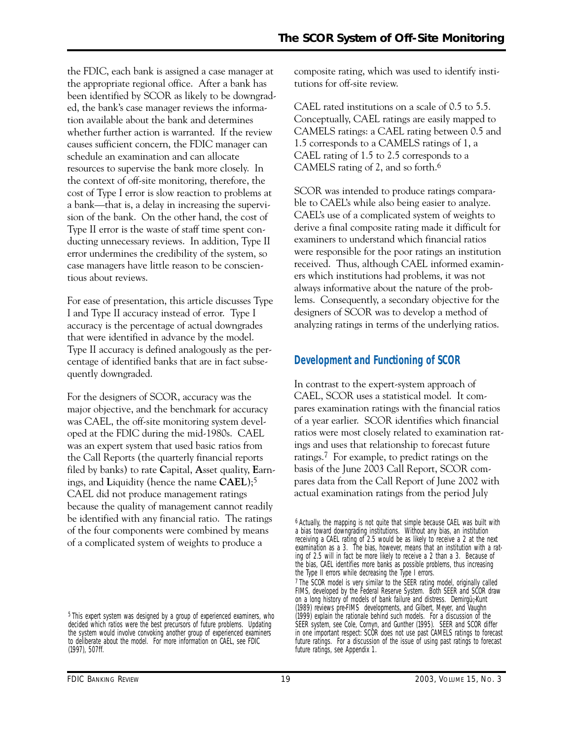the FDIC, each bank is assigned a case manager at the appropriate regional office. After a bank has been identified by SCOR as likely to be downgraded, the bank's case manager reviews the information available about the bank and determines whether further action is warranted. If the review causes sufficient concern, the FDIC manager can schedule an examination and can allocate resources to supervise the bank more closely. In the context of off-site monitoring, therefore, the cost of Type I error is slow reaction to problems at a bank—that is, a delay in increasing the supervision of the bank. On the other hand, the cost of Type II error is the waste of staff time spent conducting unnecessary reviews. In addition, Type II error undermines the credibility of the system, so case managers have little reason to be conscientious about reviews.

For ease of presentation, this article discusses Type I and Type II accuracy instead of error. Type I accuracy is the percentage of actual downgrades that were identified in advance by the model. Type II accuracy is defined analogously as the percentage of identified banks that are in fact subsequently downgraded.

For the designers of SCOR, accuracy was the major objective, and the benchmark for accuracy was CAEL, the off-site monitoring system developed at the FDIC during the mid-1980s. CAEL was an expert system that used basic ratios from the Call Reports (the quarterly financial reports filed by banks) to rate **C**apital, **A**sset quality, **E**arnings, and **L**iquidity (hence the name **CAEL**);[5] CAEL did not produce management ratings because the quality of management cannot readily be identified with any financial ratio. The ratings of the four components were combined by means of a complicated system of weights to produce a composite rating, which was used to identify institutions for off-site review.

CAEL rated institutions on a scale of 0.5 to 5.5. Conceptually, CAEL ratings are easily mapped to CAMELS ratings: a CAEL rating between 0.5 and 1.5 corresponds to a CAMELS ratings of 1, a CAEL rating of 1.5 to 2.5 corresponds to a CAMELS rating of 2, and so forth.[6]

SCOR was intended to produce ratings comparable to CAEL's while also being easier to analyze. CAEL's use of a complicated system of weights to derive a final composite rating made it difficult for examiners to understand which financial ratios were responsible for the poor ratings an institution received. Thus, although CAEL informed examiners which institutions had problems, it was not always informative about the nature of the problems. Consequently, a secondary objective for the designers of SCOR was to develop a method of analyzing ratings in terms of the underlying ratios.

## Development and Functioning of SCOR

In contrast to the expert-system approach of CAEL, SCOR uses a statistical model. It compares examination ratings with the financial ratios of a year earlier. SCOR identifies which financial ratios were most closely related to examination ratings and uses that relationship to forecast future ratings.[7] For example, to predict ratings on the basis of the June 2003 Call Report, SCOR compares data from the Call Report of June 2002 with actual examination ratings from the period July

[5] This expert system was designed by a group of experienced examiners, who decided which ratios were the best precursors of future problems. Updating the system would involve convoking another group of experienced examiners to deliberate about the model. For more information on CAEL, see FDIC (1997), 507ff.

[6] Actually, the mapping is not quite that simple because CAEL was built with a bias toward downgrading institutions. Without any bias, an institution receiving a CAEL rating of 2.5 would be as likely to receive a 2 at the next examination as a 3. The bias, however, means that an institution with a rating of 2.5 will in fact be more likely to receive a 2 than a 3. Because of the bias, CAEL identifies more banks as possible problems, thus increasing the Type II errors while decreasing the Type I errors.

[7] The SCOR model is very similar to the SEER rating model, originally called FIMS, developed by the Federal Reserve System. Both SEER and SCOR draw on a long history of models of bank failure and distress. Demirgüç-Kunt (1989) reviews pre-FIMS developments, and Gilbert, Meyer, and Vaughn (1999) explain the rationale behind such models. For a discussion of the SEER system, see Cole, Cornyn, and Gunther (1995). SEER and SCOR differ in one important respect: SCOR does not use past CAMELS ratings to forecast future ratings. For a discussion of the issue of using past ratings to forecast future ratings, see Appendix 1.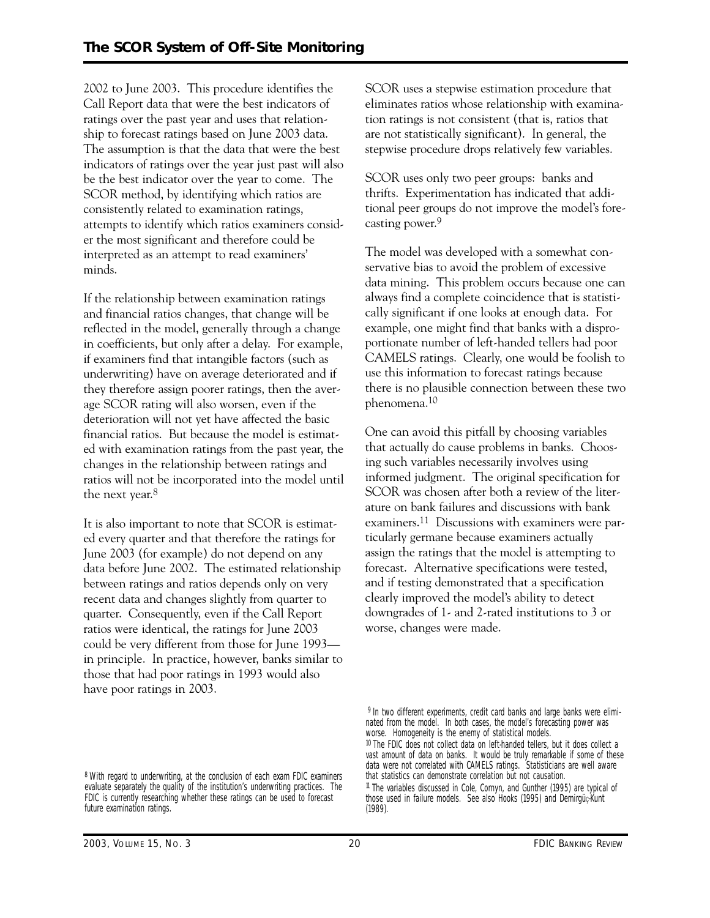2002 to June 2003. This procedure identifies the Call Report data that were the best indicators of ratings over the past year and uses that relationship to forecast ratings based on June 2003 data. The assumption is that the data that were the best indicators of ratings over the year just past will also be the best indicator over the year to come. The SCOR method, by identifying which ratios are consistently related to examination ratings, attempts to identify which ratios examiners consider the most significant and therefore could be interpreted as an attempt to read examiners' minds.

If the relationship between examination ratings and financial ratios changes, that change will be reflected in the model, generally through a change in coefficients, but only after a delay. For example, if examiners find that intangible factors (such as underwriting) have on average deteriorated and if they therefore assign poorer ratings, then the average SCOR rating will also worsen, even if the deterioration will not yet have affected the basic financial ratios. But because the model is estimated with examination ratings from the past year, the changes in the relationship between ratings and ratios will not be incorporated into the model until the next year.[8]

It is also important to note that SCOR is estimated every quarter and that therefore the ratings for June 2003 (for example) do not depend on any data before June 2002. The estimated relationship between ratings and ratios depends only on very recent data and changes slightly from quarter to quarter. Consequently, even if the Call Report ratios were identical, the ratings for June 2003 could be very different from those for June 1993—in principle. In practice, however, banks similar to those that had poor ratings in 1993 would also have poor ratings in 2003.

SCOR uses a stepwise estimation procedure that eliminates ratios whose relationship with examination ratings is not consistent (that is, ratios that are not statistically significant). In general, the stepwise procedure drops relatively few variables.

SCOR uses only two peer groups: banks and thrifts. Experimentation has indicated that additional peer groups do not improve the model's forecasting power.[9]

The model was developed with a somewhat conservative bias to avoid the problem of excessive data mining. This problem occurs because one can always find a complete coincidence that is statistically significant if one looks at enough data. For example, one might find that banks with a disproportionate number of left-handed tellers had poor CAMELS ratings. Clearly, one would be foolish to use this information to forecast ratings because there is no plausible connection between these two phenomena.[10]

One can avoid this pitfall by choosing variables that actually do cause problems in banks. Choosing such variables necessarily involves using informed judgment. The original specification for SCOR was chosen after both a review of the literature on bank failures and discussions with bank examiners.[11] Discussions with examiners were particularly germane because examiners actually assign the ratings that the model is attempting to forecast. Alternative specifications were tested, and if testing demonstrated that a specification clearly improved the model's ability to detect downgrades of 1- and 2-rated institutions to 3 or worse, changes were made.

[8] With regard to underwriting, at the conclusion of each exam FDIC examiners evaluate separately the quality of the institution's underwriting practices. The FDIC is currently researching whether these ratings can be used to forecast future examination ratings.

[9] In two different experiments, credit card banks and large banks were eliminated from the model. In both cases, the model's forecasting power was worse. Homogeneity is the enemy of statistical models.

[10] The FDIC does not collect data on left-handed tellers, but it does collect a vast amount of data on banks. It would be truly remarkable if some of these data were not correlated with CAMELS ratings. Statisticians are well aware that statistics can demonstrate correlation but not causation.

[11] The variables discussed in Cole, Cornyn, and Gunther (1995) are typical of those used in failure models. See also Hooks (1995) and Demirgüç-Kunt (1989).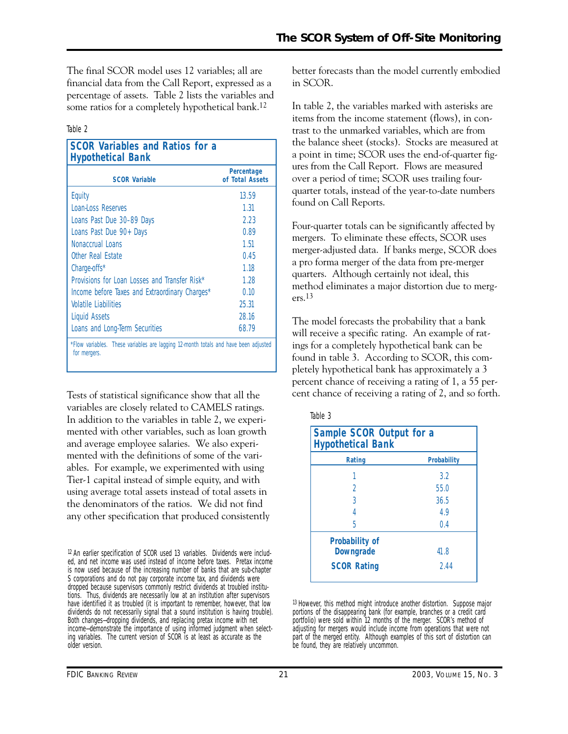The final SCOR model uses 12 variables; all are financial data from the Call Report, expressed as a percentage of assets. Table 2 lists the variables and some ratios for a completely hypothetical bank.[12]

Table 2

**SCOR Variables and Ratios for a Hypothetical Bank**

| SCOR Variable | Percentage of Total Assets |
|---|---|
| Equity | 13.59 |
| Loan-Loss Reserves | 1.31 |
| Loans Past Due 30–89 Days | 2.23 |
| Loans Past Due 90+ Days | 0.89 |
| Nonaccrual Loans | 1.51 |
| Other Real Estate | 0.45 |
| Charge-offs* | 1.18 |
| Provisions for Loan Losses and Transfer Risk* | 1.28 |
| Income before Taxes and Extraordinary Charges* | 0.10 |
| Volatile Liabilities | 25.31 |
| Liquid Assets | 28.16 |
| Loans and Long-Term Securities | 68.79 |

*Flow variables. These variables are lagging 12-month totals and have been adjusted for mergers.

Tests of statistical significance show that all the variables are closely related to CAMELS ratings. In addition to the variables in table 2, we experimented with other variables, such as loan growth and average employee salaries. We also experimented with the definitions of some of the variables. For example, we experimented with using Tier-1 capital instead of simple equity, and with using average total assets instead of total assets in the denominators of the ratios. We did not find any other specification that produced consistently better forecasts than the model currently embodied in SCOR.

In table 2, the variables marked with asterisks are items from the income statement (flows), in contrast to the unmarked variables, which are from the balance sheet (stocks). Stocks are measured at a point in time; SCOR uses the end-of-quarter figures from the Call Report. Flows are measured over a period of time; SCOR uses trailing four-quarter totals, instead of the year-to-date numbers found on Call Reports.

Four-quarter totals can be significantly affected by mergers. To eliminate these effects, SCOR uses merger-adjusted data. If banks merge, SCOR does a pro forma merger of the data from pre-merger quarters. Although certainly not ideal, this method eliminates a major distortion due to mergers.[13]

The model forecasts the probability that a bank will receive a specific rating. An example of ratings for a completely hypothetical bank can be found in table 3. According to SCOR, this completely hypothetical bank has approximately a 3 percent chance of receiving a rating of 1, a 55 percent chance of receiving a rating of 2, and so forth.

Table 3

**Sample SCOR Output for a Hypothetical Bank**

| Rating | Probability |
|---|---|
| 1 | 3.2 |
| 2 | 55.0 |
| 3 | 36.5 |
| 4 | 4.9 |
| 5 | 0.4 |
| **Probability of Downgrade** | 41.8 |
| **SCOR Rating** | 2.44 |

[12] An earlier specification of SCOR used 13 variables. Dividends were included, and net income was used instead of income before taxes. Pretax income is now used because of the increasing number of banks that are sub-chapter S corporations and do not pay corporate income tax, and dividends were dropped because supervisors commonly restrict dividends at troubled institutions. Thus, dividends are necessarily low at an institution after supervisors have identified it as troubled (it is important to remember, however, that low dividends do not necessarily signal that a sound institution is having trouble). Both changes—dropping dividends, and replacing pretax income with net income—demonstrate the importance of using informed judgment when selecting variables. The current version of SCOR is at least as accurate as the older version.

[13] However, this method might introduce another distortion. Suppose major portions of the disappearing bank (for example, branches or a credit card portfolio) were sold within 12 months of the merger. SCOR's method of adjusting for mergers would include income from operations that were not part of the merged entity. Although examples of this sort of distortion can be found, they are relatively uncommon.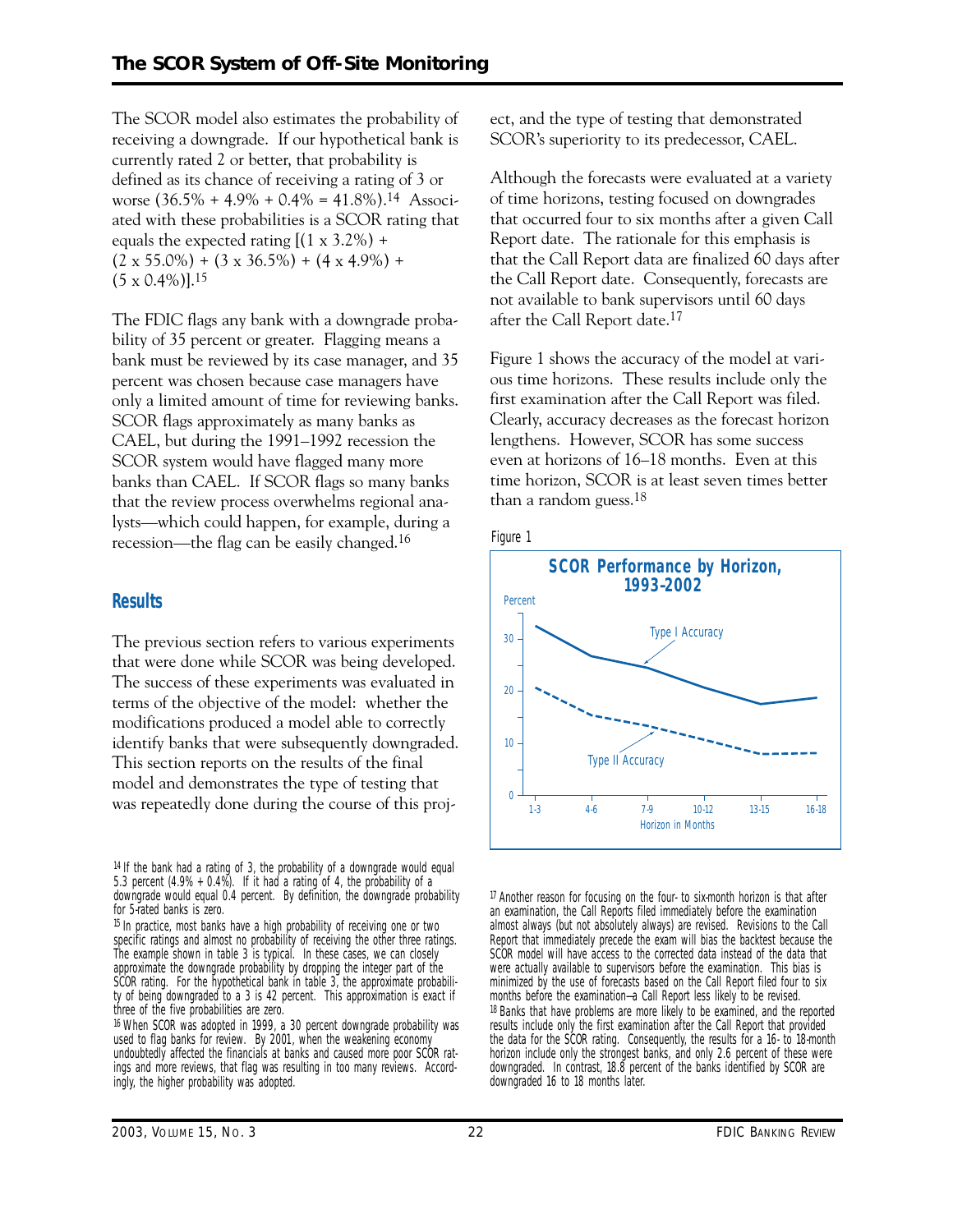The SCOR model also estimates the probability of receiving a downgrade. If our hypothetical bank is currently rated 2 or better, that probability is defined as its chance of receiving a rating of 3 or worse (36.5% + 4.9% + 0.4% = 41.8%).[14] Associated with these probabilities is a SCOR rating that equals the expected rating [(1 x 3.2%) + (2 x 55.0%) + (3 x 36.5%) + (4 x 4.9%) + (5 x 0.4%)].[15]

The FDIC flags any bank with a downgrade probability of 35 percent or greater. Flagging means a bank must be reviewed by its case manager, and 35 percent was chosen because case managers have only a limited amount of time for reviewing banks. SCOR flags approximately as many banks as CAEL, but during the 1991–1992 recession the SCOR system would have flagged many more banks than CAEL. If SCOR flags so many banks that the review process overwhelms regional analysts—which could happen, for example, during a recession—the flag can be easily changed.[16]

## Results

The previous section refers to various experiments that were done while SCOR was being developed. The success of these experiments was evaluated in terms of the objective of the model: whether the modifications produced a model able to correctly identify banks that were subsequently downgraded. This section reports on the results of the final model and demonstrates the type of testing that was repeatedly done during the course of this project, and the type of testing that demonstrated SCOR's superiority to its predecessor, CAEL.

Although the forecasts were evaluated at a variety of time horizons, testing focused on downgrades that occurred four to six months after a given Call Report date. The rationale for this emphasis is that the Call Report data are finalized 60 days after the Call Report date. Consequently, forecasts are not available to bank supervisors until 60 days after the Call Report date.[17]

Figure 1 shows the accuracy of the model at various time horizons. These results include only the first examination after the Call Report was filed. Clearly, accuracy decreases as the forecast horizon lengthens. However, SCOR has some success even at horizons of 16–18 months. Even at this time horizon, SCOR is at least seven times better than a random guess.[18]

Figure 1

**SCOR Performance by Horizon, 1993–2002**

[Line chart: Percent (0–30) vs. Horizon in Months (1-3, 4-6, 7-9, 10-12, 13-15, 16-18). Type I Accuracy (solid) declines from about 32 to about 17, rising to about 19 at 16-18. Type II Accuracy (dashed) declines from about 20 to about 8.]

[14] If the bank had a rating of 3, the probability of a downgrade would equal 5.3 percent (4.9% + 0.4%). If it had a rating of 4, the probability of a downgrade would equal 0.4 percent. By definition, the downgrade probability for 5-rated banks is zero.

[15] In practice, most banks have a high probability of receiving one or two specific ratings and almost no probability of receiving the other three ratings. The example shown in table 3 is typical. In these cases, we can closely approximate the downgrade probability by dropping the integer part of the SCOR rating. For the hypothetical bank in table 3, the approximate probability of being downgraded to a 3 is 42 percent. This approximation is exact if three of the five probabilities are zero.

[16] When SCOR was adopted in 1999, a 30 percent downgrade probability was used to flag banks for review. By 2001, when the weakening economy undoubtedly affected the financials at banks and caused more poor SCOR ratings and more reviews, that flag was resulting in too many reviews. Accordingly, the higher probability was adopted.

[17] Another reason for focusing on the four- to six-month horizon is that after an examination, the Call Reports filed immediately before the examination almost always (but not absolutely always) are revised. Revisions to the Call Report that immediately precede the exam will bias the backtest because the SCOR model will have access to the corrected data instead of the data that were actually available to supervisors before the examination. This bias is minimized by the use of forecasts based on the Call Report filed four to six months before the examination—a Call Report less likely to be revised.

[18] Banks that have problems are more likely to be examined, and the reported results include only the first examination after the Call Report that provided the data for the SCOR rating. Consequently, the results for a 16- to 18-month horizon include only the strongest banks, and only 2.6 percent of these were downgraded. In contrast, 18.8 percent of the banks identified by SCOR are downgraded 16 to 18 months later.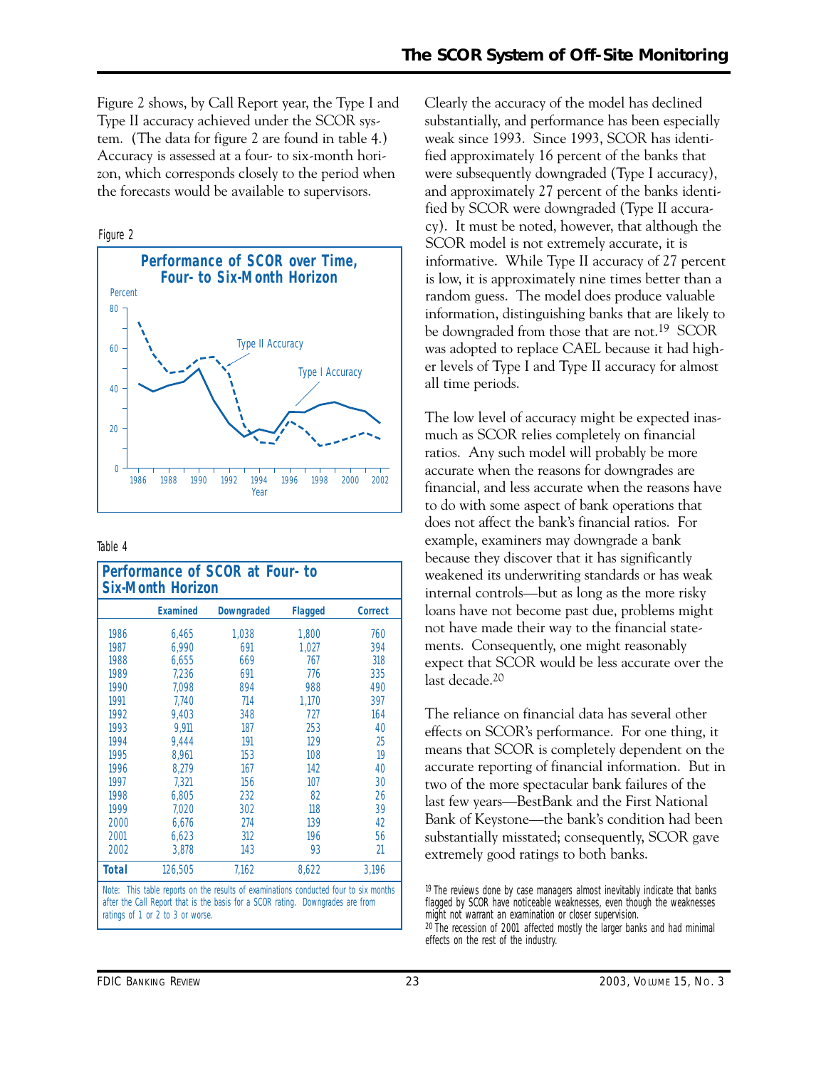Figure 2 shows, by Call Report year, the Type I and Type II accuracy achieved under the SCOR system. (The data for figure 2 are found in table 4.) Accuracy is assessed at a four- to six-month horizon, which corresponds closely to the period when the forecasts would be available to supervisors.

Figure 2

**Performance of SCOR over Time, Four- to Six-Month Horizon**

Table 4

**Performance of SCOR at Four- to Six-Month Horizon**

| | Examined | Downgraded | Flagged | Correct |
|---|---|---|---|---|
| 1986 | 6,465 | 1,038 | 1,800 | 760 |
| 1987 | 6,990 | 691 | 1,027 | 394 |
| 1988 | 6,655 | 669 | 767 | 318 |
| 1989 | 7,236 | 691 | 776 | 335 |
| 1990 | 7,098 | 894 | 988 | 490 |
| 1991 | 7,740 | 714 | 1,170 | 397 |
| 1992 | 9,403 | 348 | 727 | 164 |
| 1993 | 9,911 | 187 | 253 | 40 |
| 1994 | 9,444 | 191 | 129 | 25 |
| 1995 | 8,961 | 153 | 108 | 19 |
| 1996 | 8,279 | 167 | 142 | 40 |
| 1997 | 7,321 | 156 | 107 | 30 |
| 1998 | 6,805 | 232 | 82 | 26 |
| 1999 | 7,020 | 302 | 118 | 39 |
| 2000 | 6,676 | 274 | 139 | 42 |
| 2001 | 6,623 | 312 | 196 | 56 |
| 2002 | 3,878 | 143 | 93 | 21 |
| **Total** | 126,505 | 7,162 | 8,622 | 3,196 |

Note: This table reports on the results of examinations conducted four to six months after the Call Report that is the basis for a SCOR rating. Downgrades are from ratings of 1 or 2 to 3 or worse.

Clearly the accuracy of the model has declined substantially, and performance has been especially weak since 1993. Since 1993, SCOR has identified approximately 16 percent of the banks that were subsequently downgraded (Type I accuracy), and approximately 27 percent of the banks identified by SCOR were downgraded (Type II accuracy). It must be noted, however, that although the SCOR model is not extremely accurate, it is informative. While Type II accuracy of 27 percent is low, it is approximately nine times better than a random guess. The model does produce valuable information, distinguishing banks that are likely to be downgraded from those that are not.[19] SCOR was adopted to replace CAEL because it had higher levels of Type I and Type II accuracy for almost all time periods.

The low level of accuracy might be expected inasmuch as SCOR relies completely on financial ratios. Any such model will probably be more accurate when the reasons for downgrades are financial, and less accurate when the reasons have to do with some aspect of bank operations that does not affect the bank's financial ratios. For example, examiners may downgrade a bank because they discover that it has significantly weakened its underwriting standards or has weak internal controls—but as long as the more risky loans have not become past due, problems might not have made their way to the financial statements. Consequently, one might reasonably expect that SCOR would be less accurate over the last decade.[20]

The reliance on financial data has several other effects on SCOR's performance. For one thing, it means that SCOR is completely dependent on the accurate reporting of financial information. But in two of the more spectacular bank failures of the last few years—BestBank and the First National Bank of Keystone—the bank's condition had been substantially misstated; consequently, SCOR gave extremely good ratings to both banks.

[19] The reviews done by case managers almost inevitably indicate that banks flagged by SCOR have noticeable weaknesses, even though the weaknesses might not warrant an examination or closer supervision.

[20] The recession of 2001 affected mostly the larger banks and had minimal effects on the rest of the industry.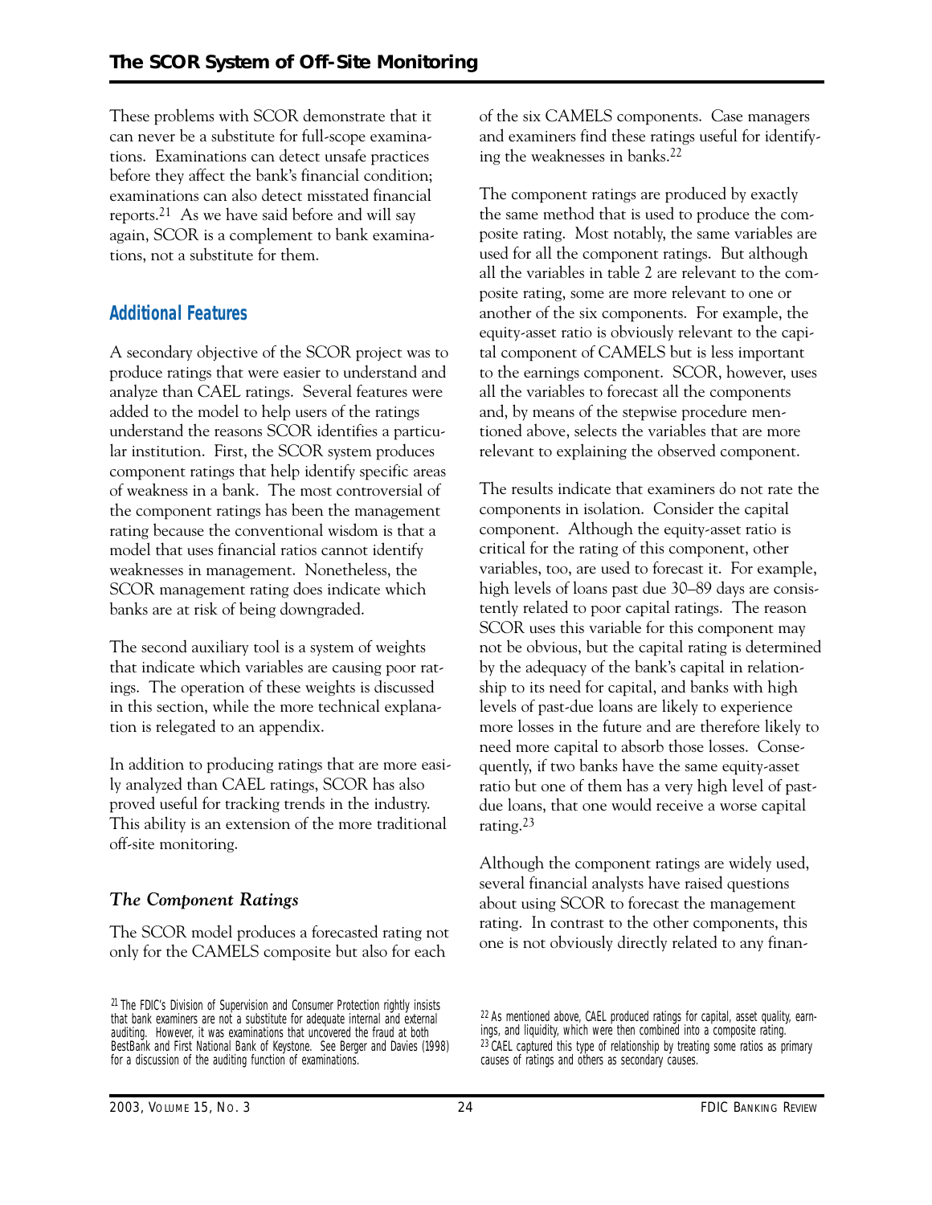These problems with SCOR demonstrate that it can never be a substitute for full-scope examinations. Examinations can detect unsafe practices before they affect the bank's financial condition; examinations can also detect misstated financial reports.[21] As we have said before and will say again, SCOR is a complement to bank examinations, not a substitute for them.

## Additional Features

A secondary objective of the SCOR project was to produce ratings that were easier to understand and analyze than CAEL ratings. Several features were added to the model to help users of the ratings understand the reasons SCOR identifies a particular institution. First, the SCOR system produces component ratings that help identify specific areas of weakness in a bank. The most controversial of the component ratings has been the management rating because the conventional wisdom is that a model that uses financial ratios cannot identify weaknesses in management. Nonetheless, the SCOR management rating does indicate which banks are at risk of being downgraded.

The second auxiliary tool is a system of weights that indicate which variables are causing poor ratings. The operation of these weights is discussed in this section, while the more technical explanation is relegated to an appendix.

In addition to producing ratings that are more easily analyzed than CAEL ratings, SCOR has also proved useful for tracking trends in the industry. This ability is an extension of the more traditional off-site monitoring.

### *The Component Ratings*

The SCOR model produces a forecasted rating not only for the CAMELS composite but also for each of the six CAMELS components. Case managers and examiners find these ratings useful for identifying the weaknesses in banks.[22]

The component ratings are produced by exactly the same method that is used to produce the composite rating. Most notably, the same variables are used for all the component ratings. But although all the variables in table 2 are relevant to the composite rating, some are more relevant to one or another of the six components. For example, the equity-asset ratio is obviously relevant to the capital component of CAMELS but is less important to the earnings component. SCOR, however, uses all the variables to forecast all the components and, by means of the stepwise procedure mentioned above, selects the variables that are more relevant to explaining the observed component.

The results indicate that examiners do not rate the components in isolation. Consider the capital component. Although the equity-asset ratio is critical for the rating of this component, other variables, too, are used to forecast it. For example, high levels of loans past due 30–89 days are consistently related to poor capital ratings. The reason SCOR uses this variable for this component may not be obvious, but the capital rating is determined by the adequacy of the bank's capital in relationship to its need for capital, and banks with high levels of past-due loans are likely to experience more losses in the future and are therefore likely to need more capital to absorb those losses. Consequently, if two banks have the same equity-asset ratio but one of them has a very high level of past-due loans, that one would receive a worse capital rating.[23]

Although the component ratings are widely used, several financial analysts have raised questions about using SCOR to forecast the management rating. In contrast to the other components, this one is not obviously directly related to any finan-

---

[21] The FDIC's Division of Supervision and Consumer Protection rightly insists that bank examiners are not a substitute for adequate internal and external auditing. However, it was examinations that uncovered the fraud at both BestBank and First National Bank of Keystone. See Berger and Davies (1998) for a discussion of the auditing function of examinations.

[22] As mentioned above, CAEL produced ratings for capital, asset quality, earnings, and liquidity, which were then combined into a composite rating.

[23] CAEL captured this type of relationship by treating some ratios as primary causes of ratings and others as secondary causes.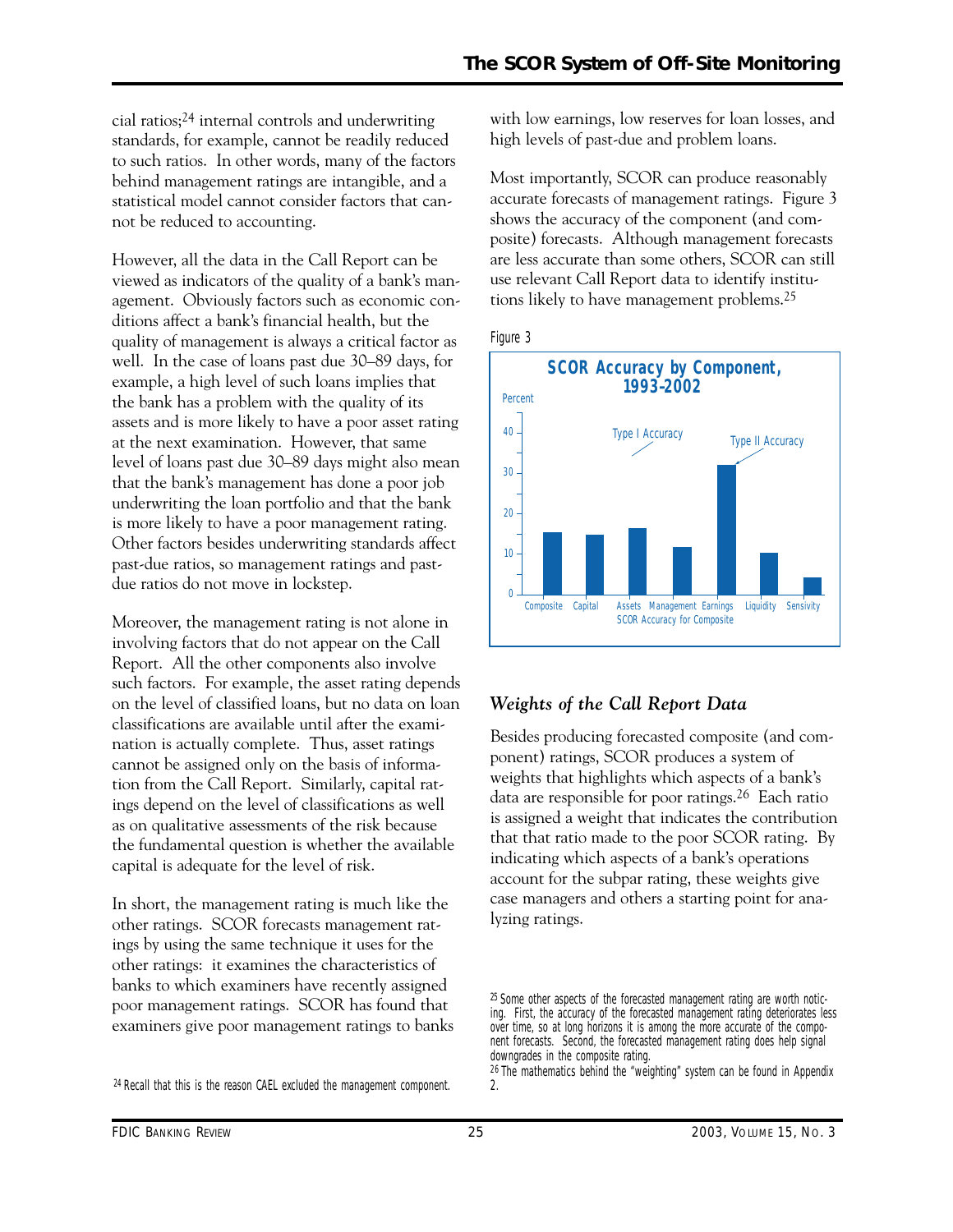cial ratios;[24] internal controls and underwriting standards, for example, cannot be readily reduced to such ratios. In other words, many of the factors behind management ratings are intangible, and a statistical model cannot consider factors that cannot be reduced to accounting.

However, all the data in the Call Report can be viewed as indicators of the quality of a bank's management. Obviously factors such as economic conditions affect a bank's financial health, but the quality of management is always a critical factor as well. In the case of loans past due 30–89 days, for example, a high level of such loans implies that the bank has a problem with the quality of its assets and is more likely to have a poor asset rating at the next examination. However, that same level of loans past due 30–89 days might also mean that the bank's management has done a poor job underwriting the loan portfolio and that the bank is more likely to have a poor management rating. Other factors besides underwriting standards affect past-due ratios, so management ratings and past-due ratios do not move in lockstep.

Moreover, the management rating is not alone in involving factors that do not appear on the Call Report. All the other components also involve such factors. For example, the asset rating depends on the level of classified loans, but no data on loan classifications are available until after the examination is actually complete. Thus, asset ratings cannot be assigned only on the basis of information from the Call Report. Similarly, capital ratings depend on the level of classifications as well as on qualitative assessments of the risk because the fundamental question is whether the available capital is adequate for the level of risk.

In short, the management rating is much like the other ratings. SCOR forecasts management ratings by using the same technique it uses for the other ratings: it examines the characteristics of banks to which examiners have recently assigned poor management ratings. SCOR has found that examiners give poor management ratings to banks with low earnings, low reserves for loan losses, and high levels of past-due and problem loans.

Most importantly, SCOR can produce reasonably accurate forecasts of management ratings. Figure 3 shows the accuracy of the component (and composite) forecasts. Although management forecasts are less accurate than some others, SCOR can still use relevant Call Report data to identify institutions likely to have management problems.[25]

Figure 3

**SCOR Accuracy by Component, 1993–2002**

| Component | Percent (approx.) |
|---|---|
| Composite | 15 |
| Capital | 15 |
| Assets | 16 |
| Management | 12 |
| Earnings | 32 |
| Liquidity | 10 |
| Sensivity | 4 |

Labels on chart: Type I Accuracy; Type II Accuracy; SCOR Accuracy for Composite

## *Weights of the Call Report Data*

Besides producing forecasted composite (and component) ratings, SCOR produces a system of weights that highlights which aspects of a bank's data are responsible for poor ratings.[26] Each ratio is assigned a weight that indicates the contribution that that ratio made to the poor SCOR rating. By indicating which aspects of a bank's operations account for the subpar rating, these weights give case managers and others a starting point for analyzing ratings.

[24] Recall that this is the reason CAEL excluded the management component.

[25] Some other aspects of the forecasted management rating are worth noticing. First, the accuracy of the forecasted management rating deteriorates less over time, so at long horizons it is among the more accurate of the component forecasts. Second, the forecasted management rating does help signal downgrades in the composite rating.

[26] The mathematics behind the "weighting" system can be found in Appendix 2.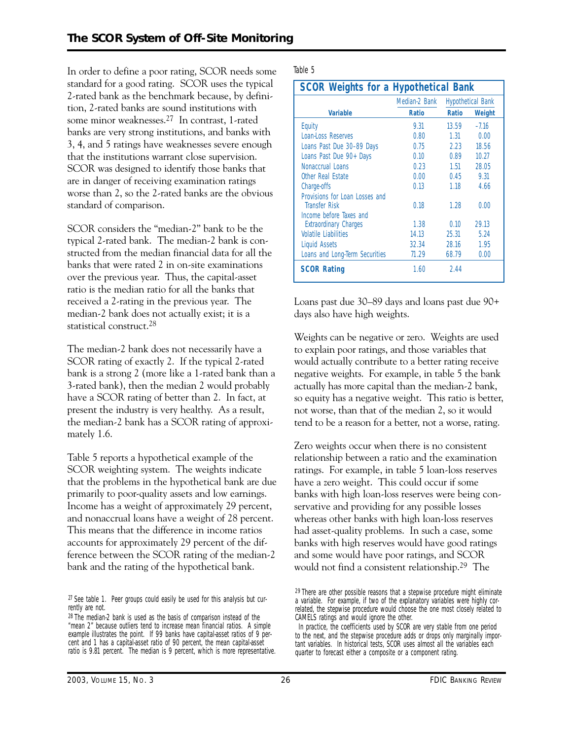In order to define a poor rating, SCOR needs some standard for a good rating. SCOR uses the typical 2-rated bank as the benchmark because, by definition, 2-rated banks are sound institutions with some minor weaknesses.[27] In contrast, 1-rated banks are very strong institutions, and banks with 3, 4, and 5 ratings have weaknesses severe enough that the institutions warrant close supervision. SCOR was designed to identify those banks that are in danger of receiving examination ratings worse than 2, so the 2-rated banks are the obvious standard of comparison.

SCOR considers the "median-2" bank to be the typical 2-rated bank. The median-2 bank is constructed from the median financial data for all the banks that were rated 2 in on-site examinations over the previous year. Thus, the capital-asset ratio is the median ratio for all the banks that received a 2-rating in the previous year. The median-2 bank does not actually exist; it is a statistical construct.[28]

The median-2 bank does not necessarily have a SCOR rating of exactly 2. If the typical 2-rated bank is a strong 2 (more like a 1-rated bank than a 3-rated bank), then the median 2 would probably have a SCOR rating of better than 2. In fact, at present the industry is very healthy. As a result, the median-2 bank has a SCOR rating of approximately 1.6.

Table 5 reports a hypothetical example of the SCOR weighting system. The weights indicate that the problems in the hypothetical bank are due primarily to poor-quality assets and low earnings. Income has a weight of approximately 29 percent, and nonaccrual loans have a weight of 28 percent. This means that the difference in income ratios accounts for approximately 29 percent of the difference between the SCOR rating of the median-2 bank and the rating of the hypothetical bank.

Table 5

**SCOR Weights for a Hypothetical Bank**

| Variable | Median-2 Bank Ratio | Hypothetical Bank Ratio | Hypothetical Bank Weight |
|---|---|---|---|
| Equity | 9.31 | 13.59 | −7.16 |
| Loan-Loss Reserves | 0.80 | 1.31 | 0.00 |
| Loans Past Due 30–89 Days | 0.75 | 2.23 | 18.56 |
| Loans Past Due 90+ Days | 0.10 | 0.89 | 10.27 |
| Nonaccrual Loans | 0.23 | 1.51 | 28.05 |
| Other Real Estate | 0.00 | 0.45 | 9.31 |
| Charge-offs | 0.13 | 1.18 | 4.66 |
| Provisions for Loan Losses and Transfer Risk | 0.18 | 1.28 | 0.00 |
| Income before Taxes and Extraordinary Charges | 1.38 | 0.10 | 29.13 |
| Volatile Liabilities | 14.13 | 25.31 | 5.24 |
| Liquid Assets | 32.34 | 28.16 | 1.95 |
| Loans and Long-Term Securities | 71.29 | 68.79 | 0.00 |
| **SCOR Rating** | 1.60 | 2.44 | |

Loans past due 30–89 days and loans past due 90+ days also have high weights.

Weights can be negative or zero. Weights are used to explain poor ratings, and those variables that would actually contribute to a better rating receive negative weights. For example, in table 5 the bank actually has more capital than the median-2 bank, so equity has a negative weight. This ratio is better, not worse, than that of the median 2, so it would tend to be a reason for a better, not a worse, rating.

Zero weights occur when there is no consistent relationship between a ratio and the examination ratings. For example, in table 5 loan-loss reserves have a zero weight. This could occur if some banks with high loan-loss reserves were being conservative and providing for any possible losses whereas other banks with high loan-loss reserves had asset-quality problems. In such a case, some banks with high reserves would have good ratings and some would have poor ratings, and SCOR would not find a consistent relationship.[29] The

---

[27] See table 1. Peer groups could easily be used for this analysis but currently are not.

[28] The median-2 bank is used as the basis of comparison instead of the "mean 2" because outliers tend to increase mean financial ratios. A simple example illustrates the point. If 99 banks have capital-asset ratios of 9 percent and 1 has a capital-asset ratio of 90 percent, the mean capital-asset ratio is 9.81 percent. The median is 9 percent, which is more representative.

[29] There are other possible reasons that a stepwise procedure might eliminate a variable. For example, if two of the explanatory variables were highly correlated, the stepwise procedure would choose the one most closely related to CAMELS ratings and would ignore the other.

In practice, the coefficients used by SCOR are very stable from one period to the next, and the stepwise procedure adds or drops only marginally important variables. In historical tests, SCOR uses almost all the variables each quarter to forecast either a composite or a component rating.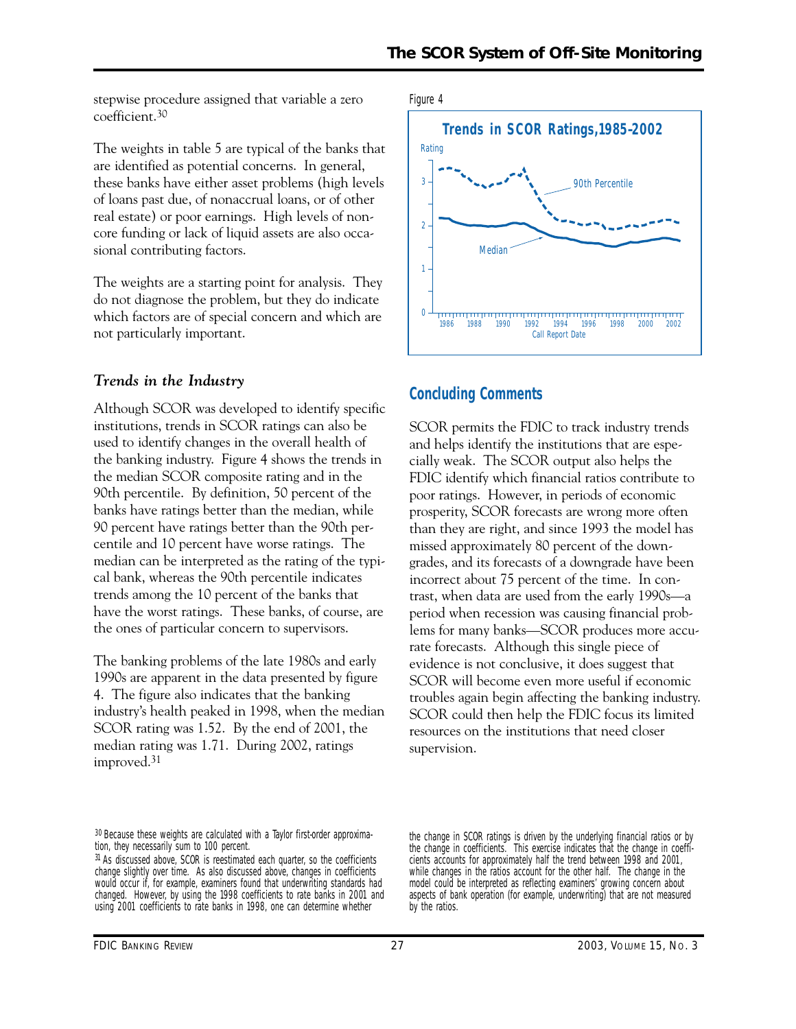stepwise procedure assigned that variable a zero coefficient.[30]

The weights in table 5 are typical of the banks that are identified as potential concerns. In general, these banks have either asset problems (high levels of loans past due, of nonaccrual loans, or of other real estate) or poor earnings. High levels of noncore funding or lack of liquid assets are also occasional contributing factors.

The weights are a starting point for analysis. They do not diagnose the problem, but they do indicate which factors are of special concern and which are not particularly important.

### *Trends in the Industry*

Although SCOR was developed to identify specific institutions, trends in SCOR ratings can also be used to identify changes in the overall health of the banking industry. Figure 4 shows the trends in the median SCOR composite rating and in the 90th percentile. By definition, 50 percent of the banks have ratings better than the median, while 90 percent have ratings better than the 90th percentile and 10 percent have worse ratings. The median can be interpreted as the rating of the typical bank, whereas the 90th percentile indicates trends among the 10 percent of the banks that have the worst ratings. These banks, of course, are the ones of particular concern to supervisors.

The banking problems of the late 1980s and early 1990s are apparent in the data presented by figure 4. The figure also indicates that the banking industry's health peaked in 1998, when the median SCOR rating was 1.52. By the end of 2001, the median rating was 1.71. During 2002, ratings improved.[31]

Figure 4

**Trends in SCOR Ratings, 1985–2002**

## Concluding Comments

SCOR permits the FDIC to track industry trends and helps identify the institutions that are especially weak. The SCOR output also helps the FDIC identify which financial ratios contribute to poor ratings. However, in periods of economic prosperity, SCOR forecasts are wrong more often than they are right, and since 1993 the model has missed approximately 80 percent of the downgrades, and its forecasts of a downgrade have been incorrect about 75 percent of the time. In contrast, when data are used from the early 1990s—a period when recession was causing financial problems for many banks—SCOR produces more accurate forecasts. Although this single piece of evidence is not conclusive, it does suggest that SCOR will become even more useful if economic troubles again begin affecting the banking industry. SCOR could then help the FDIC focus its limited resources on the institutions that need closer supervision.

---

[30] Because these weights are calculated with a Taylor first-order approximation, they necessarily sum to 100 percent.

[31] As discussed above, SCOR is reestimated each quarter, so the coefficients change slightly over time. As also discussed above, changes in coefficients would occur if, for example, examiners found that underwriting standards had changed. However, by using the 1998 coefficients to rate banks in 2001 and using 2001 coefficients to rate banks in 1998, one can determine whether the change in SCOR ratings is driven by the underlying financial ratios or by the change in coefficients. This exercise indicates that the change in coefficients accounts for approximately half the trend between 1998 and 2001, while changes in the ratios account for the other half. The change in the model could be interpreted as reflecting examiners' growing concern about aspects of bank operation (for example, underwriting) that are not measured by the ratios.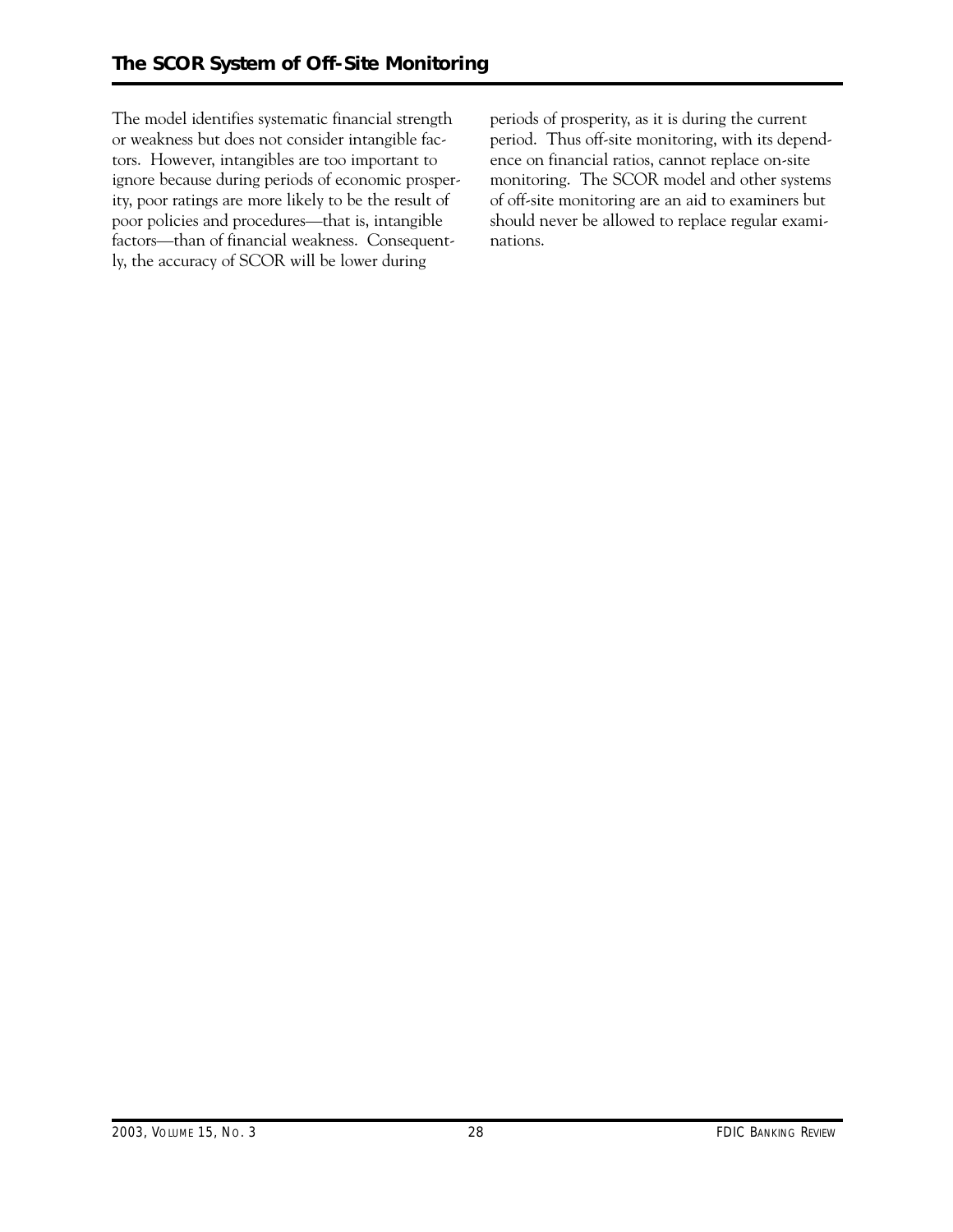The model identifies systematic financial strength or weakness but does not consider intangible factors. However, intangibles are too important to ignore because during periods of economic prosperity, poor ratings are more likely to be the result of poor policies and procedures—that is, intangible factors—than of financial weakness. Consequently, the accuracy of SCOR will be lower during periods of prosperity, as it is during the current period. Thus off-site monitoring, with its dependence on financial ratios, cannot replace on-site monitoring. The SCOR model and other systems of off-site monitoring are an aid to examiners but should never be allowed to replace regular examinations.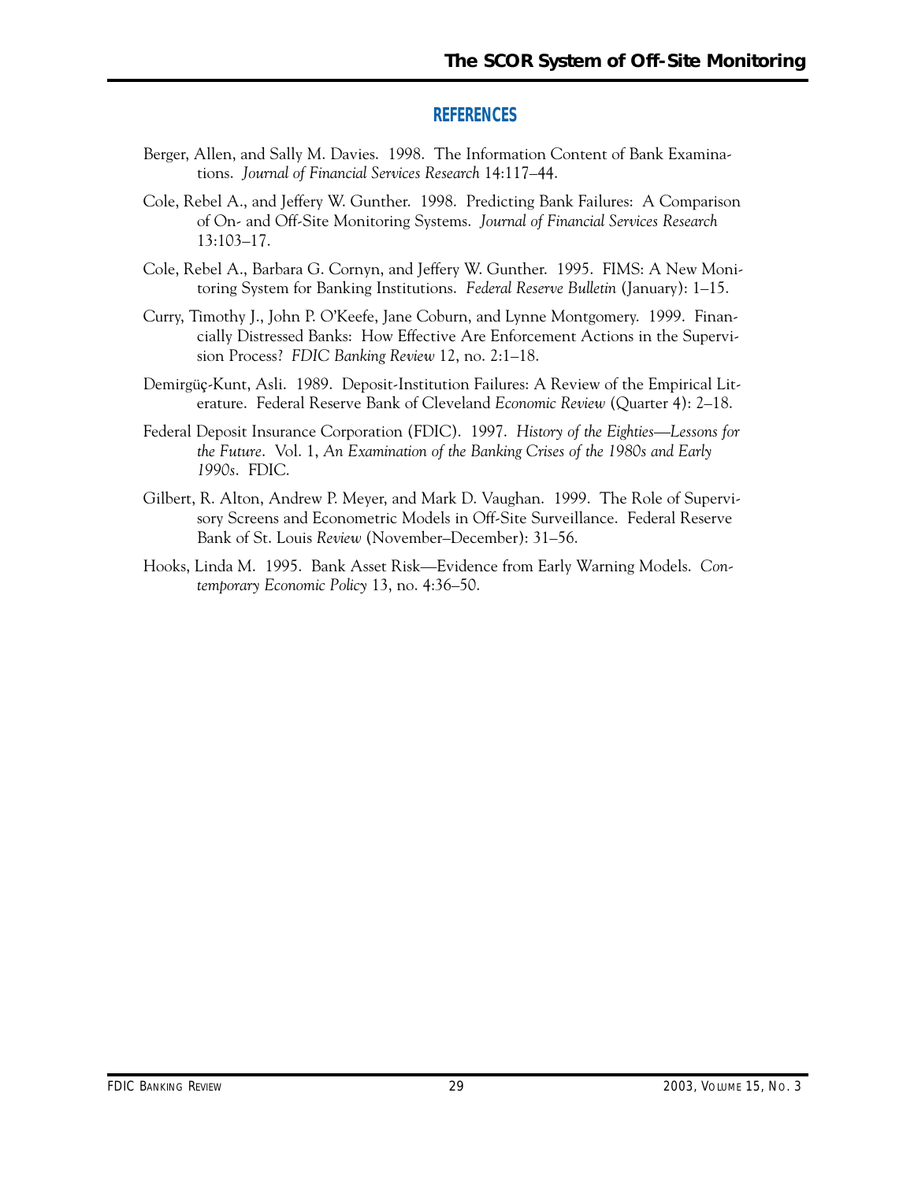## REFERENCES

Berger, Allen, and Sally M. Davies. 1998. The Information Content of Bank Examinations. *Journal of Financial Services Research* 14:117–44.

Cole, Rebel A., and Jeffery W. Gunther. 1998. Predicting Bank Failures: A Comparison of On- and Off-Site Monitoring Systems. *Journal of Financial Services Research* 13:103–17.

Cole, Rebel A., Barbara G. Cornyn, and Jeffery W. Gunther. 1995. FIMS: A New Monitoring System for Banking Institutions. *Federal Reserve Bulletin* (January): 1–15.

Curry, Timothy J., John P. O'Keefe, Jane Coburn, and Lynne Montgomery. 1999. Financially Distressed Banks: How Effective Are Enforcement Actions in the Supervision Process? *FDIC Banking Review* 12, no. 2:1–18.

Demirgüç-Kunt, Asli. 1989. Deposit-Institution Failures: A Review of the Empirical Literature. Federal Reserve Bank of Cleveland *Economic Review* (Quarter 4): 2–18.

Federal Deposit Insurance Corporation (FDIC). 1997. *History of the Eighties—Lessons for the Future*. Vol. 1, *An Examination of the Banking Crises of the 1980s and Early 1990s*. FDIC.

Gilbert, R. Alton, Andrew P. Meyer, and Mark D. Vaughan. 1999. The Role of Supervisory Screens and Econometric Models in Off-Site Surveillance. Federal Reserve Bank of St. Louis *Review* (November–December): 31–56.

Hooks, Linda M. 1995. Bank Asset Risk—Evidence from Early Warning Models. *Contemporary Economic Policy* 13, no. 4:36–50.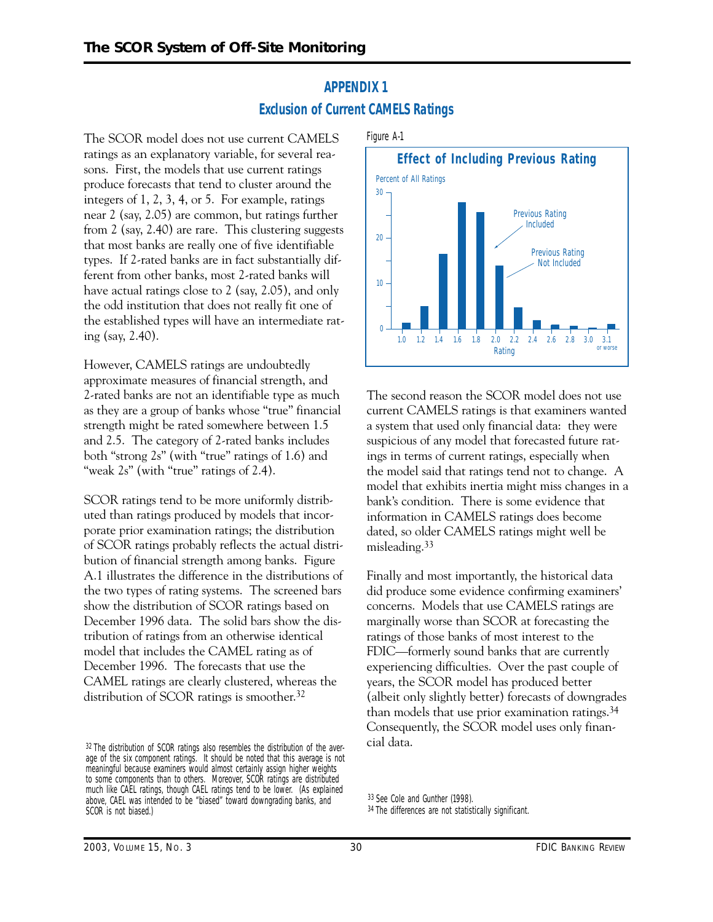## APPENDIX 1

### Exclusion of Current CAMELS Ratings

The SCOR model does not use current CAMELS ratings as an explanatory variable, for several reasons. First, the models that use current ratings produce forecasts that tend to cluster around the integers of 1, 2, 3, 4, or 5. For example, ratings near 2 (say, 2.05) are common, but ratings further from 2 (say, 2.40) are rare. This clustering suggests that most banks are really one of five identifiable types. If 2-rated banks are in fact substantially different from other banks, most 2-rated banks will have actual ratings close to 2 (say, 2.05), and only the odd institution that does not really fit one of the established types will have an intermediate rating (say, 2.40).

However, CAMELS ratings are undoubtedly approximate measures of financial strength, and 2-rated banks are not an identifiable type as much as they are a group of banks whose "true" financial strength might be rated somewhere between 1.5 and 2.5. The category of 2-rated banks includes both "strong 2s" (with "true" ratings of 1.6) and "weak 2s" (with "true" ratings of 2.4).

SCOR ratings tend to be more uniformly distributed than ratings produced by models that incorporate prior examination ratings; the distribution of SCOR ratings probably reflects the actual distribution of financial strength among banks. Figure A.1 illustrates the difference in the distributions of the two types of rating systems. The screened bars show the distribution of SCOR ratings based on December 1996 data. The solid bars show the distribution of ratings from an otherwise identical model that includes the CAMEL rating as of December 1996. The forecasts that use the CAMEL ratings are clearly clustered, whereas the distribution of SCOR ratings is smoother.[32]

Figure A-1

**Effect of Including Previous Rating**

Percent of All Ratings (y-axis, 0–30); Rating (x-axis): 1.0, 1.2, 1.4, 1.6, 1.8, 2.0, 2.2, 2.4, 2.6, 2.8, 3.0, 3.1 or worse. Series: Previous Rating Included; Previous Rating Not Included.

The second reason the SCOR model does not use current CAMELS ratings is that examiners wanted a system that used only financial data: they were suspicious of any model that forecasted future ratings in terms of current ratings, especially when the model said that ratings tend not to change. A model that exhibits inertia might miss changes in a bank's condition. There is some evidence that information in CAMELS ratings does become dated, so older CAMELS ratings might well be misleading.[33]

Finally and most importantly, the historical data did produce some evidence confirming examiners' concerns. Models that use CAMELS ratings are marginally worse than SCOR at forecasting the ratings of those banks of most interest to the FDIC—formerly sound banks that are currently experiencing difficulties. Over the past couple of years, the SCOR model has produced better (albeit only slightly better) forecasts of downgrades than models that use prior examination ratings.[34] Consequently, the SCOR model uses only financial data.

---

[32] The distribution of SCOR ratings also resembles the distribution of the average of the six component ratings. It should be noted that this average is not meaningful because examiners would almost certainly assign higher weights to some components than to others. Moreover, SCOR ratings are distributed much like CAEL ratings, though CAEL ratings tend to be lower. (As explained above, CAEL was intended to be "biased" toward downgrading banks, and SCOR is not biased.)

[33] See Cole and Gunther (1998).

[34] The differences are not statistically significant.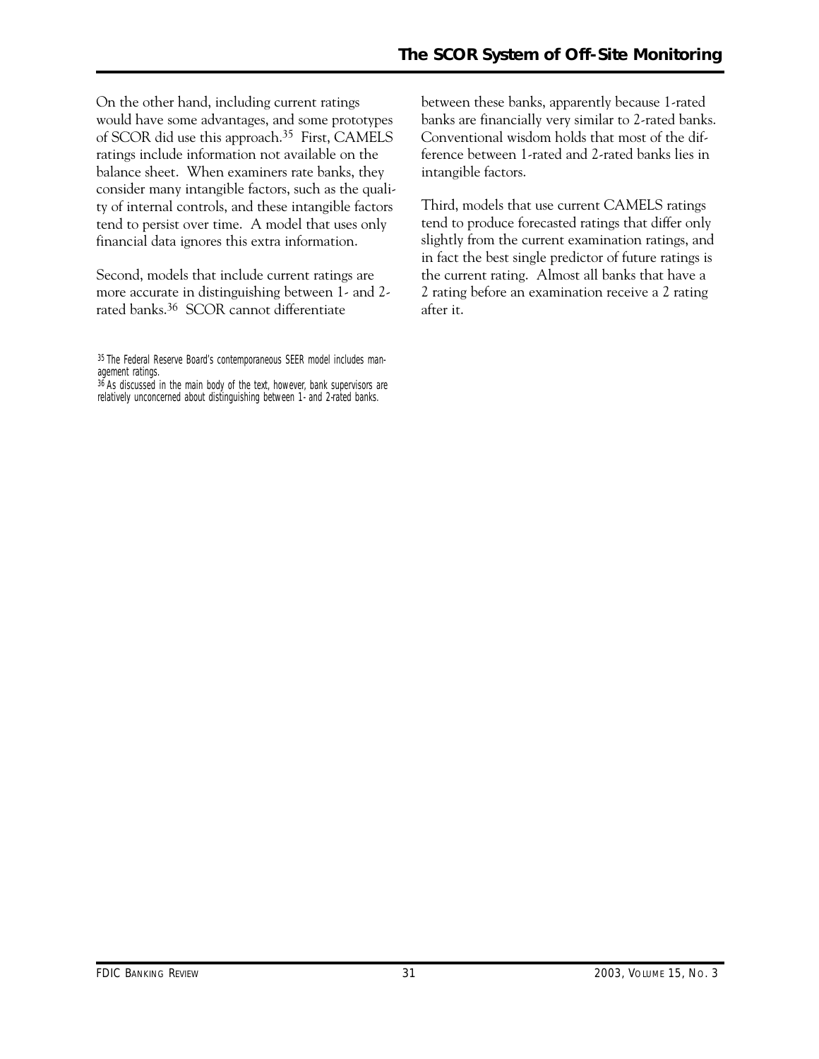On the other hand, including current ratings would have some advantages, and some prototypes of SCOR did use this approach.[35] First, CAMELS ratings include information not available on the balance sheet. When examiners rate banks, they consider many intangible factors, such as the quality of internal controls, and these intangible factors tend to persist over time. A model that uses only financial data ignores this extra information.

Second, models that include current ratings are more accurate in distinguishing between 1- and 2-rated banks.[36] SCOR cannot differentiate between these banks, apparently because 1-rated banks are financially very similar to 2-rated banks. Conventional wisdom holds that most of the difference between 1-rated and 2-rated banks lies in intangible factors.

Third, models that use current CAMELS ratings tend to produce forecasted ratings that differ only slightly from the current examination ratings, and in fact the best single predictor of future ratings is the current rating. Almost all banks that have a 2 rating before an examination receive a 2 rating after it.

[35] The Federal Reserve Board's contemporaneous SEER model includes management ratings.

[36] As discussed in the main body of the text, however, bank supervisors are relatively unconcerned about distinguishing between 1- and 2-rated banks.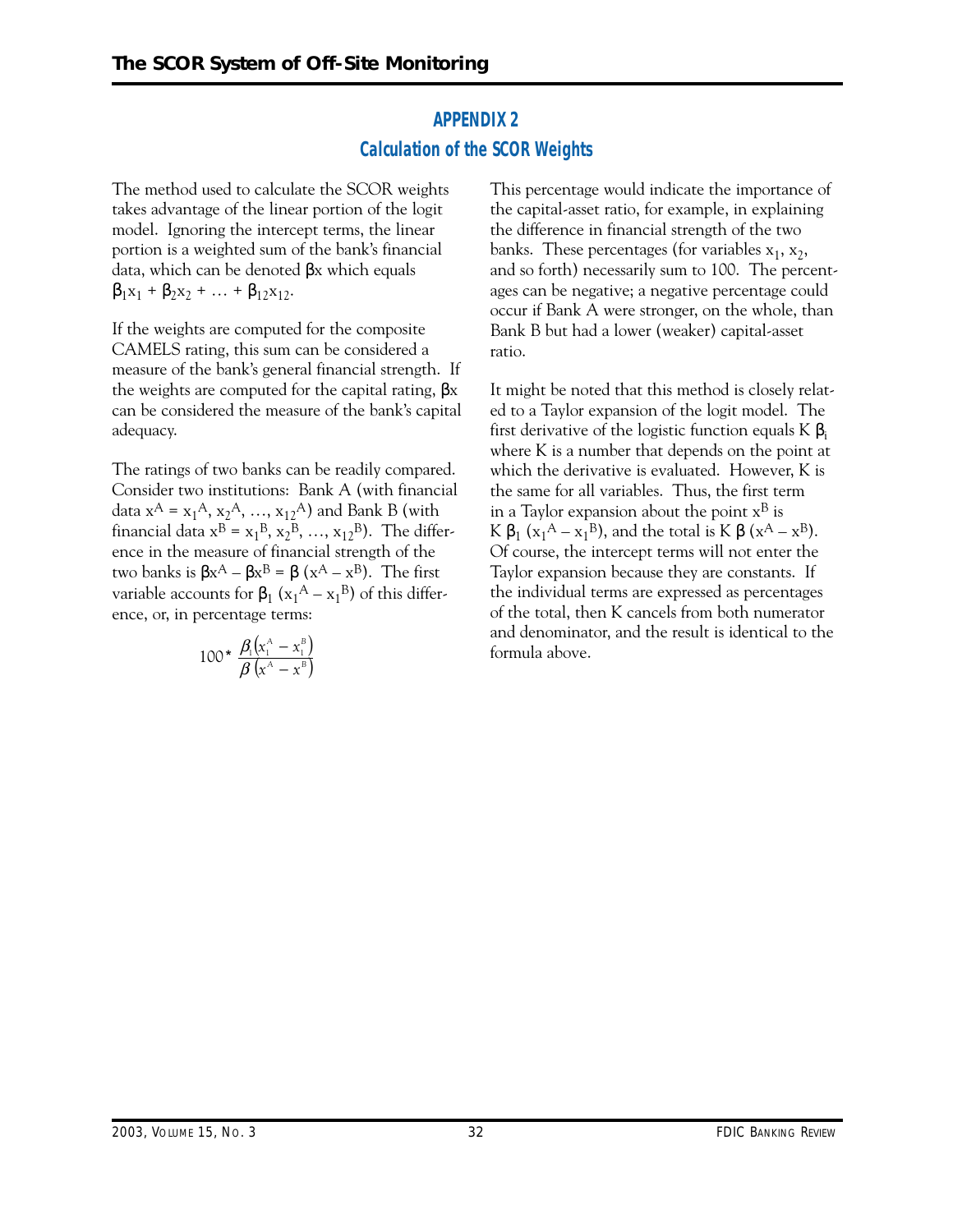## APPENDIX 2

## Calculation of the SCOR Weights

The method used to calculate the SCOR weights takes advantage of the linear portion of the logit model. Ignoring the intercept terms, the linear portion is a weighted sum of the bank's financial data, which can be denoted $\beta x$ which equals $\beta_1 x_1 + \beta_2 x_2 + \ldots + \beta_{12} x_{12}$.

If the weights are computed for the composite CAMELS rating, this sum can be considered a measure of the bank's general financial strength. If the weights are computed for the capital rating, $\beta x$ can be considered the measure of the bank's capital adequacy.

The ratings of two banks can be readily compared. Consider two institutions: Bank A (with financial data $x^A = x_1^A, x_2^A, \ldots, x_{12}^A$) and Bank B (with financial data $x^B = x_1^B, x_2^B, \ldots, x_{12}^B$). The difference in the measure of financial strength of the two banks is $\beta x^A - \beta x^B = \beta (x^A - x^B)$. The first variable accounts for $\beta_1 (x_1^A - x_1^B)$ of this difference, or, in percentage terms:

$$100 * \frac{\beta_1 \left(x_1^A - x_1^B\right)}{\beta \left(x^A - x^B\right)}$$

This percentage would indicate the importance of the capital-asset ratio, for example, in explaining the difference in financial strength of the two banks. These percentages (for variables $x_1$, $x_2$, and so forth) necessarily sum to 100. The percentages can be negative; a negative percentage could occur if Bank A were stronger, on the whole, than Bank B but had a lower (weaker) capital-asset ratio.

It might be noted that this method is closely related to a Taylor expansion of the logit model. The first derivative of the logistic function equals $K \beta_i$ where K is a number that depends on the point at which the derivative is evaluated. However, K is the same for all variables. Thus, the first term in a Taylor expansion about the point $x^B$ is $K \beta_1 (x_1^A - x_1^B)$, and the total is $K \beta (x^A - x^B)$. Of course, the intercept terms will not enter the Taylor expansion because they are constants. If the individual terms are expressed as percentages of the total, then K cancels from both numerator and denominator, and the result is identical to the formula above.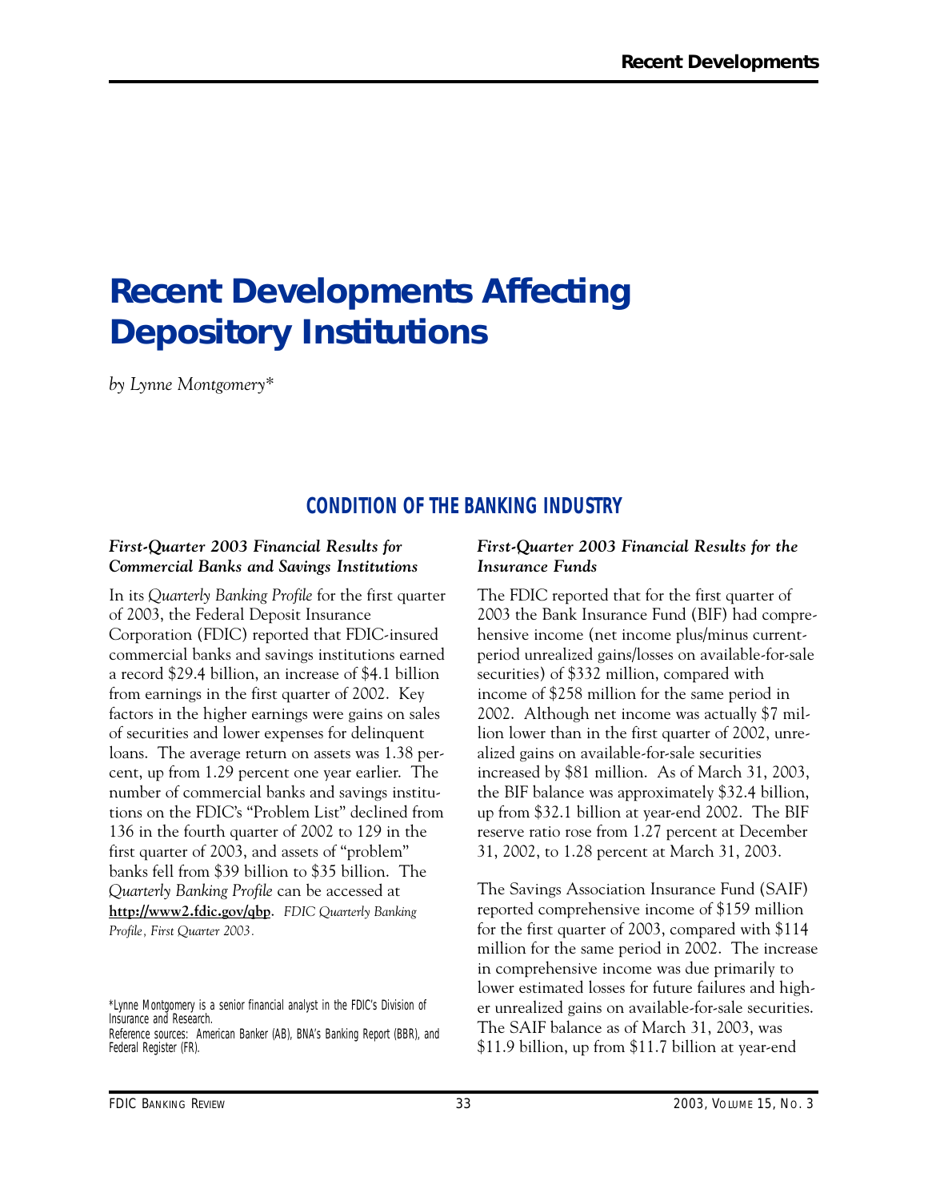# Recent Developments Affecting Depository Institutions

*by Lynne Montgomery**

## CONDITION OF THE BANKING INDUSTRY

### *First-Quarter 2003 Financial Results for Commercial Banks and Savings Institutions*

In its *Quarterly Banking Profile* for the first quarter of 2003, the Federal Deposit Insurance Corporation (FDIC) reported that FDIC-insured commercial banks and savings institutions earned a record $29.4 billion, an increase of $4.1 billion from earnings in the first quarter of 2002. Key factors in the higher earnings were gains on sales of securities and lower expenses for delinquent loans. The average return on assets was 1.38 percent, up from 1.29 percent one year earlier. The number of commercial banks and savings institutions on the FDIC's "Problem List" declined from 136 in the fourth quarter of 2002 to 129 in the first quarter of 2003, and assets of "problem" banks fell from $39 billion to $35 billion. The *Quarterly Banking Profile* can be accessed at **http://www2.fdic.gov/qbp**. *FDIC Quarterly Banking Profile, First Quarter 2003.*

\*Lynne Montgomery is a senior financial analyst in the FDIC's Division of Insurance and Research.
Reference sources: American Banker (AB), BNA's Banking Report (BBR), and Federal Register (FR).

### *First-Quarter 2003 Financial Results for the Insurance Funds*

The FDIC reported that for the first quarter of 2003 the Bank Insurance Fund (BIF) had comprehensive income (net income plus/minus current-period unrealized gains/losses on available-for-sale securities) of $332 million, compared with income of $258 million for the same period in 2002. Although net income was actually $7 million lower than in the first quarter of 2002, unrealized gains on available-for-sale securities increased by $81 million. As of March 31, 2003, the BIF balance was approximately $32.4 billion, up from $32.1 billion at year-end 2002. The BIF reserve ratio rose from 1.27 percent at December 31, 2002, to 1.28 percent at March 31, 2003.

The Savings Association Insurance Fund (SAIF) reported comprehensive income of $159 million for the first quarter of 2003, compared with $114 million for the same period in 2002. The increase in comprehensive income was due primarily to lower estimated losses for future failures and higher unrealized gains on available-for-sale securities. The SAIF balance as of March 31, 2003, was $11.9 billion, up from $11.7 billion at year-end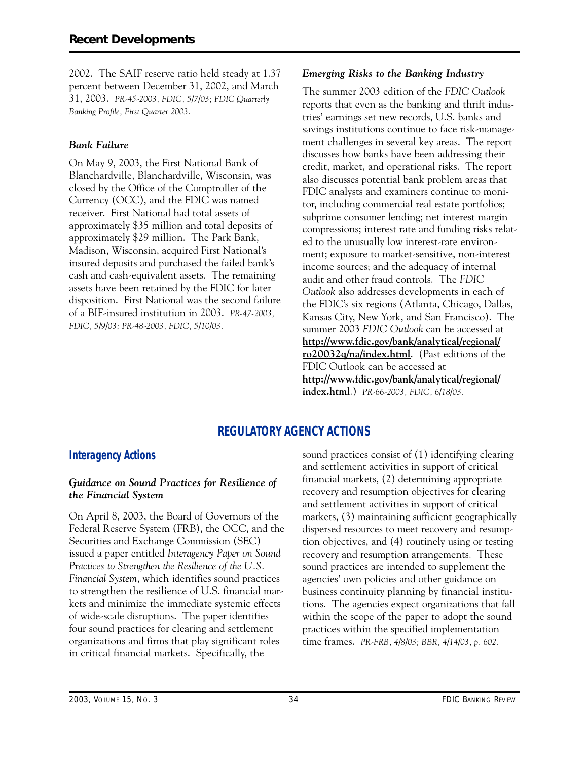2002. The SAIF reserve ratio held steady at 1.37 percent between December 31, 2002, and March 31, 2003. *PR-45-2003, FDIC, 5/7/03; FDIC Quarterly Banking Profile, First Quarter 2003.*

### *Bank Failure*

On May 9, 2003, the First National Bank of Blanchardville, Blanchardville, Wisconsin, was closed by the Office of the Comptroller of the Currency (OCC), and the FDIC was named receiver. First National had total assets of approximately $35 million and total deposits of approximately $29 million. The Park Bank, Madison, Wisconsin, acquired First National's insured deposits and purchased the failed bank's cash and cash-equivalent assets. The remaining assets have been retained by the FDIC for later disposition. First National was the second failure of a BIF-insured institution in 2003. *PR-47-2003, FDIC, 5/9/03; PR-48-2003, FDIC, 5/10/03.*

### *Emerging Risks to the Banking Industry*

The summer 2003 edition of the *FDIC Outlook* reports that even as the banking and thrift industries' earnings set new records, U.S. banks and savings institutions continue to face risk-management challenges in several key areas. The report discusses how banks have been addressing their credit, market, and operational risks. The report also discusses potential bank problem areas that FDIC analysts and examiners continue to monitor, including commercial real estate portfolios; subprime consumer lending; net interest margin compressions; interest rate and funding risks related to the unusually low interest-rate environment; exposure to market-sensitive, non-interest income sources; and the adequacy of internal audit and other fraud controls. The *FDIC Outlook* also addresses developments in each of the FDIC's six regions (Atlanta, Chicago, Dallas, Kansas City, New York, and San Francisco). The summer 2003 *FDIC Outlook* can be accessed at **http://www.fdic.gov/bank/analytical/regional/ro20032q/na/index.html**. (Past editions of the FDIC Outlook can be accessed at **http://www.fdic.gov/bank/analytical/regional/index.html**.) *PR-66-2003, FDIC, 6/18/03.*

# REGULATORY AGENCY ACTIONS

## Interagency Actions

### *Guidance on Sound Practices for Resilience of the Financial System*

On April 8, 2003, the Board of Governors of the Federal Reserve System (FRB), the OCC, and the Securities and Exchange Commission (SEC) issued a paper entitled *Interagency Paper on Sound Practices to Strengthen the Resilience of the U.S. Financial System*, which identifies sound practices to strengthen the resilience of U.S. financial markets and minimize the immediate systemic effects of wide-scale disruptions. The paper identifies four sound practices for clearing and settlement organizations and firms that play significant roles in critical financial markets. Specifically, the sound practices consist of (1) identifying clearing and settlement activities in support of critical financial markets, (2) determining appropriate recovery and resumption objectives for clearing and settlement activities in support of critical markets, (3) maintaining sufficient geographically dispersed resources to meet recovery and resumption objectives, and (4) routinely using or testing recovery and resumption arrangements. These sound practices are intended to supplement the agencies' own policies and other guidance on business continuity planning by financial institutions. The agencies expect organizations that fall within the scope of the paper to adopt the sound practices within the specified implementation time frames. *PR-FRB, 4/8/03; BBR, 4/14/03, p. 602.*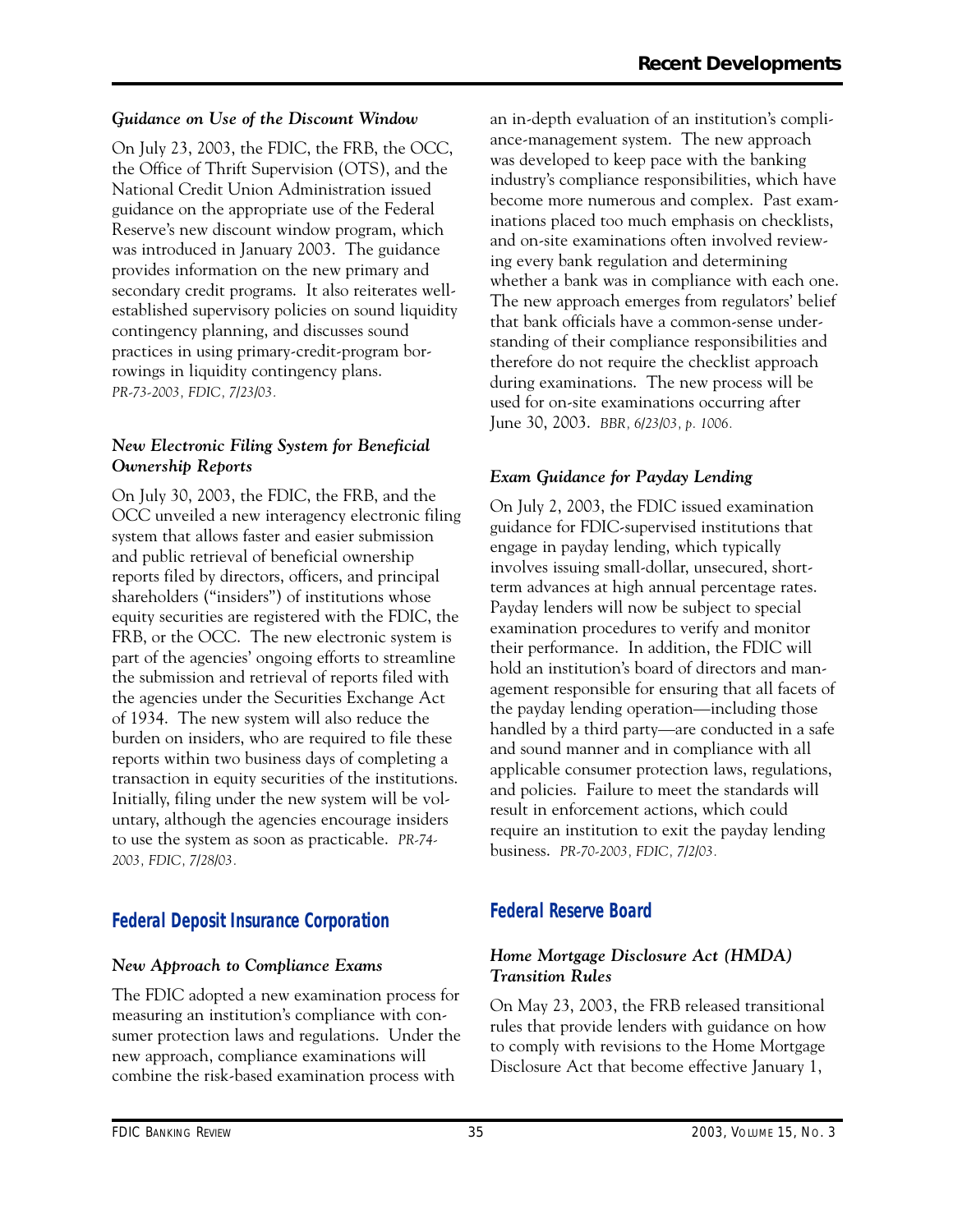*Guidance on Use of the Discount Window*

On July 23, 2003, the FDIC, the FRB, the OCC, the Office of Thrift Supervision (OTS), and the National Credit Union Administration issued guidance on the appropriate use of the Federal Reserve's new discount window program, which was introduced in January 2003. The guidance provides information on the new primary and secondary credit programs. It also reiterates well-established supervisory policies on sound liquidity contingency planning, and discusses sound practices in using primary-credit-program borrowings in liquidity contingency plans. *PR-73-2003, FDIC, 7/23/03.*

*New Electronic Filing System for Beneficial Ownership Reports*

On July 30, 2003, the FDIC, the FRB, and the OCC unveiled a new interagency electronic filing system that allows faster and easier submission and public retrieval of beneficial ownership reports filed by directors, officers, and principal shareholders ("insiders") of institutions whose equity securities are registered with the FDIC, the FRB, or the OCC. The new electronic system is part of the agencies' ongoing efforts to streamline the submission and retrieval of reports filed with the agencies under the Securities Exchange Act of 1934. The new system will also reduce the burden on insiders, who are required to file these reports within two business days of completing a transaction in equity securities of the institutions. Initially, filing under the new system will be voluntary, although the agencies encourage insiders to use the system as soon as practicable. *PR-74-2003, FDIC, 7/28/03.*

## Federal Deposit Insurance Corporation

*New Approach to Compliance Exams*

The FDIC adopted a new examination process for measuring an institution's compliance with consumer protection laws and regulations. Under the new approach, compliance examinations will combine the risk-based examination process with an in-depth evaluation of an institution's compliance-management system. The new approach was developed to keep pace with the banking industry's compliance responsibilities, which have become more numerous and complex. Past examinations placed too much emphasis on checklists, and on-site examinations often involved reviewing every bank regulation and determining whether a bank was in compliance with each one. The new approach emerges from regulators' belief that bank officials have a common-sense understanding of their compliance responsibilities and therefore do not require the checklist approach during examinations. The new process will be used for on-site examinations occurring after June 30, 2003. *BBR, 6/23/03, p. 1006.*

*Exam Guidance for Payday Lending*

On July 2, 2003, the FDIC issued examination guidance for FDIC-supervised institutions that engage in payday lending, which typically involves issuing small-dollar, unsecured, short-term advances at high annual percentage rates. Payday lenders will now be subject to special examination procedures to verify and monitor their performance. In addition, the FDIC will hold an institution's board of directors and management responsible for ensuring that all facets of the payday lending operation—including those handled by a third party—are conducted in a safe and sound manner and in compliance with all applicable consumer protection laws, regulations, and policies. Failure to meet the standards will result in enforcement actions, which could require an institution to exit the payday lending business. *PR-70-2003, FDIC, 7/2/03.*

## Federal Reserve Board

*Home Mortgage Disclosure Act (HMDA) Transition Rules*

On May 23, 2003, the FRB released transitional rules that provide lenders with guidance on how to comply with revisions to the Home Mortgage Disclosure Act that become effective January 1,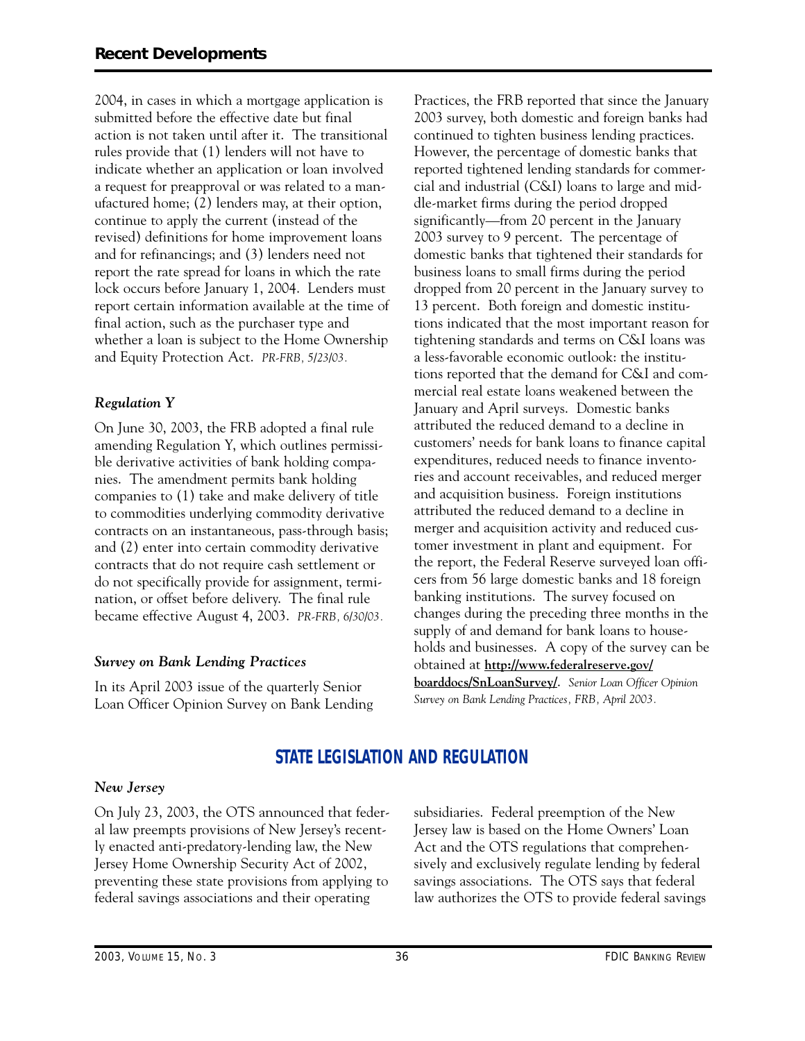2004, in cases in which a mortgage application is submitted before the effective date but final action is not taken until after it. The transitional rules provide that (1) lenders will not have to indicate whether an application or loan involved a request for preapproval or was related to a manufactured home; (2) lenders may, at their option, continue to apply the current (instead of the revised) definitions for home improvement loans and for refinancings; and (3) lenders need not report the rate spread for loans in which the rate lock occurs before January 1, 2004. Lenders must report certain information available at the time of final action, such as the purchaser type and whether a loan is subject to the Home Ownership and Equity Protection Act. *PR-FRB, 5/23/03.*

### *Regulation Y*

On June 30, 2003, the FRB adopted a final rule amending Regulation Y, which outlines permissible derivative activities of bank holding companies. The amendment permits bank holding companies to (1) take and make delivery of title to commodities underlying commodity derivative contracts on an instantaneous, pass-through basis; and (2) enter into certain commodity derivative contracts that do not require cash settlement or do not specifically provide for assignment, termination, or offset before delivery. The final rule became effective August 4, 2003. *PR-FRB, 6/30/03.*

### *Survey on Bank Lending Practices*

In its April 2003 issue of the quarterly Senior Loan Officer Opinion Survey on Bank Lending Practices, the FRB reported that since the January 2003 survey, both domestic and foreign banks had continued to tighten business lending practices. However, the percentage of domestic banks that reported tightened lending standards for commercial and industrial (C&I) loans to large and middle-market firms during the period dropped significantly—from 20 percent in the January 2003 survey to 9 percent. The percentage of domestic banks that tightened their standards for business loans to small firms during the period dropped from 20 percent in the January survey to 13 percent. Both foreign and domestic institutions indicated that the most important reason for tightening standards and terms on C&I loans was a less-favorable economic outlook: the institutions reported that the demand for C&I and commercial real estate loans weakened between the January and April surveys. Domestic banks attributed the reduced demand to a decline in customers' needs for bank loans to finance capital expenditures, reduced needs to finance inventories and account receivables, and reduced merger and acquisition business. Foreign institutions attributed the reduced demand to a decline in merger and acquisition activity and reduced customer investment in plant and equipment. For the report, the Federal Reserve surveyed loan officers from 56 large domestic banks and 18 foreign banking institutions. The survey focused on changes during the preceding three months in the supply of and demand for bank loans to households and businesses. A copy of the survey can be obtained at **http://www.federalreserve.gov/boarddocs/SnLoanSurvey/**. *Senior Loan Officer Opinion Survey on Bank Lending Practices, FRB, April 2003.*

## STATE LEGISLATION AND REGULATION

### *New Jersey*

On July 23, 2003, the OTS announced that federal law preempts provisions of New Jersey's recently enacted anti-predatory-lending law, the New Jersey Home Ownership Security Act of 2002, preventing these state provisions from applying to federal savings associations and their operating subsidiaries. Federal preemption of the New Jersey law is based on the Home Owners' Loan Act and the OTS regulations that comprehensively and exclusively regulate lending by federal savings associations. The OTS says that federal law authorizes the OTS to provide federal savings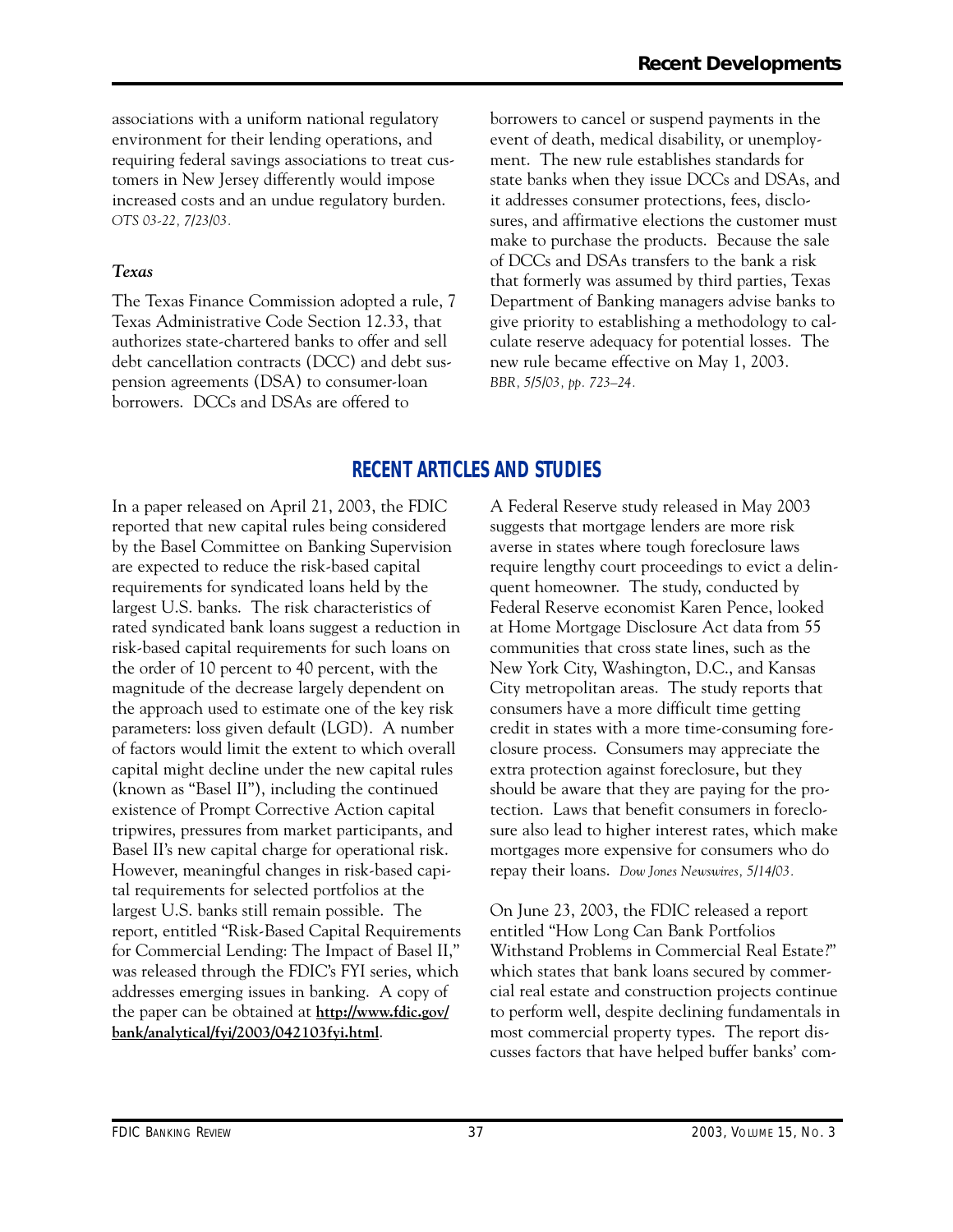associations with a uniform national regulatory environment for their lending operations, and requiring federal savings associations to treat customers in New Jersey differently would impose increased costs and an undue regulatory burden. *OTS 03-22, 7/23/03.*

### *Texas*

The Texas Finance Commission adopted a rule, 7 Texas Administrative Code Section 12.33, that authorizes state-chartered banks to offer and sell debt cancellation contracts (DCC) and debt suspension agreements (DSA) to consumer-loan borrowers. DCCs and DSAs are offered to borrowers to cancel or suspend payments in the event of death, medical disability, or unemployment. The new rule establishes standards for state banks when they issue DCCs and DSAs, and it addresses consumer protections, fees, disclosures, and affirmative elections the customer must make to purchase the products. Because the sale of DCCs and DSAs transfers to the bank a risk that formerly was assumed by third parties, Texas Department of Banking managers advise banks to give priority to establishing a methodology to calculate reserve adequacy for potential losses. The new rule became effective on May 1, 2003. *BBR, 5/5/03, pp. 723–24.*

## RECENT ARTICLES AND STUDIES

In a paper released on April 21, 2003, the FDIC reported that new capital rules being considered by the Basel Committee on Banking Supervision are expected to reduce the risk-based capital requirements for syndicated loans held by the largest U.S. banks. The risk characteristics of rated syndicated bank loans suggest a reduction in risk-based capital requirements for such loans on the order of 10 percent to 40 percent, with the magnitude of the decrease largely dependent on the approach used to estimate one of the key risk parameters: loss given default (LGD). A number of factors would limit the extent to which overall capital might decline under the new capital rules (known as "Basel II"), including the continued existence of Prompt Corrective Action capital tripwires, pressures from market participants, and Basel II's new capital charge for operational risk. However, meaningful changes in risk-based capital requirements for selected portfolios at the largest U.S. banks still remain possible. The report, entitled "Risk-Based Capital Requirements for Commercial Lending: The Impact of Basel II," was released through the FDIC's FYI series, which addresses emerging issues in banking. A copy of the paper can be obtained at **http://www.fdic.gov/bank/analytical/fyi/2003/042103fyi.html**.

A Federal Reserve study released in May 2003 suggests that mortgage lenders are more risk averse in states where tough foreclosure laws require lengthy court proceedings to evict a delinquent homeowner. The study, conducted by Federal Reserve economist Karen Pence, looked at Home Mortgage Disclosure Act data from 55 communities that cross state lines, such as the New York City, Washington, D.C., and Kansas City metropolitan areas. The study reports that consumers have a more difficult time getting credit in states with a more time-consuming foreclosure process. Consumers may appreciate the extra protection against foreclosure, but they should be aware that they are paying for the protection. Laws that benefit consumers in foreclosure also lead to higher interest rates, which make mortgages more expensive for consumers who do repay their loans. *Dow Jones Newswires, 5/14/03.*

On June 23, 2003, the FDIC released a report entitled "How Long Can Bank Portfolios Withstand Problems in Commercial Real Estate?" which states that bank loans secured by commercial real estate and construction projects continue to perform well, despite declining fundamentals in most commercial property types. The report discusses factors that have helped buffer banks' com-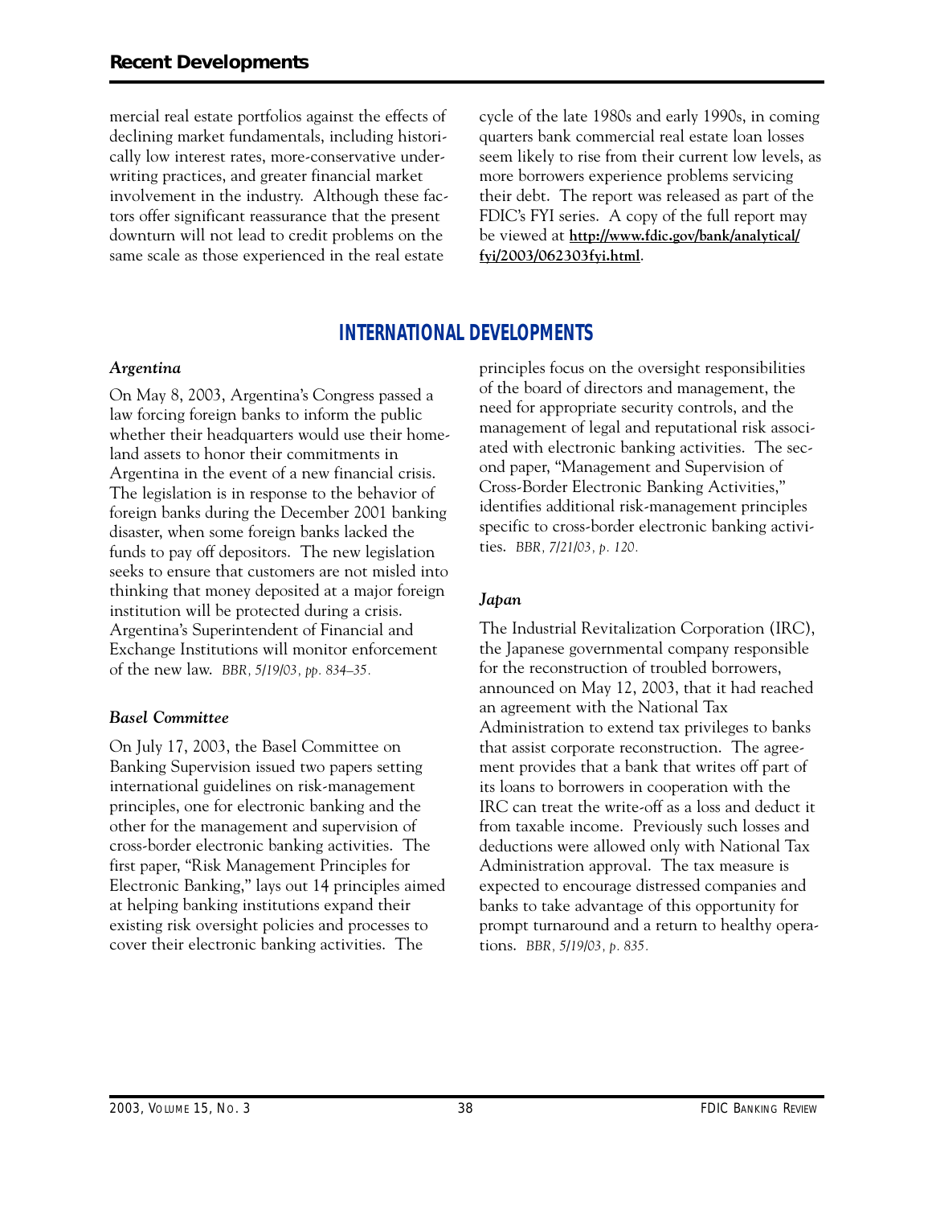mercial real estate portfolios against the effects of declining market fundamentals, including historically low interest rates, more-conservative underwriting practices, and greater financial market involvement in the industry. Although these factors offer significant reassurance that the present downturn will not lead to credit problems on the same scale as those experienced in the real estate cycle of the late 1980s and early 1990s, in coming quarters bank commercial real estate loan losses seem likely to rise from their current low levels, as more borrowers experience problems servicing their debt. The report was released as part of the FDIC's FYI series. A copy of the full report may be viewed at **http://www.fdic.gov/bank/analytical/fyi/2003/062303fyi.html**.

## INTERNATIONAL DEVELOPMENTS

### *Argentina*

On May 8, 2003, Argentina's Congress passed a law forcing foreign banks to inform the public whether their headquarters would use their homeland assets to honor their commitments in Argentina in the event of a new financial crisis. The legislation is in response to the behavior of foreign banks during the December 2001 banking disaster, when some foreign banks lacked the funds to pay off depositors. The new legislation seeks to ensure that customers are not misled into thinking that money deposited at a major foreign institution will be protected during a crisis. Argentina's Superintendent of Financial and Exchange Institutions will monitor enforcement of the new law. *BBR, 5/19/03, pp. 834–35.*

### *Basel Committee*

On July 17, 2003, the Basel Committee on Banking Supervision issued two papers setting international guidelines on risk-management principles, one for electronic banking and the other for the management and supervision of cross-border electronic banking activities. The first paper, "Risk Management Principles for Electronic Banking," lays out 14 principles aimed at helping banking institutions expand their existing risk oversight policies and processes to cover their electronic banking activities. The principles focus on the oversight responsibilities of the board of directors and management, the need for appropriate security controls, and the management of legal and reputational risk associated with electronic banking activities. The second paper, "Management and Supervision of Cross-Border Electronic Banking Activities," identifies additional risk-management principles specific to cross-border electronic banking activities. *BBR, 7/21/03, p. 120.*

### *Japan*

The Industrial Revitalization Corporation (IRC), the Japanese governmental company responsible for the reconstruction of troubled borrowers, announced on May 12, 2003, that it had reached an agreement with the National Tax Administration to extend tax privileges to banks that assist corporate reconstruction. The agreement provides that a bank that writes off part of its loans to borrowers in cooperation with the IRC can treat the write-off as a loss and deduct it from taxable income. Previously such losses and deductions were allowed only with National Tax Administration approval. The tax measure is expected to encourage distressed companies and banks to take advantage of this opportunity for prompt turnaround and a return to healthy operations. *BBR, 5/19/03, p. 835.*